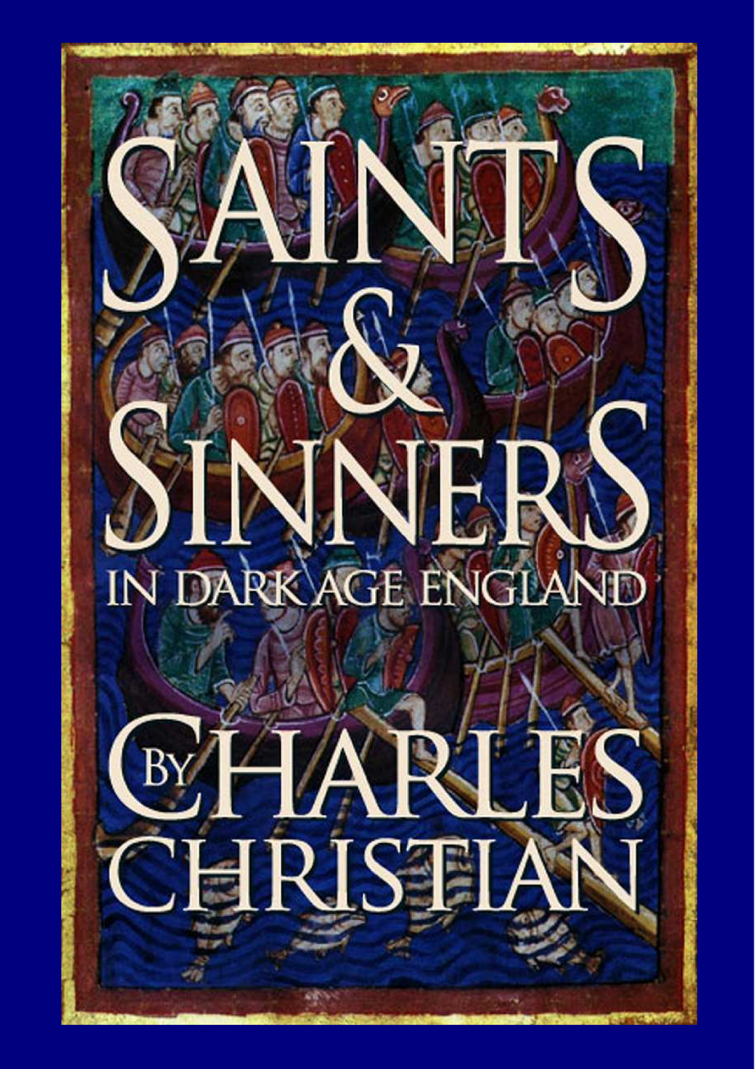# SAINTS & SINNERS

## IN DARK AGE ENGLAND

BY CHARLES CHRISTIAN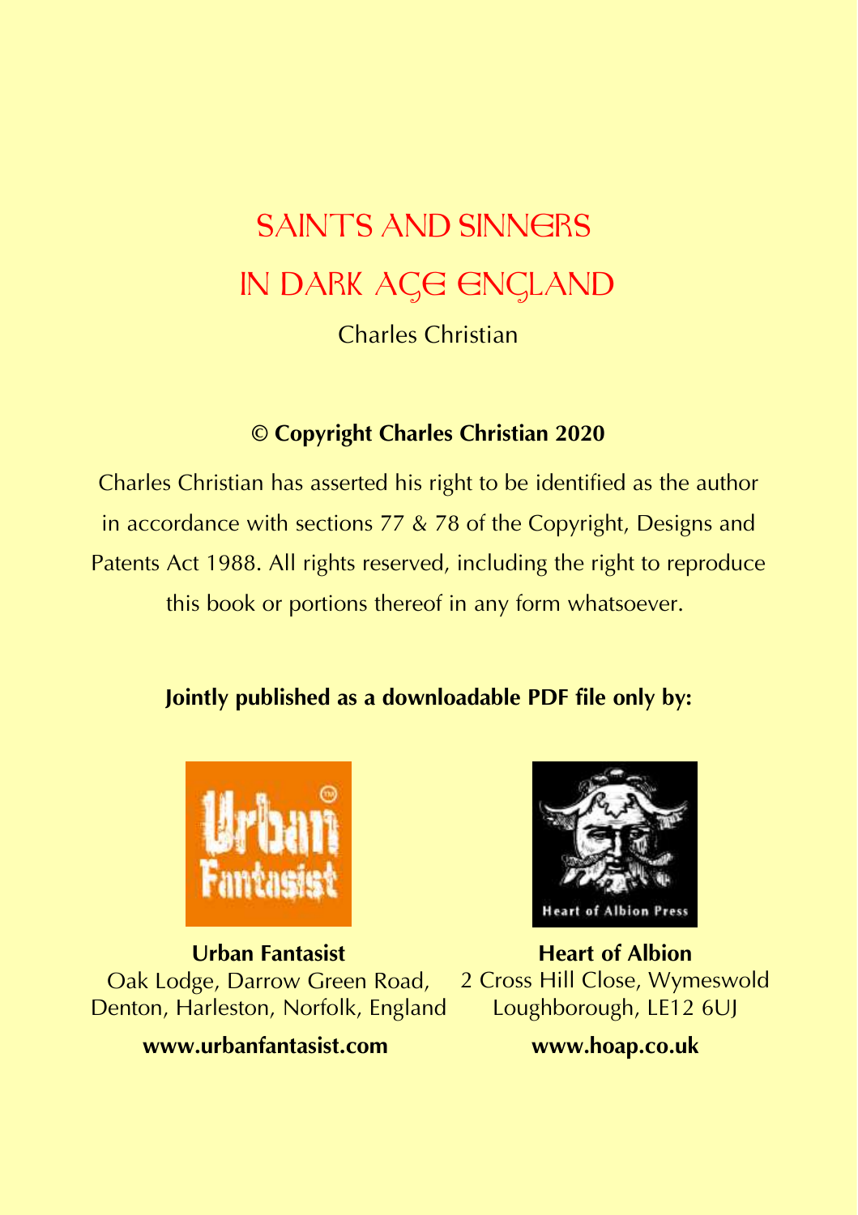# SAINTS AND SINNERS IN DARK AGE ENGLAND

Charles Christian

**© Copyright Charles Christian 2020**

Charles Christian has asserted his right to be identified as the author in accordance with sections 77 & 78 of the Copyright, Designs and Patents Act 1988. All rights reserved, including the right to reproduce this book or portions thereof in any form whatsoever.

**Jointly published as a downloadable PDF file only by:**

**Urban Fantasist**
Oak Lodge, Darrow Green Road,
Denton, Harleston, Norfolk, England

**www.urbanfantasist.com**

**Heart of Albion**
2 Cross Hill Close, Wymeswold
Loughborough, LE12 6UJ

**www.hoap.co.uk**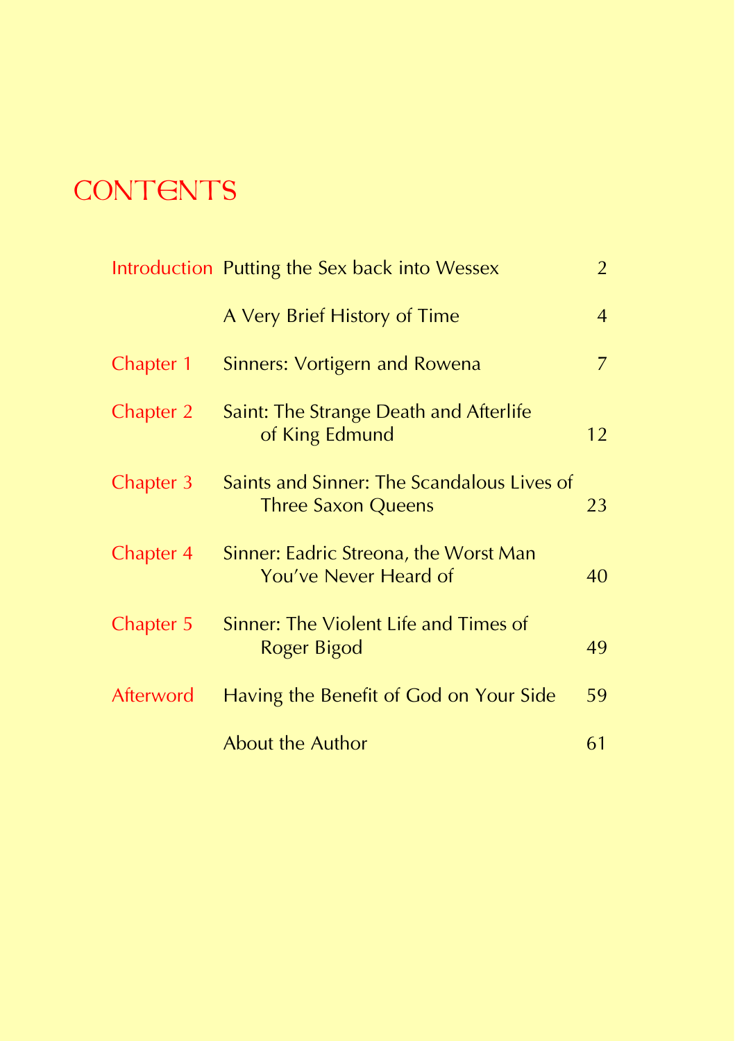# CONTENTS

| | | |
|---|---|---|
| Introduction | Putting the Sex back into Wessex | 2 |
| | A Very Brief History of Time | 4 |
| Chapter 1 | Sinners: Vortigern and Rowena | 7 |
| Chapter 2 | Saint: The Strange Death and Afterlife of King Edmund | 12 |
| Chapter 3 | Saints and Sinner: The Scandalous Lives of Three Saxon Queens | 23 |
| Chapter 4 | Sinner: Eadric Streona, the Worst Man You've Never Heard of | 40 |
| Chapter 5 | Sinner: The Violent Life and Times of Roger Bigod | 49 |
| Afterword | Having the Benefit of God on Your Side | 59 |
| | About the Author | 61 |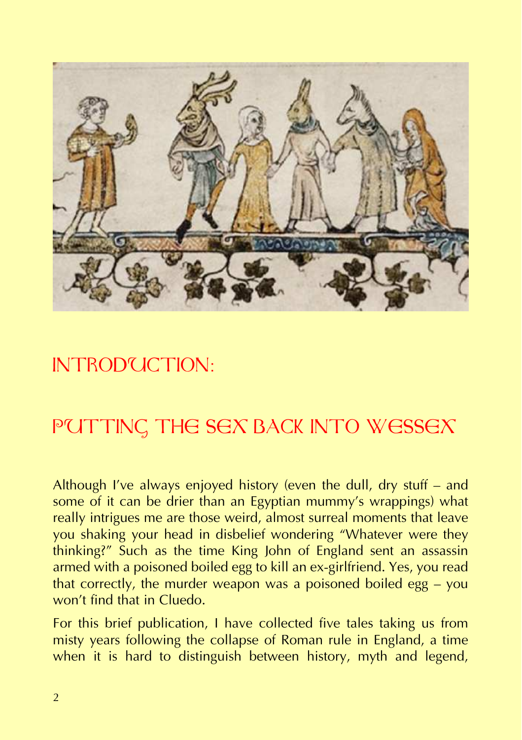# INTRODUCTION:

## PUTTING THE SEX BACK INTO WESSEX

Although I've always enjoyed history (even the dull, dry stuff – and some of it can be drier than an Egyptian mummy's wrappings) what really intrigues me are those weird, almost surreal moments that leave you shaking your head in disbelief wondering "Whatever were they thinking?" Such as the time King John of England sent an assassin armed with a poisoned boiled egg to kill an ex-girlfriend. Yes, you read that correctly, the murder weapon was a poisoned boiled egg – you won't find that in Cluedo.

For this brief publication, I have collected five tales taking us from misty years following the collapse of Roman rule in England, a time when it is hard to distinguish between history, myth and legend,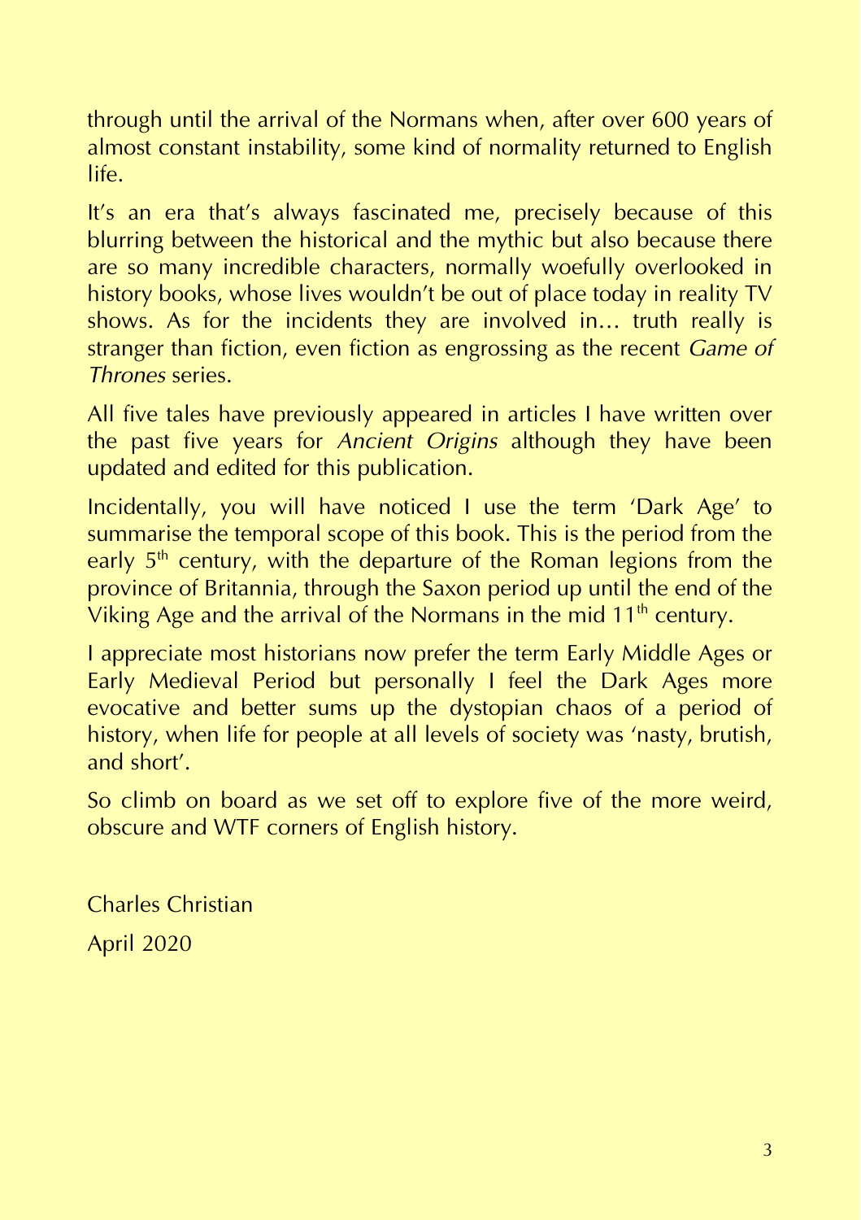through until the arrival of the Normans when, after over 600 years of almost constant instability, some kind of normality returned to English life.

It's an era that's always fascinated me, precisely because of this blurring between the historical and the mythic but also because there are so many incredible characters, normally woefully overlooked in history books, whose lives wouldn't be out of place today in reality TV shows. As for the incidents they are involved in… truth really is stranger than fiction, even fiction as engrossing as the recent *Game of Thrones* series.

All five tales have previously appeared in articles I have written over the past five years for *Ancient Origins* although they have been updated and edited for this publication.

Incidentally, you will have noticed I use the term 'Dark Age' to summarise the temporal scope of this book. This is the period from the early 5th century, with the departure of the Roman legions from the province of Britannia, through the Saxon period up until the end of the Viking Age and the arrival of the Normans in the mid 11th century.

I appreciate most historians now prefer the term Early Middle Ages or Early Medieval Period but personally I feel the Dark Ages more evocative and better sums up the dystopian chaos of a period of history, when life for people at all levels of society was 'nasty, brutish, and short'.

So climb on board as we set off to explore five of the more weird, obscure and WTF corners of English history.

Charles Christian

April 2020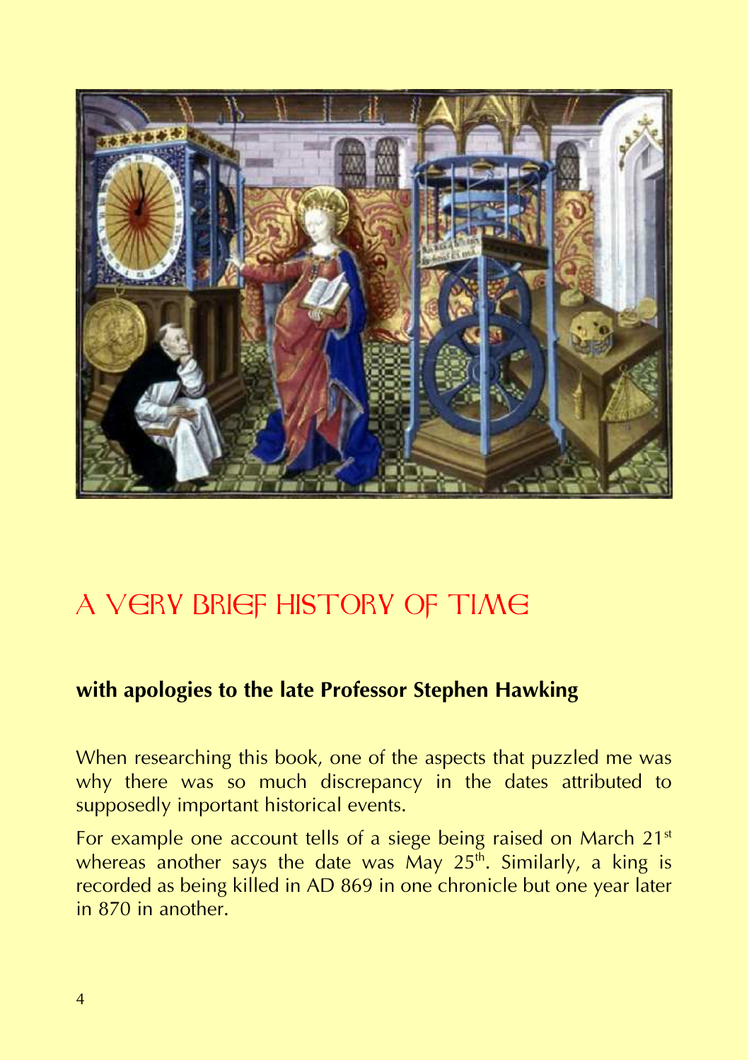# A VERY BRIEF HISTORY OF TIME

**with apologies to the late Professor Stephen Hawking**

When researching this book, one of the aspects that puzzled me was why there was so much discrepancy in the dates attributed to supposedly important historical events.

For example one account tells of a siege being raised on March 21st whereas another says the date was May 25th. Similarly, a king is recorded as being killed in AD 869 in one chronicle but one year later in 870 in another.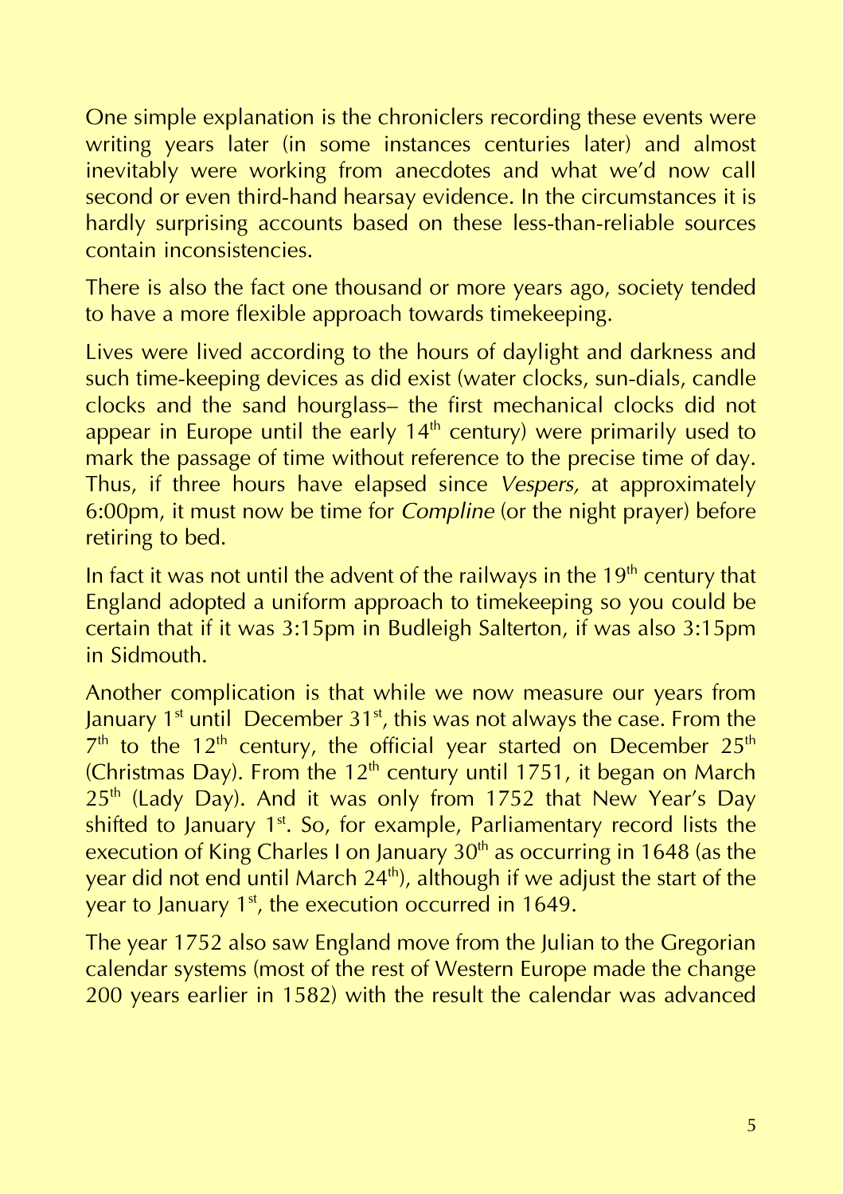One simple explanation is the chroniclers recording these events were writing years later (in some instances centuries later) and almost inevitably were working from anecdotes and what we'd now call second or even third-hand hearsay evidence. In the circumstances it is hardly surprising accounts based on these less-than-reliable sources contain inconsistencies.

There is also the fact one thousand or more years ago, society tended to have a more flexible approach towards timekeeping.

Lives were lived according to the hours of daylight and darkness and such time-keeping devices as did exist (water clocks, sun-dials, candle clocks and the sand hourglass– the first mechanical clocks did not appear in Europe until the early 14th century) were primarily used to mark the passage of time without reference to the precise time of day. Thus, if three hours have elapsed since *Vespers,* at approximately 6:00pm, it must now be time for *Compline* (or the night prayer) before retiring to bed.

In fact it was not until the advent of the railways in the 19th century that England adopted a uniform approach to timekeeping so you could be certain that if it was 3:15pm in Budleigh Salterton, if was also 3:15pm in Sidmouth.

Another complication is that while we now measure our years from January 1st until December 31st, this was not always the case. From the 7th to the 12th century, the official year started on December 25th (Christmas Day). From the 12th century until 1751, it began on March 25th (Lady Day). And it was only from 1752 that New Year's Day shifted to January 1st. So, for example, Parliamentary record lists the execution of King Charles I on January 30th as occurring in 1648 (as the year did not end until March 24th), although if we adjust the start of the year to January 1st, the execution occurred in 1649.

The year 1752 also saw England move from the Julian to the Gregorian calendar systems (most of the rest of Western Europe made the change 200 years earlier in 1582) with the result the calendar was advanced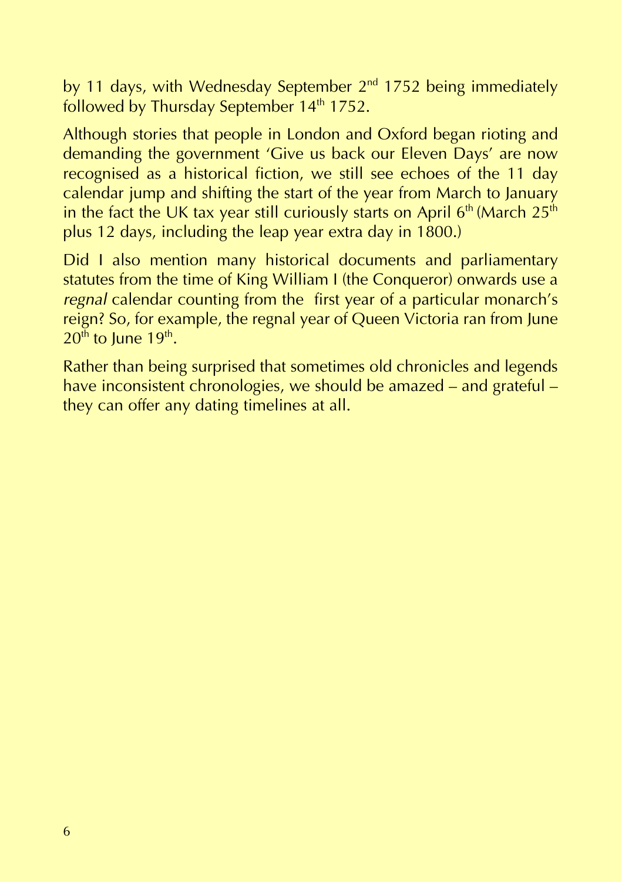by 11 days, with Wednesday September 2nd 1752 being immediately followed by Thursday September 14th 1752.

Although stories that people in London and Oxford began rioting and demanding the government 'Give us back our Eleven Days' are now recognised as a historical fiction, we still see echoes of the 11 day calendar jump and shifting the start of the year from March to January in the fact the UK tax year still curiously starts on April 6th (March 25th plus 12 days, including the leap year extra day in 1800.)

Did I also mention many historical documents and parliamentary statutes from the time of King William I (the Conqueror) onwards use a *regnal* calendar counting from the first year of a particular monarch's reign? So, for example, the regnal year of Queen Victoria ran from June 20th to June 19th.

Rather than being surprised that sometimes old chronicles and legends have inconsistent chronologies, we should be amazed – and grateful – they can offer any dating timelines at all.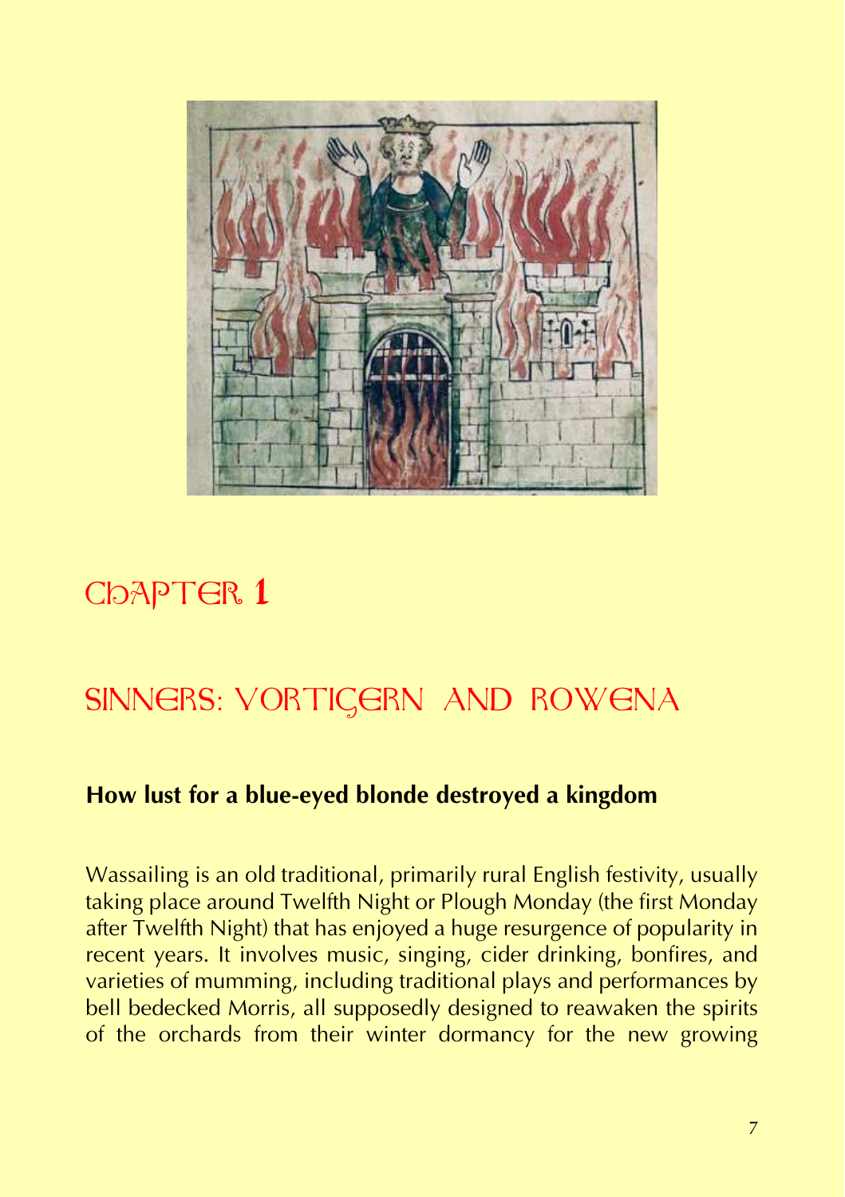# Chapter 1

## Sinners: Vortigern and Rowena

**How lust for a blue-eyed blonde destroyed a kingdom**

Wassailing is an old traditional, primarily rural English festivity, usually taking place around Twelfth Night or Plough Monday (the first Monday after Twelfth Night) that has enjoyed a huge resurgence of popularity in recent years. It involves music, singing, cider drinking, bonfires, and varieties of mumming, including traditional plays and performances by bell bedecked Morris, all supposedly designed to reawaken the spirits of the orchards from their winter dormancy for the new growing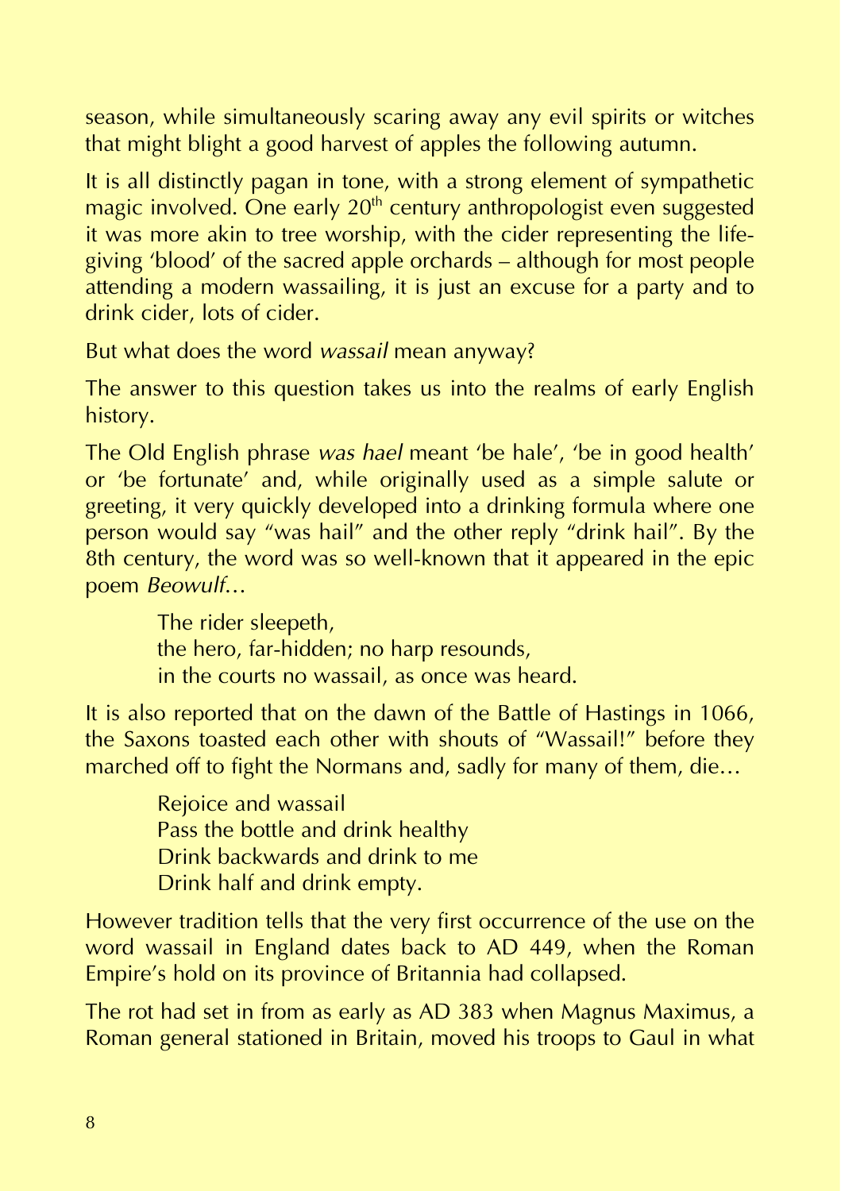season, while simultaneously scaring away any evil spirits or witches that might blight a good harvest of apples the following autumn.

It is all distinctly pagan in tone, with a strong element of sympathetic magic involved. One early 20th century anthropologist even suggested it was more akin to tree worship, with the cider representing the life-giving 'blood' of the sacred apple orchards – although for most people attending a modern wassailing, it is just an excuse for a party and to drink cider, lots of cider.

But what does the word *wassail* mean anyway?

The answer to this question takes us into the realms of early English history.

The Old English phrase *was hael* meant 'be hale', 'be in good health' or 'be fortunate' and, while originally used as a simple salute or greeting, it very quickly developed into a drinking formula where one person would say "was hail" and the other reply "drink hail". By the 8th century, the word was so well-known that it appeared in the epic poem *Beowulf*…

> The rider sleepeth,
> the hero, far-hidden; no harp resounds,
> in the courts no wassail, as once was heard.

It is also reported that on the dawn of the Battle of Hastings in 1066, the Saxons toasted each other with shouts of "Wassail!" before they marched off to fight the Normans and, sadly for many of them, die…

> Rejoice and wassail
> Pass the bottle and drink healthy
> Drink backwards and drink to me
> Drink half and drink empty.

However tradition tells that the very first occurrence of the use on the word wassail in England dates back to AD 449, when the Roman Empire's hold on its province of Britannia had collapsed.

The rot had set in from as early as AD 383 when Magnus Maximus, a Roman general stationed in Britain, moved his troops to Gaul in what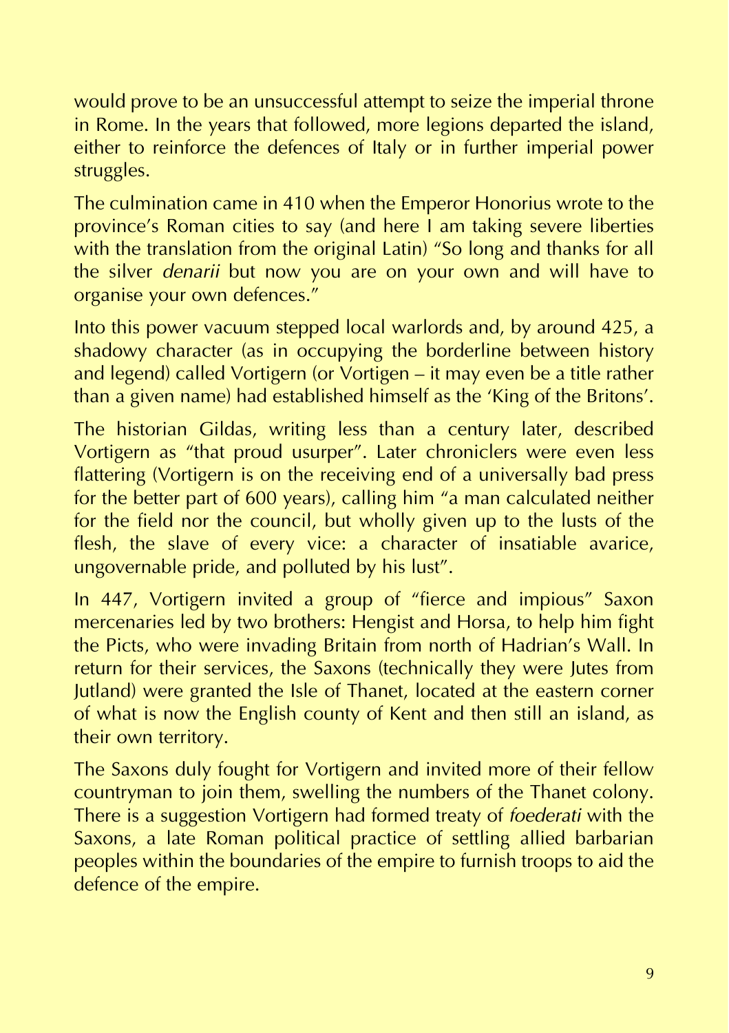would prove to be an unsuccessful attempt to seize the imperial throne in Rome. In the years that followed, more legions departed the island, either to reinforce the defences of Italy or in further imperial power struggles.

The culmination came in 410 when the Emperor Honorius wrote to the province's Roman cities to say (and here I am taking severe liberties with the translation from the original Latin) "So long and thanks for all the silver *denarii* but now you are on your own and will have to organise your own defences."

Into this power vacuum stepped local warlords and, by around 425, a shadowy character (as in occupying the borderline between history and legend) called Vortigern (or Vortigen – it may even be a title rather than a given name) had established himself as the 'King of the Britons'.

The historian Gildas, writing less than a century later, described Vortigern as "that proud usurper". Later chroniclers were even less flattering (Vortigern is on the receiving end of a universally bad press for the better part of 600 years), calling him "a man calculated neither for the field nor the council, but wholly given up to the lusts of the flesh, the slave of every vice: a character of insatiable avarice, ungovernable pride, and polluted by his lust".

In 447, Vortigern invited a group of "fierce and impious" Saxon mercenaries led by two brothers: Hengist and Horsa, to help him fight the Picts, who were invading Britain from north of Hadrian's Wall. In return for their services, the Saxons (technically they were Jutes from Jutland) were granted the Isle of Thanet, located at the eastern corner of what is now the English county of Kent and then still an island, as their own territory.

The Saxons duly fought for Vortigern and invited more of their fellow countryman to join them, swelling the numbers of the Thanet colony. There is a suggestion Vortigern had formed treaty of *foederati* with the Saxons, a late Roman political practice of settling allied barbarian peoples within the boundaries of the empire to furnish troops to aid the defence of the empire.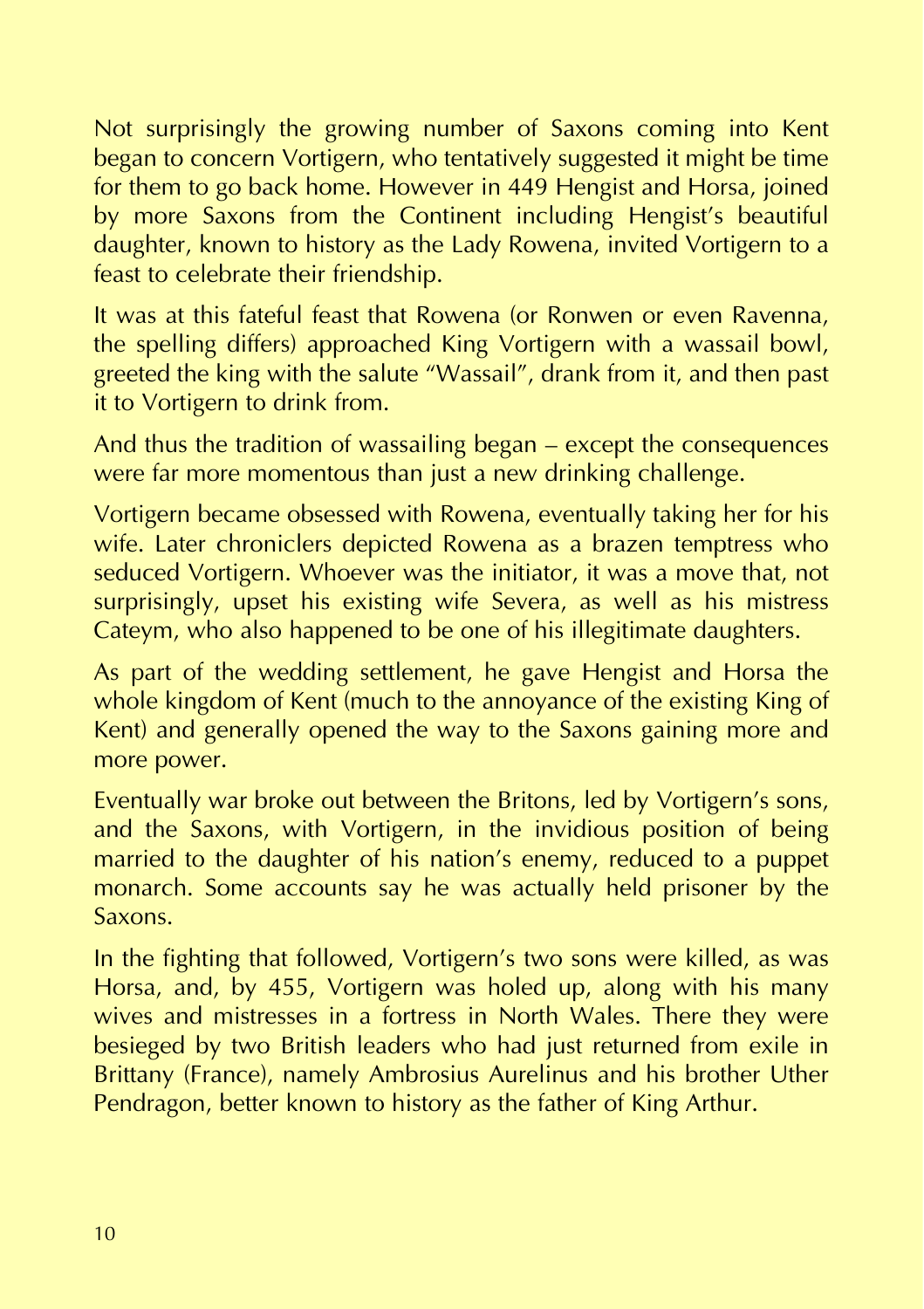Not surprisingly the growing number of Saxons coming into Kent began to concern Vortigern, who tentatively suggested it might be time for them to go back home. However in 449 Hengist and Horsa, joined by more Saxons from the Continent including Hengist's beautiful daughter, known to history as the Lady Rowena, invited Vortigern to a feast to celebrate their friendship.

It was at this fateful feast that Rowena (or Ronwen or even Ravenna, the spelling differs) approached King Vortigern with a wassail bowl, greeted the king with the salute "Wassail", drank from it, and then past it to Vortigern to drink from.

And thus the tradition of wassailing began – except the consequences were far more momentous than just a new drinking challenge.

Vortigern became obsessed with Rowena, eventually taking her for his wife. Later chroniclers depicted Rowena as a brazen temptress who seduced Vortigern. Whoever was the initiator, it was a move that, not surprisingly, upset his existing wife Severa, as well as his mistress Cateym, who also happened to be one of his illegitimate daughters.

As part of the wedding settlement, he gave Hengist and Horsa the whole kingdom of Kent (much to the annoyance of the existing King of Kent) and generally opened the way to the Saxons gaining more and more power.

Eventually war broke out between the Britons, led by Vortigern's sons, and the Saxons, with Vortigern, in the invidious position of being married to the daughter of his nation's enemy, reduced to a puppet monarch. Some accounts say he was actually held prisoner by the Saxons.

In the fighting that followed, Vortigern's two sons were killed, as was Horsa, and, by 455, Vortigern was holed up, along with his many wives and mistresses in a fortress in North Wales. There they were besieged by two British leaders who had just returned from exile in Brittany (France), namely Ambrosius Aurelinus and his brother Uther Pendragon, better known to history as the father of King Arthur.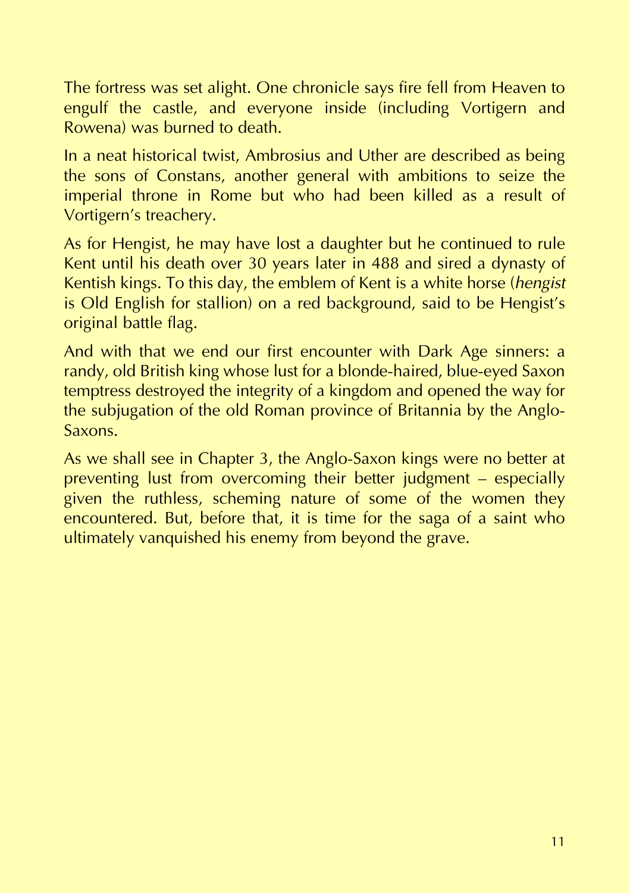The fortress was set alight. One chronicle says fire fell from Heaven to engulf the castle, and everyone inside (including Vortigern and Rowena) was burned to death.

In a neat historical twist, Ambrosius and Uther are described as being the sons of Constans, another general with ambitions to seize the imperial throne in Rome but who had been killed as a result of Vortigern's treachery.

As for Hengist, he may have lost a daughter but he continued to rule Kent until his death over 30 years later in 488 and sired a dynasty of Kentish kings. To this day, the emblem of Kent is a white horse (*hengist* is Old English for stallion) on a red background, said to be Hengist's original battle flag.

And with that we end our first encounter with Dark Age sinners: a randy, old British king whose lust for a blonde-haired, blue-eyed Saxon temptress destroyed the integrity of a kingdom and opened the way for the subjugation of the old Roman province of Britannia by the Anglo-Saxons.

As we shall see in Chapter 3, the Anglo-Saxon kings were no better at preventing lust from overcoming their better judgment – especially given the ruthless, scheming nature of some of the women they encountered. But, before that, it is time for the saga of a saint who ultimately vanquished his enemy from beyond the grave.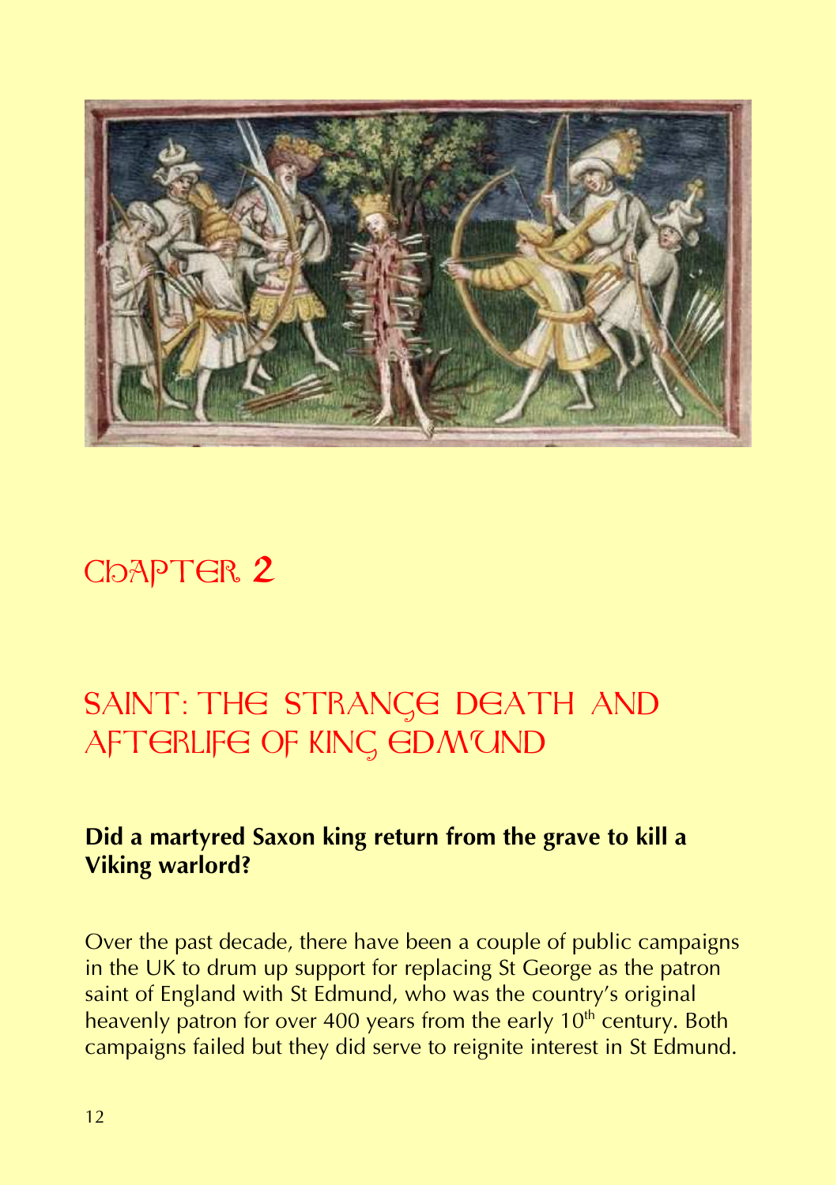# Chapter 2

## SAINT: THE STRANGE DEATH AND AFTERLIFE OF KING EDMUND

**Did a martyred Saxon king return from the grave to kill a Viking warlord?**

Over the past decade, there have been a couple of public campaigns in the UK to drum up support for replacing St George as the patron saint of England with St Edmund, who was the country's original heavenly patron for over 400 years from the early 10th century. Both campaigns failed but they did serve to reignite interest in St Edmund.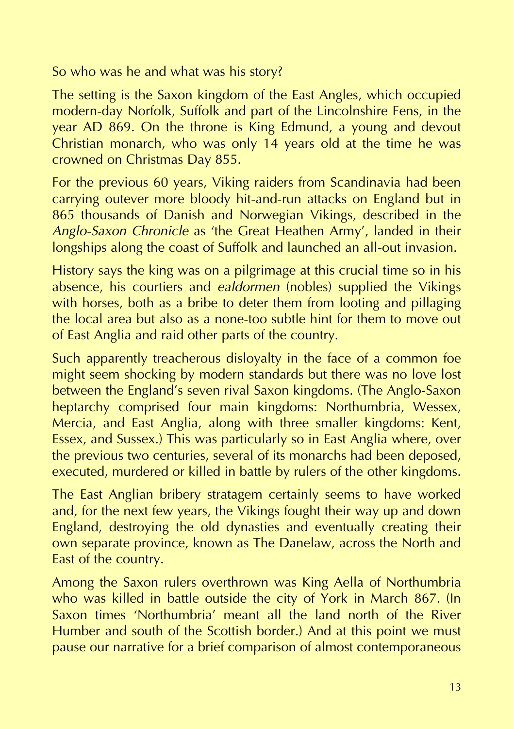So who was he and what was his story?

The setting is the Saxon kingdom of the East Angles, which occupied modern-day Norfolk, Suffolk and part of the Lincolnshire Fens, in the year AD 869. On the throne is King Edmund, a young and devout Christian monarch, who was only 14 years old at the time he was crowned on Christmas Day 855.

For the previous 60 years, Viking raiders from Scandinavia had been carrying outever more bloody hit-and-run attacks on England but in 865 thousands of Danish and Norwegian Vikings, described in the *Anglo-Saxon Chronicle* as 'the Great Heathen Army', landed in their longships along the coast of Suffolk and launched an all-out invasion.

History says the king was on a pilgrimage at this crucial time so in his absence, his courtiers and *ealdormen* (nobles) supplied the Vikings with horses, both as a bribe to deter them from looting and pillaging the local area but also as a none-too subtle hint for them to move out of East Anglia and raid other parts of the country.

Such apparently treacherous disloyalty in the face of a common foe might seem shocking by modern standards but there was no love lost between the England's seven rival Saxon kingdoms. (The Anglo-Saxon heptarchy comprised four main kingdoms: Northumbria, Wessex, Mercia, and East Anglia, along with three smaller kingdoms: Kent, Essex, and Sussex.) This was particularly so in East Anglia where, over the previous two centuries, several of its monarchs had been deposed, executed, murdered or killed in battle by rulers of the other kingdoms.

The East Anglian bribery stratagem certainly seems to have worked and, for the next few years, the Vikings fought their way up and down England, destroying the old dynasties and eventually creating their own separate province, known as The Danelaw, across the North and East of the country.

Among the Saxon rulers overthrown was King Aella of Northumbria who was killed in battle outside the city of York in March 867. (In Saxon times 'Northumbria' meant all the land north of the River Humber and south of the Scottish border.) And at this point we must pause our narrative for a brief comparison of almost contemporaneous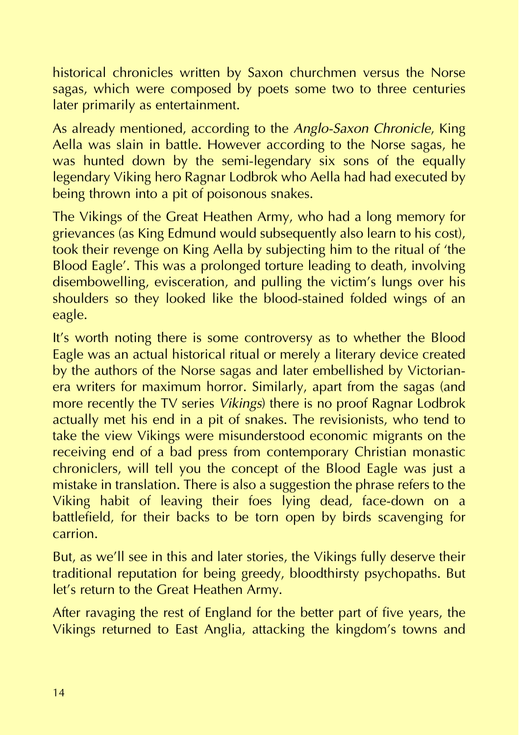historical chronicles written by Saxon churchmen versus the Norse sagas, which were composed by poets some two to three centuries later primarily as entertainment.

As already mentioned, according to the *Anglo-Saxon Chronicle*, King Aella was slain in battle. However according to the Norse sagas, he was hunted down by the semi-legendary six sons of the equally legendary Viking hero Ragnar Lodbrok who Aella had had executed by being thrown into a pit of poisonous snakes.

The Vikings of the Great Heathen Army, who had a long memory for grievances (as King Edmund would subsequently also learn to his cost), took their revenge on King Aella by subjecting him to the ritual of 'the Blood Eagle'. This was a prolonged torture leading to death, involving disembowelling, evisceration, and pulling the victim's lungs over his shoulders so they looked like the blood-stained folded wings of an eagle.

It's worth noting there is some controversy as to whether the Blood Eagle was an actual historical ritual or merely a literary device created by the authors of the Norse sagas and later embellished by Victorian-era writers for maximum horror. Similarly, apart from the sagas (and more recently the TV series *Vikings*) there is no proof Ragnar Lodbrok actually met his end in a pit of snakes. The revisionists, who tend to take the view Vikings were misunderstood economic migrants on the receiving end of a bad press from contemporary Christian monastic chroniclers, will tell you the concept of the Blood Eagle was just a mistake in translation. There is also a suggestion the phrase refers to the Viking habit of leaving their foes lying dead, face-down on a battlefield, for their backs to be torn open by birds scavenging for carrion.

But, as we'll see in this and later stories, the Vikings fully deserve their traditional reputation for being greedy, bloodthirsty psychopaths. But let's return to the Great Heathen Army.

After ravaging the rest of England for the better part of five years, the Vikings returned to East Anglia, attacking the kingdom's towns and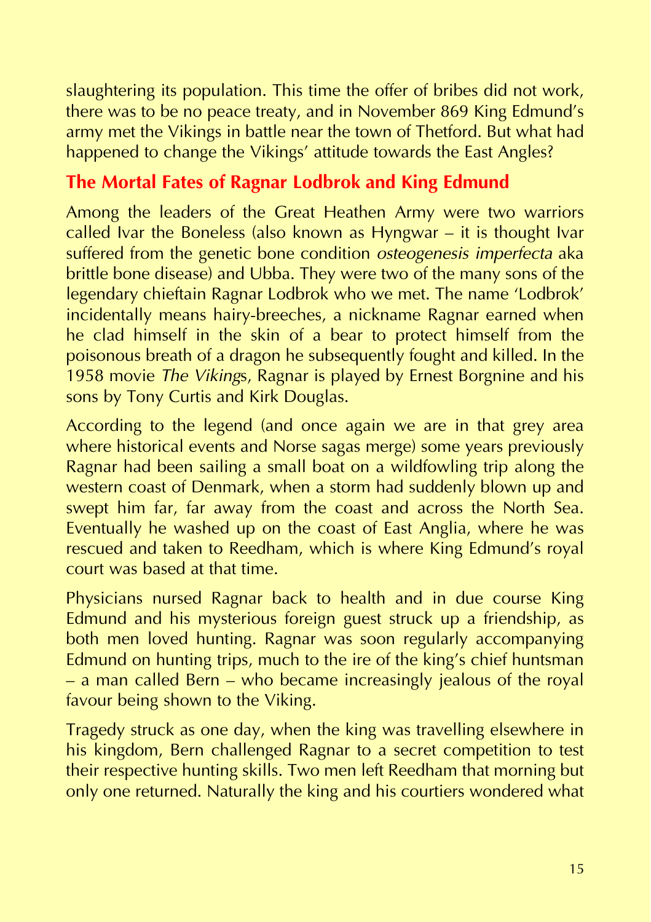slaughtering its population. This time the offer of bribes did not work, there was to be no peace treaty, and in November 869 King Edmund's army met the Vikings in battle near the town of Thetford. But what had happened to change the Vikings' attitude towards the East Angles?

## The Mortal Fates of Ragnar Lodbrok and King Edmund

Among the leaders of the Great Heathen Army were two warriors called Ivar the Boneless (also known as Hyngwar – it is thought Ivar suffered from the genetic bone condition *osteogenesis imperfecta* aka brittle bone disease) and Ubba. They were two of the many sons of the legendary chieftain Ragnar Lodbrok who we met. The name 'Lodbrok' incidentally means hairy-breeches, a nickname Ragnar earned when he clad himself in the skin of a bear to protect himself from the poisonous breath of a dragon he subsequently fought and killed. In the 1958 movie *The Viking*s, Ragnar is played by Ernest Borgnine and his sons by Tony Curtis and Kirk Douglas.

According to the legend (and once again we are in that grey area where historical events and Norse sagas merge) some years previously Ragnar had been sailing a small boat on a wildfowling trip along the western coast of Denmark, when a storm had suddenly blown up and swept him far, far away from the coast and across the North Sea. Eventually he washed up on the coast of East Anglia, where he was rescued and taken to Reedham, which is where King Edmund's royal court was based at that time.

Physicians nursed Ragnar back to health and in due course King Edmund and his mysterious foreign guest struck up a friendship, as both men loved hunting. Ragnar was soon regularly accompanying Edmund on hunting trips, much to the ire of the king's chief huntsman – a man called Bern – who became increasingly jealous of the royal favour being shown to the Viking.

Tragedy struck as one day, when the king was travelling elsewhere in his kingdom, Bern challenged Ragnar to a secret competition to test their respective hunting skills. Two men left Reedham that morning but only one returned. Naturally the king and his courtiers wondered what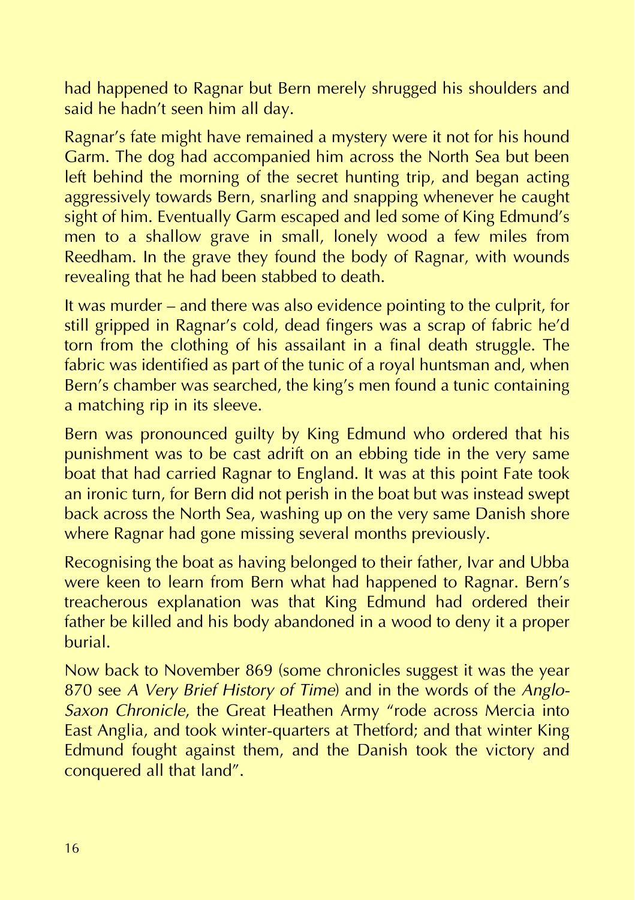had happened to Ragnar but Bern merely shrugged his shoulders and said he hadn't seen him all day.

Ragnar's fate might have remained a mystery were it not for his hound Garm. The dog had accompanied him across the North Sea but been left behind the morning of the secret hunting trip, and began acting aggressively towards Bern, snarling and snapping whenever he caught sight of him. Eventually Garm escaped and led some of King Edmund's men to a shallow grave in small, lonely wood a few miles from Reedham. In the grave they found the body of Ragnar, with wounds revealing that he had been stabbed to death.

It was murder – and there was also evidence pointing to the culprit, for still gripped in Ragnar's cold, dead fingers was a scrap of fabric he'd torn from the clothing of his assailant in a final death struggle. The fabric was identified as part of the tunic of a royal huntsman and, when Bern's chamber was searched, the king's men found a tunic containing a matching rip in its sleeve.

Bern was pronounced guilty by King Edmund who ordered that his punishment was to be cast adrift on an ebbing tide in the very same boat that had carried Ragnar to England. It was at this point Fate took an ironic turn, for Bern did not perish in the boat but was instead swept back across the North Sea, washing up on the very same Danish shore where Ragnar had gone missing several months previously.

Recognising the boat as having belonged to their father, Ivar and Ubba were keen to learn from Bern what had happened to Ragnar. Bern's treacherous explanation was that King Edmund had ordered their father be killed and his body abandoned in a wood to deny it a proper burial.

Now back to November 869 (some chronicles suggest it was the year 870 see *A Very Brief History of Time*) and in the words of the *Anglo-Saxon Chronicle*, the Great Heathen Army "rode across Mercia into East Anglia, and took winter-quarters at Thetford; and that winter King Edmund fought against them, and the Danish took the victory and conquered all that land".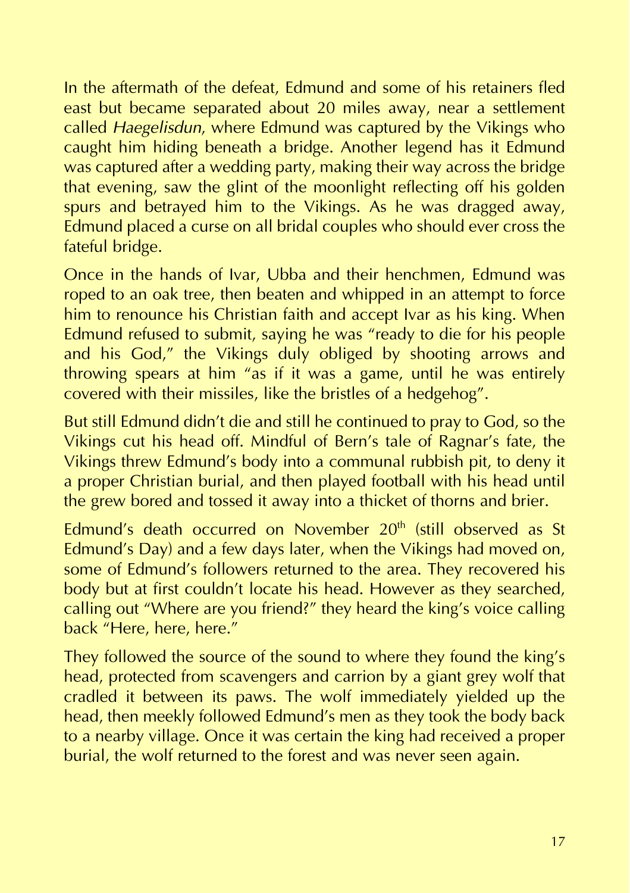In the aftermath of the defeat, Edmund and some of his retainers fled east but became separated about 20 miles away, near a settlement called *Haegelisdun*, where Edmund was captured by the Vikings who caught him hiding beneath a bridge. Another legend has it Edmund was captured after a wedding party, making their way across the bridge that evening, saw the glint of the moonlight reflecting off his golden spurs and betrayed him to the Vikings. As he was dragged away, Edmund placed a curse on all bridal couples who should ever cross the fateful bridge.

Once in the hands of Ivar, Ubba and their henchmen, Edmund was roped to an oak tree, then beaten and whipped in an attempt to force him to renounce his Christian faith and accept Ivar as his king. When Edmund refused to submit, saying he was "ready to die for his people and his God," the Vikings duly obliged by shooting arrows and throwing spears at him "as if it was a game, until he was entirely covered with their missiles, like the bristles of a hedgehog".

But still Edmund didn't die and still he continued to pray to God, so the Vikings cut his head off. Mindful of Bern's tale of Ragnar's fate, the Vikings threw Edmund's body into a communal rubbish pit, to deny it a proper Christian burial, and then played football with his head until the grew bored and tossed it away into a thicket of thorns and brier.

Edmund's death occurred on November 20th (still observed as St Edmund's Day) and a few days later, when the Vikings had moved on, some of Edmund's followers returned to the area. They recovered his body but at first couldn't locate his head. However as they searched, calling out "Where are you friend?" they heard the king's voice calling back "Here, here, here."

They followed the source of the sound to where they found the king's head, protected from scavengers and carrion by a giant grey wolf that cradled it between its paws. The wolf immediately yielded up the head, then meekly followed Edmund's men as they took the body back to a nearby village. Once it was certain the king had received a proper burial, the wolf returned to the forest and was never seen again.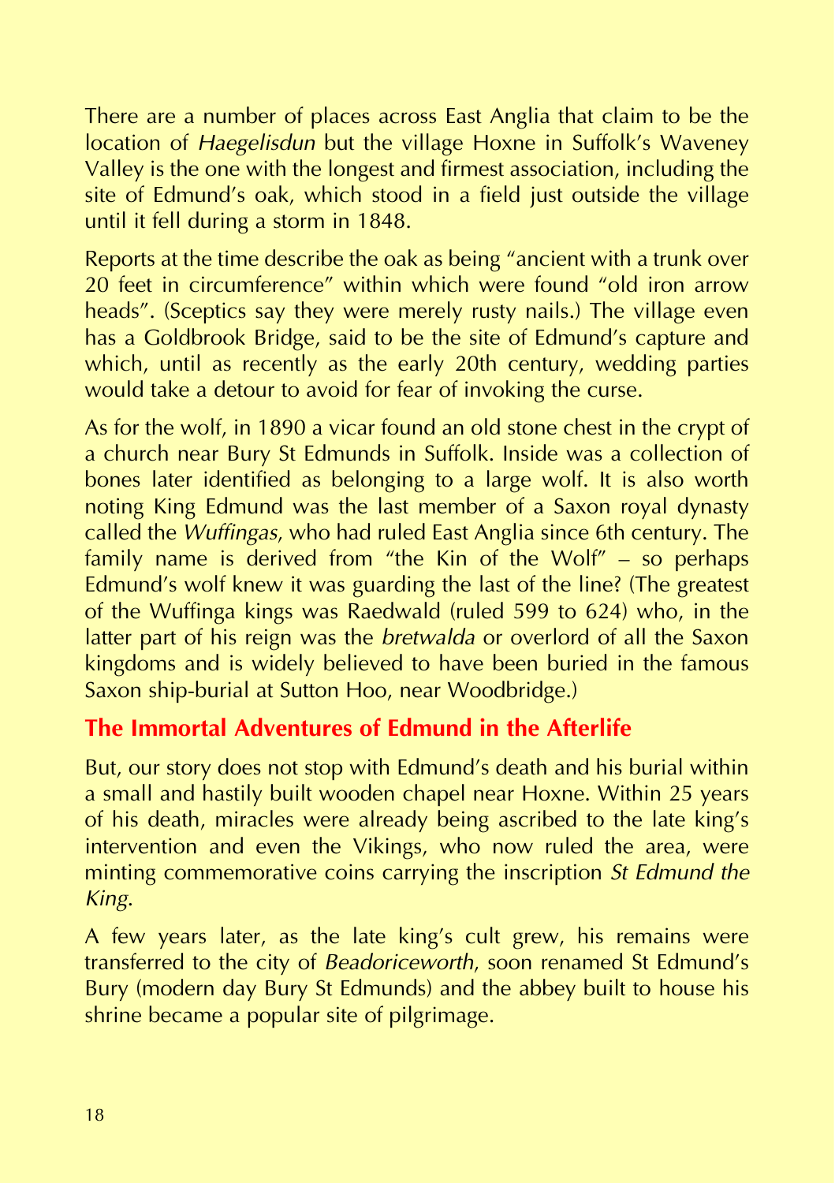There are a number of places across East Anglia that claim to be the location of *Haegelisdun* but the village Hoxne in Suffolk's Waveney Valley is the one with the longest and firmest association, including the site of Edmund's oak, which stood in a field just outside the village until it fell during a storm in 1848.

Reports at the time describe the oak as being "ancient with a trunk over 20 feet in circumference" within which were found "old iron arrow heads". (Sceptics say they were merely rusty nails.) The village even has a Goldbrook Bridge, said to be the site of Edmund's capture and which, until as recently as the early 20th century, wedding parties would take a detour to avoid for fear of invoking the curse.

As for the wolf, in 1890 a vicar found an old stone chest in the crypt of a church near Bury St Edmunds in Suffolk. Inside was a collection of bones later identified as belonging to a large wolf. It is also worth noting King Edmund was the last member of a Saxon royal dynasty called the *Wuffingas*, who had ruled East Anglia since 6th century. The family name is derived from "the Kin of the Wolf" – so perhaps Edmund's wolf knew it was guarding the last of the line? (The greatest of the Wuffinga kings was Raedwald (ruled 599 to 624) who, in the latter part of his reign was the *bretwalda* or overlord of all the Saxon kingdoms and is widely believed to have been buried in the famous Saxon ship-burial at Sutton Hoo, near Woodbridge.)

## The Immortal Adventures of Edmund in the Afterlife

But, our story does not stop with Edmund's death and his burial within a small and hastily built wooden chapel near Hoxne. Within 25 years of his death, miracles were already being ascribed to the late king's intervention and even the Vikings, who now ruled the area, were minting commemorative coins carrying the inscription *St Edmund the King*.

A few years later, as the late king's cult grew, his remains were transferred to the city of *Beadoriceworth*, soon renamed St Edmund's Bury (modern day Bury St Edmunds) and the abbey built to house his shrine became a popular site of pilgrimage.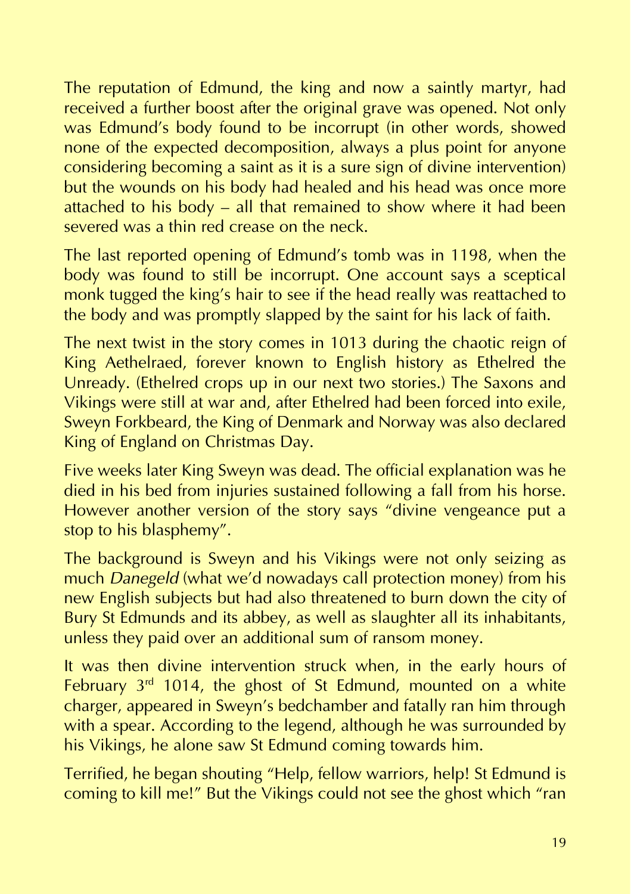The reputation of Edmund, the king and now a saintly martyr, had received a further boost after the original grave was opened. Not only was Edmund's body found to be incorrupt (in other words, showed none of the expected decomposition, always a plus point for anyone considering becoming a saint as it is a sure sign of divine intervention) but the wounds on his body had healed and his head was once more attached to his body – all that remained to show where it had been severed was a thin red crease on the neck.

The last reported opening of Edmund's tomb was in 1198, when the body was found to still be incorrupt. One account says a sceptical monk tugged the king's hair to see if the head really was reattached to the body and was promptly slapped by the saint for his lack of faith.

The next twist in the story comes in 1013 during the chaotic reign of King Aethelraed, forever known to English history as Ethelred the Unready. (Ethelred crops up in our next two stories.) The Saxons and Vikings were still at war and, after Ethelred had been forced into exile, Sweyn Forkbeard, the King of Denmark and Norway was also declared King of England on Christmas Day.

Five weeks later King Sweyn was dead. The official explanation was he died in his bed from injuries sustained following a fall from his horse. However another version of the story says "divine vengeance put a stop to his blasphemy".

The background is Sweyn and his Vikings were not only seizing as much *Danegeld* (what we'd nowadays call protection money) from his new English subjects but had also threatened to burn down the city of Bury St Edmunds and its abbey, as well as slaughter all its inhabitants, unless they paid over an additional sum of ransom money.

It was then divine intervention struck when, in the early hours of February 3rd 1014, the ghost of St Edmund, mounted on a white charger, appeared in Sweyn's bedchamber and fatally ran him through with a spear. According to the legend, although he was surrounded by his Vikings, he alone saw St Edmund coming towards him.

Terrified, he began shouting "Help, fellow warriors, help! St Edmund is coming to kill me!" But the Vikings could not see the ghost which "ran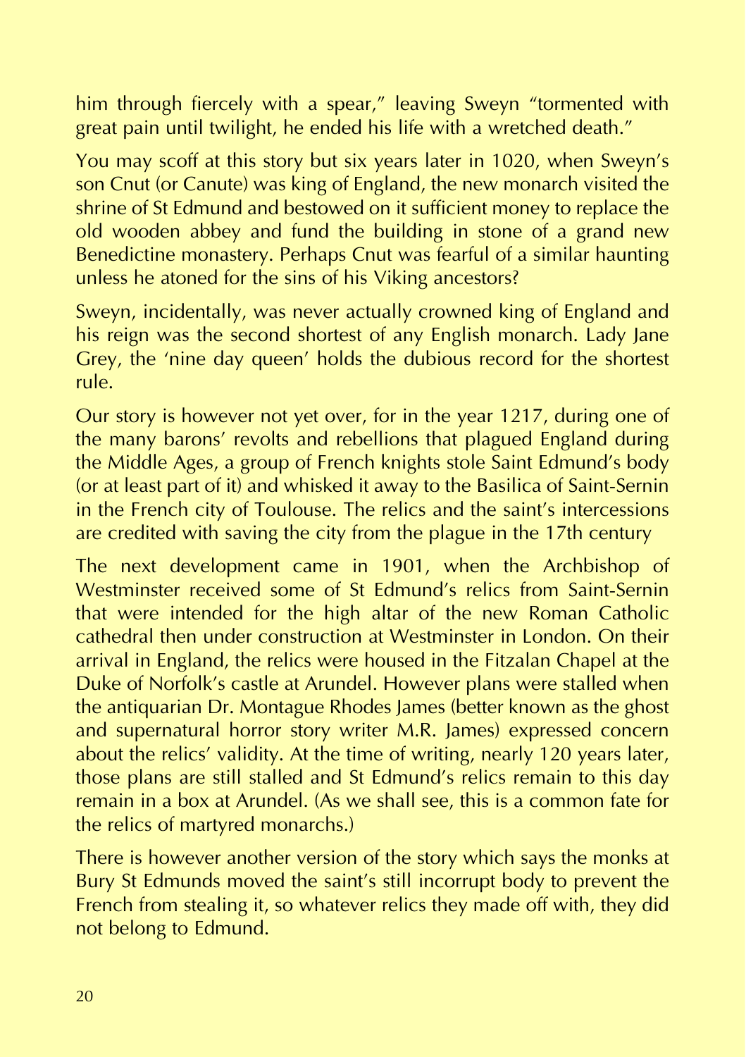him through fiercely with a spear," leaving Sweyn "tormented with great pain until twilight, he ended his life with a wretched death."

You may scoff at this story but six years later in 1020, when Sweyn's son Cnut (or Canute) was king of England, the new monarch visited the shrine of St Edmund and bestowed on it sufficient money to replace the old wooden abbey and fund the building in stone of a grand new Benedictine monastery. Perhaps Cnut was fearful of a similar haunting unless he atoned for the sins of his Viking ancestors?

Sweyn, incidentally, was never actually crowned king of England and his reign was the second shortest of any English monarch. Lady Jane Grey, the 'nine day queen' holds the dubious record for the shortest rule.

Our story is however not yet over, for in the year 1217, during one of the many barons' revolts and rebellions that plagued England during the Middle Ages, a group of French knights stole Saint Edmund's body (or at least part of it) and whisked it away to the Basilica of Saint-Sernin in the French city of Toulouse. The relics and the saint's intercessions are credited with saving the city from the plague in the 17th century

The next development came in 1901, when the Archbishop of Westminster received some of St Edmund's relics from Saint-Sernin that were intended for the high altar of the new Roman Catholic cathedral then under construction at Westminster in London. On their arrival in England, the relics were housed in the Fitzalan Chapel at the Duke of Norfolk's castle at Arundel. However plans were stalled when the antiquarian Dr. Montague Rhodes James (better known as the ghost and supernatural horror story writer M.R. James) expressed concern about the relics' validity. At the time of writing, nearly 120 years later, those plans are still stalled and St Edmund's relics remain to this day remain in a box at Arundel. (As we shall see, this is a common fate for the relics of martyred monarchs.)

There is however another version of the story which says the monks at Bury St Edmunds moved the saint's still incorrupt body to prevent the French from stealing it, so whatever relics they made off with, they did not belong to Edmund.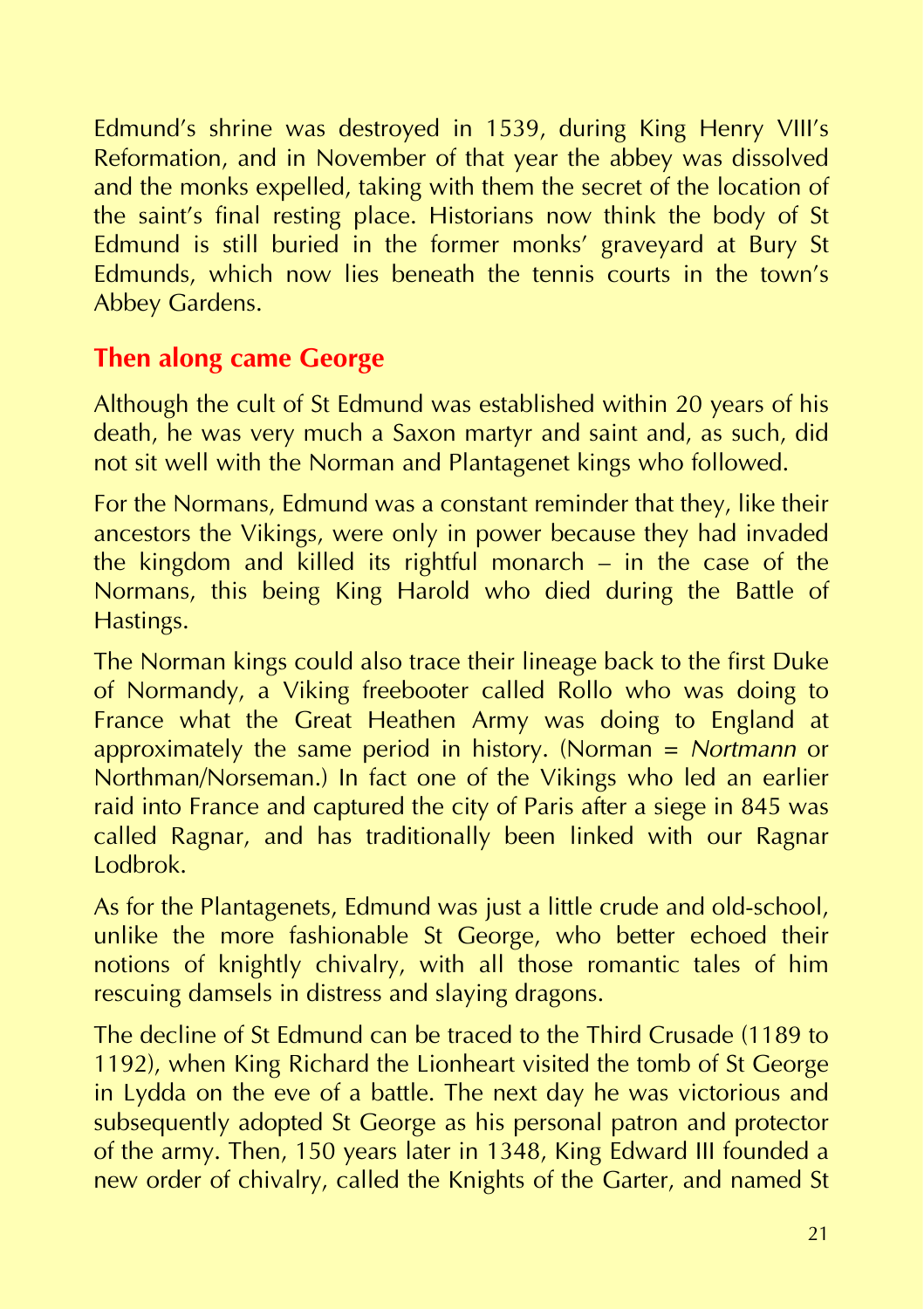Edmund's shrine was destroyed in 1539, during King Henry VIII's Reformation, and in November of that year the abbey was dissolved and the monks expelled, taking with them the secret of the location of the saint's final resting place. Historians now think the body of St Edmund is still buried in the former monks' graveyard at Bury St Edmunds, which now lies beneath the tennis courts in the town's Abbey Gardens.

## Then along came George

Although the cult of St Edmund was established within 20 years of his death, he was very much a Saxon martyr and saint and, as such, did not sit well with the Norman and Plantagenet kings who followed.

For the Normans, Edmund was a constant reminder that they, like their ancestors the Vikings, were only in power because they had invaded the kingdom and killed its rightful monarch – in the case of the Normans, this being King Harold who died during the Battle of Hastings.

The Norman kings could also trace their lineage back to the first Duke of Normandy, a Viking freebooter called Rollo who was doing to France what the Great Heathen Army was doing to England at approximately the same period in history. (Norman = *Nortmann* or Northman/Norseman.) In fact one of the Vikings who led an earlier raid into France and captured the city of Paris after a siege in 845 was called Ragnar, and has traditionally been linked with our Ragnar Lodbrok.

As for the Plantagenets, Edmund was just a little crude and old-school, unlike the more fashionable St George, who better echoed their notions of knightly chivalry, with all those romantic tales of him rescuing damsels in distress and slaying dragons.

The decline of St Edmund can be traced to the Third Crusade (1189 to 1192), when King Richard the Lionheart visited the tomb of St George in Lydda on the eve of a battle. The next day he was victorious and subsequently adopted St George as his personal patron and protector of the army. Then, 150 years later in 1348, King Edward III founded a new order of chivalry, called the Knights of the Garter, and named St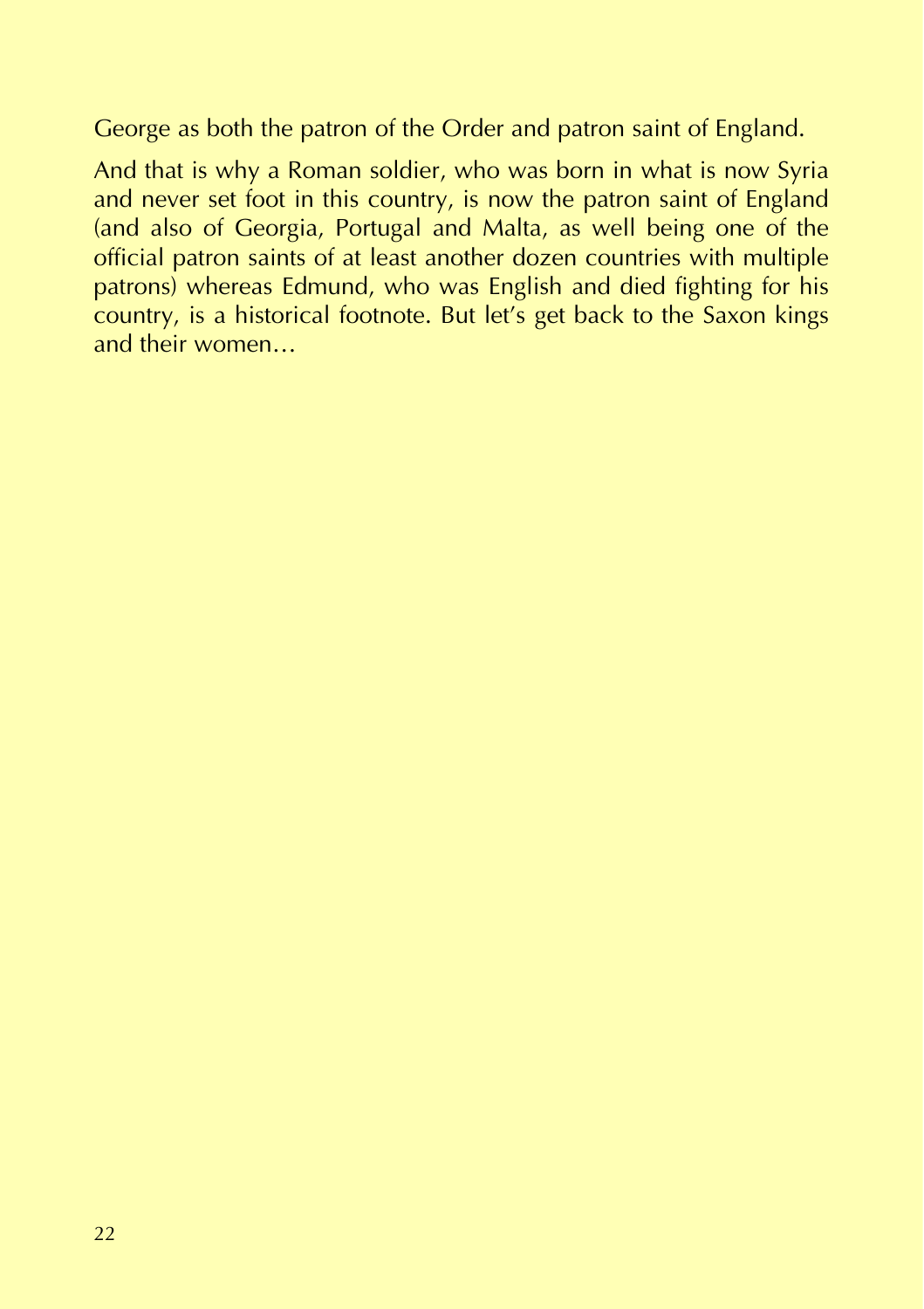George as both the patron of the Order and patron saint of England.

And that is why a Roman soldier, who was born in what is now Syria and never set foot in this country, is now the patron saint of England (and also of Georgia, Portugal and Malta, as well being one of the official patron saints of at least another dozen countries with multiple patrons) whereas Edmund, who was English and died fighting for his country, is a historical footnote. But let's get back to the Saxon kings and their women…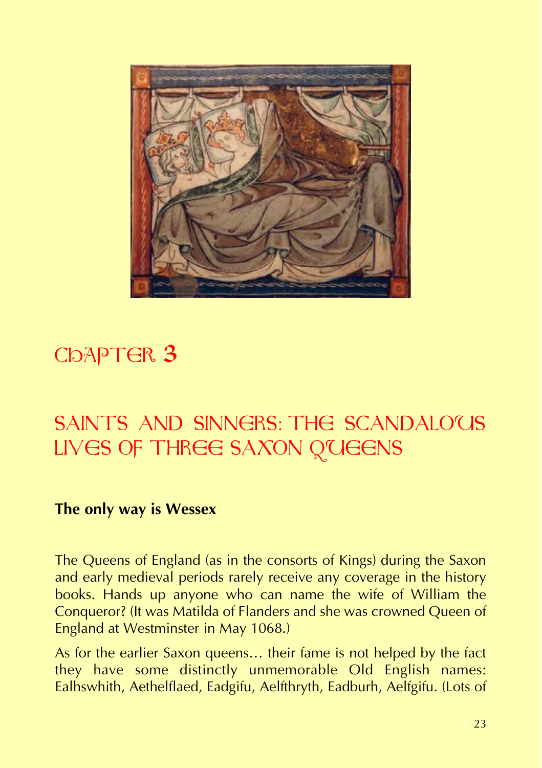# Chapter 3

## Saints and Sinners: The Scandalous Lives of Three Saxon Queens

### The only way is Wessex

The Queens of England (as in the consorts of Kings) during the Saxon and early medieval periods rarely receive any coverage in the history books. Hands up anyone who can name the wife of William the Conqueror? (It was Matilda of Flanders and she was crowned Queen of England at Westminster in May 1068.)

As for the earlier Saxon queens… their fame is not helped by the fact they have some distinctly unmemorable Old English names: Ealhswhith, Aethelflaed, Eadgifu, Aelfthryth, Eadburh, Aelfgifu. (Lots of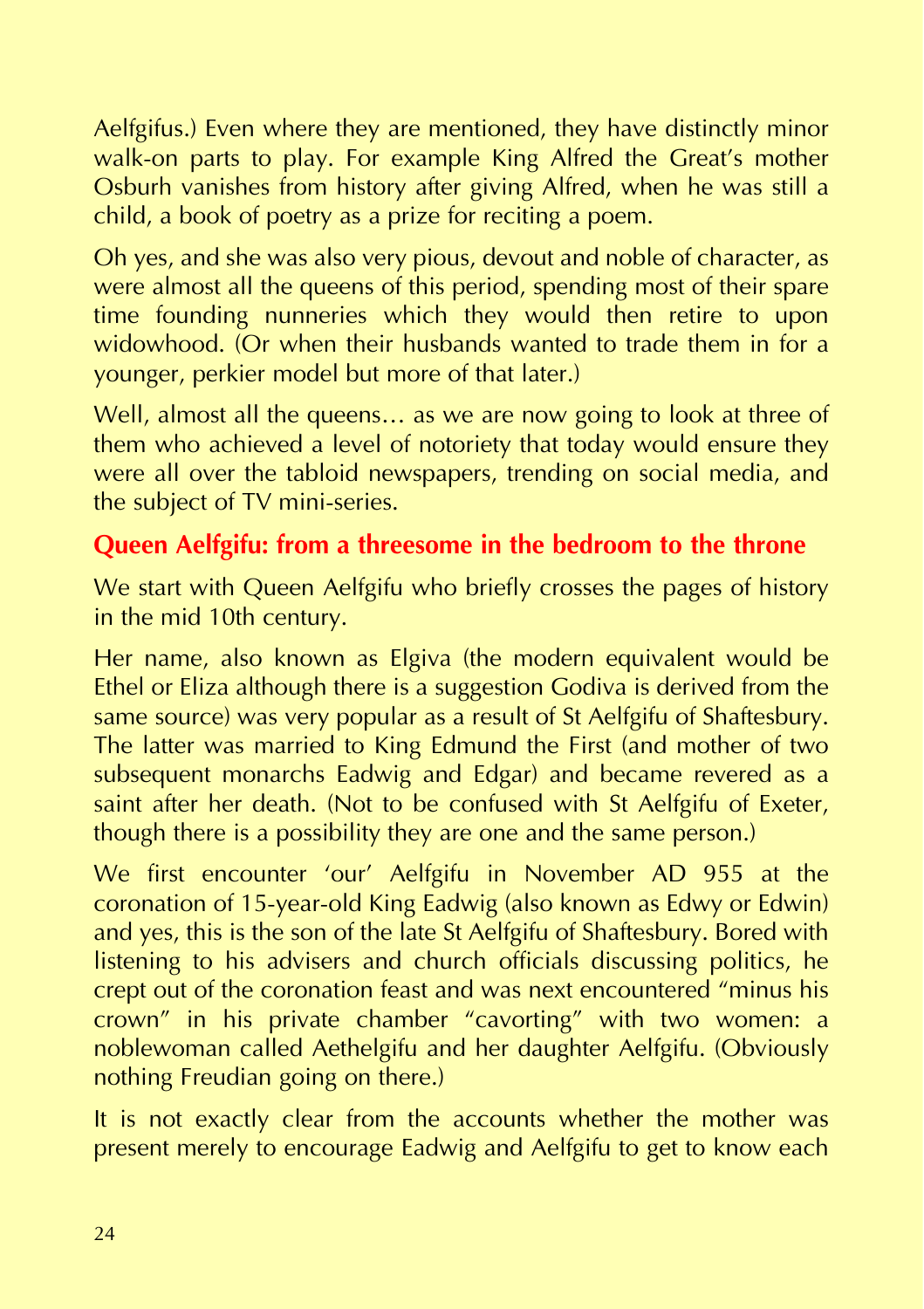Aelfgifus.) Even where they are mentioned, they have distinctly minor walk-on parts to play. For example King Alfred the Great's mother Osburh vanishes from history after giving Alfred, when he was still a child, a book of poetry as a prize for reciting a poem.

Oh yes, and she was also very pious, devout and noble of character, as were almost all the queens of this period, spending most of their spare time founding nunneries which they would then retire to upon widowhood. (Or when their husbands wanted to trade them in for a younger, perkier model but more of that later.)

Well, almost all the queens… as we are now going to look at three of them who achieved a level of notoriety that today would ensure they were all over the tabloid newspapers, trending on social media, and the subject of TV mini-series.

## Queen Aelfgifu: from a threesome in the bedroom to the throne

We start with Queen Aelfgifu who briefly crosses the pages of history in the mid 10th century.

Her name, also known as Elgiva (the modern equivalent would be Ethel or Eliza although there is a suggestion Godiva is derived from the same source) was very popular as a result of St Aelfgifu of Shaftesbury. The latter was married to King Edmund the First (and mother of two subsequent monarchs Eadwig and Edgar) and became revered as a saint after her death. (Not to be confused with St Aelfgifu of Exeter, though there is a possibility they are one and the same person.)

We first encounter 'our' Aelfgifu in November AD 955 at the coronation of 15-year-old King Eadwig (also known as Edwy or Edwin) and yes, this is the son of the late St Aelfgifu of Shaftesbury. Bored with listening to his advisers and church officials discussing politics, he crept out of the coronation feast and was next encountered "minus his crown" in his private chamber "cavorting" with two women: a noblewoman called Aethelgifu and her daughter Aelfgifu. (Obviously nothing Freudian going on there.)

It is not exactly clear from the accounts whether the mother was present merely to encourage Eadwig and Aelfgifu to get to know each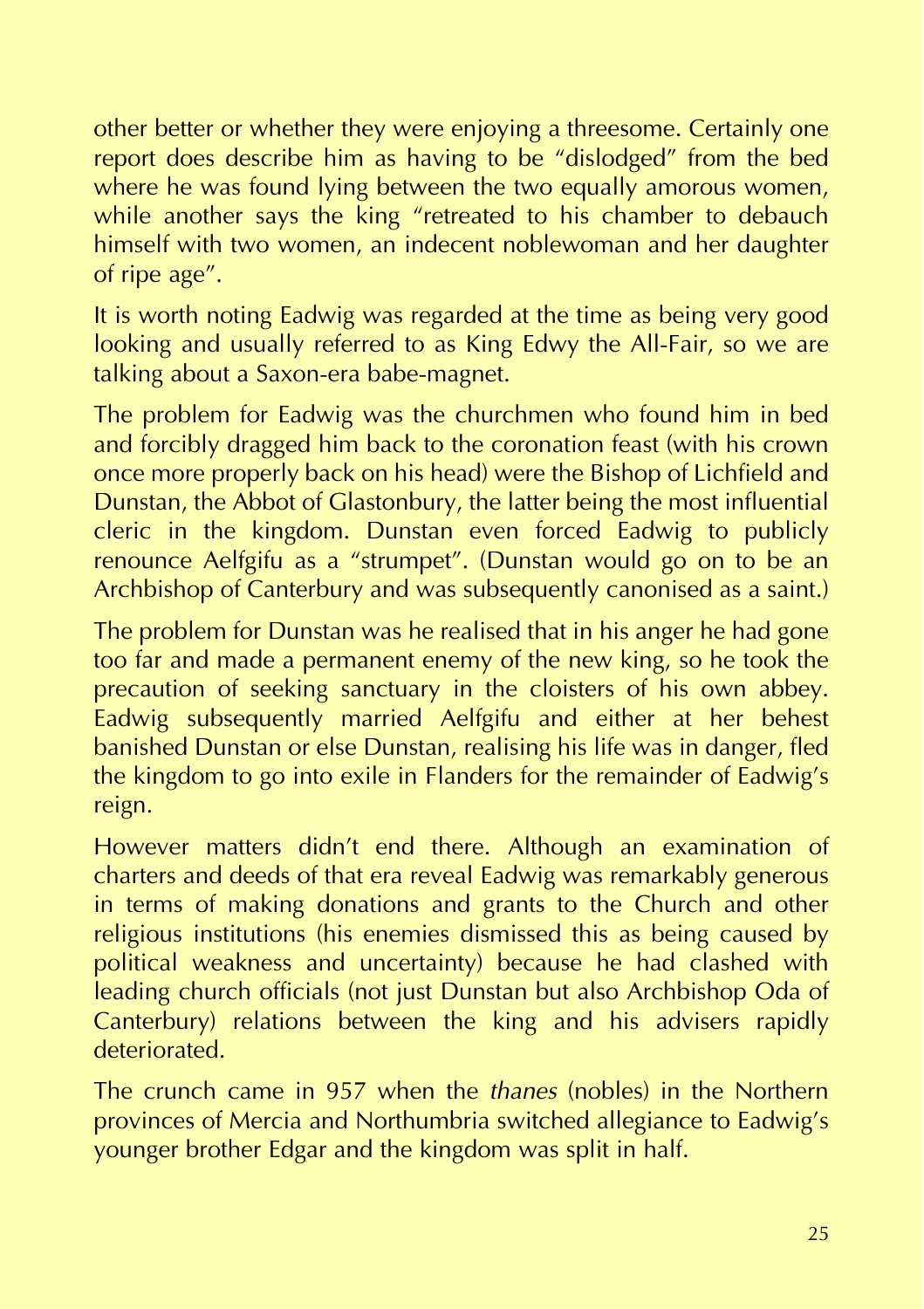other better or whether they were enjoying a threesome. Certainly one report does describe him as having to be "dislodged" from the bed where he was found lying between the two equally amorous women, while another says the king "retreated to his chamber to debauch himself with two women, an indecent noblewoman and her daughter of ripe age".

It is worth noting Eadwig was regarded at the time as being very good looking and usually referred to as King Edwy the All-Fair, so we are talking about a Saxon-era babe-magnet.

The problem for Eadwig was the churchmen who found him in bed and forcibly dragged him back to the coronation feast (with his crown once more properly back on his head) were the Bishop of Lichfield and Dunstan, the Abbot of Glastonbury, the latter being the most influential cleric in the kingdom. Dunstan even forced Eadwig to publicly renounce Aelfgifu as a "strumpet". (Dunstan would go on to be an Archbishop of Canterbury and was subsequently canonised as a saint.)

The problem for Dunstan was he realised that in his anger he had gone too far and made a permanent enemy of the new king, so he took the precaution of seeking sanctuary in the cloisters of his own abbey. Eadwig subsequently married Aelfgifu and either at her behest banished Dunstan or else Dunstan, realising his life was in danger, fled the kingdom to go into exile in Flanders for the remainder of Eadwig's reign.

However matters didn't end there. Although an examination of charters and deeds of that era reveal Eadwig was remarkably generous in terms of making donations and grants to the Church and other religious institutions (his enemies dismissed this as being caused by political weakness and uncertainty) because he had clashed with leading church officials (not just Dunstan but also Archbishop Oda of Canterbury) relations between the king and his advisers rapidly deteriorated.

The crunch came in 957 when the *thanes* (nobles) in the Northern provinces of Mercia and Northumbria switched allegiance to Eadwig's younger brother Edgar and the kingdom was split in half.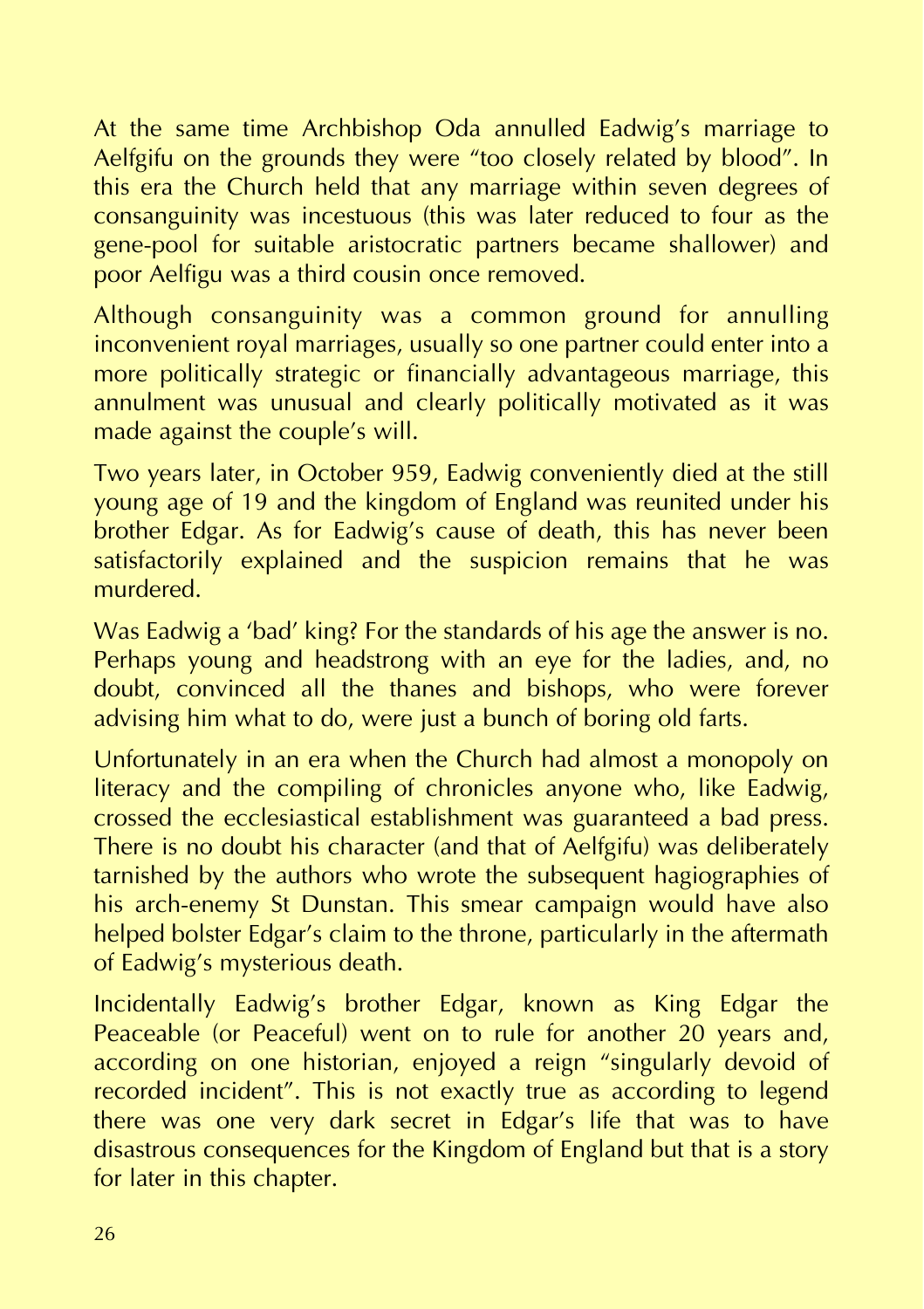At the same time Archbishop Oda annulled Eadwig's marriage to Aelfgifu on the grounds they were "too closely related by blood". In this era the Church held that any marriage within seven degrees of consanguinity was incestuous (this was later reduced to four as the gene-pool for suitable aristocratic partners became shallower) and poor Aelfigu was a third cousin once removed.

Although consanguinity was a common ground for annulling inconvenient royal marriages, usually so one partner could enter into a more politically strategic or financially advantageous marriage, this annulment was unusual and clearly politically motivated as it was made against the couple's will.

Two years later, in October 959, Eadwig conveniently died at the still young age of 19 and the kingdom of England was reunited under his brother Edgar. As for Eadwig's cause of death, this has never been satisfactorily explained and the suspicion remains that he was murdered.

Was Eadwig a 'bad' king? For the standards of his age the answer is no. Perhaps young and headstrong with an eye for the ladies, and, no doubt, convinced all the thanes and bishops, who were forever advising him what to do, were just a bunch of boring old farts.

Unfortunately in an era when the Church had almost a monopoly on literacy and the compiling of chronicles anyone who, like Eadwig, crossed the ecclesiastical establishment was guaranteed a bad press. There is no doubt his character (and that of Aelfgifu) was deliberately tarnished by the authors who wrote the subsequent hagiographies of his arch-enemy St Dunstan. This smear campaign would have also helped bolster Edgar's claim to the throne, particularly in the aftermath of Eadwig's mysterious death.

Incidentally Eadwig's brother Edgar, known as King Edgar the Peaceable (or Peaceful) went on to rule for another 20 years and, according on one historian, enjoyed a reign "singularly devoid of recorded incident". This is not exactly true as according to legend there was one very dark secret in Edgar's life that was to have disastrous consequences for the Kingdom of England but that is a story for later in this chapter.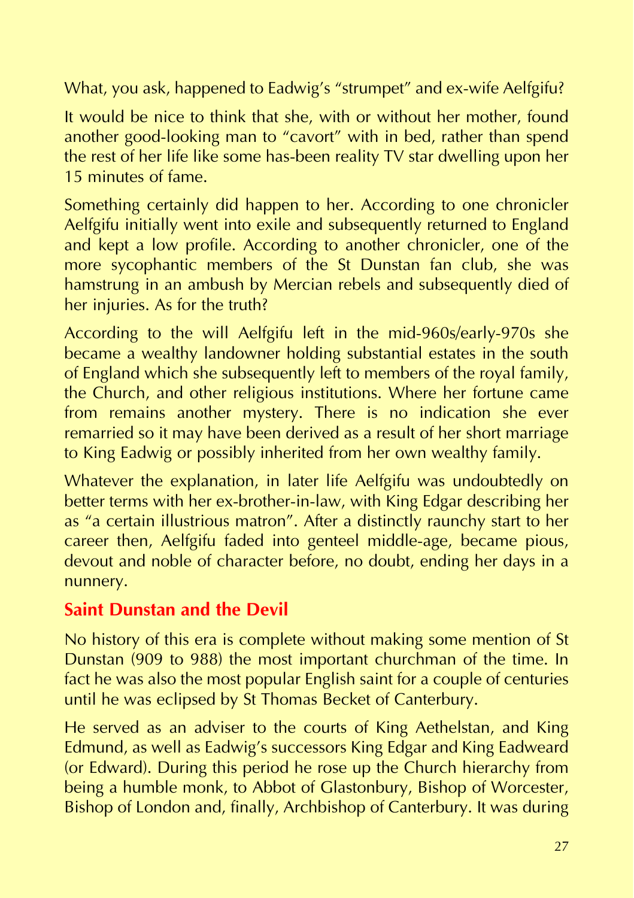What, you ask, happened to Eadwig's "strumpet" and ex-wife Aelfgifu?

It would be nice to think that she, with or without her mother, found another good-looking man to "cavort" with in bed, rather than spend the rest of her life like some has-been reality TV star dwelling upon her 15 minutes of fame.

Something certainly did happen to her. According to one chronicler Aelfgifu initially went into exile and subsequently returned to England and kept a low profile. According to another chronicler, one of the more sycophantic members of the St Dunstan fan club, she was hamstrung in an ambush by Mercian rebels and subsequently died of her injuries. As for the truth?

According to the will Aelfgifu left in the mid-960s/early-970s she became a wealthy landowner holding substantial estates in the south of England which she subsequently left to members of the royal family, the Church, and other religious institutions. Where her fortune came from remains another mystery. There is no indication she ever remarried so it may have been derived as a result of her short marriage to King Eadwig or possibly inherited from her own wealthy family.

Whatever the explanation, in later life Aelfgifu was undoubtedly on better terms with her ex-brother-in-law, with King Edgar describing her as "a certain illustrious matron". After a distinctly raunchy start to her career then, Aelfgifu faded into genteel middle-age, became pious, devout and noble of character before, no doubt, ending her days in a nunnery.

## Saint Dunstan and the Devil

No history of this era is complete without making some mention of St Dunstan (909 to 988) the most important churchman of the time. In fact he was also the most popular English saint for a couple of centuries until he was eclipsed by St Thomas Becket of Canterbury.

He served as an adviser to the courts of King Aethelstan, and King Edmund, as well as Eadwig's successors King Edgar and King Eadweard (or Edward). During this period he rose up the Church hierarchy from being a humble monk, to Abbot of Glastonbury, Bishop of Worcester, Bishop of London and, finally, Archbishop of Canterbury. It was during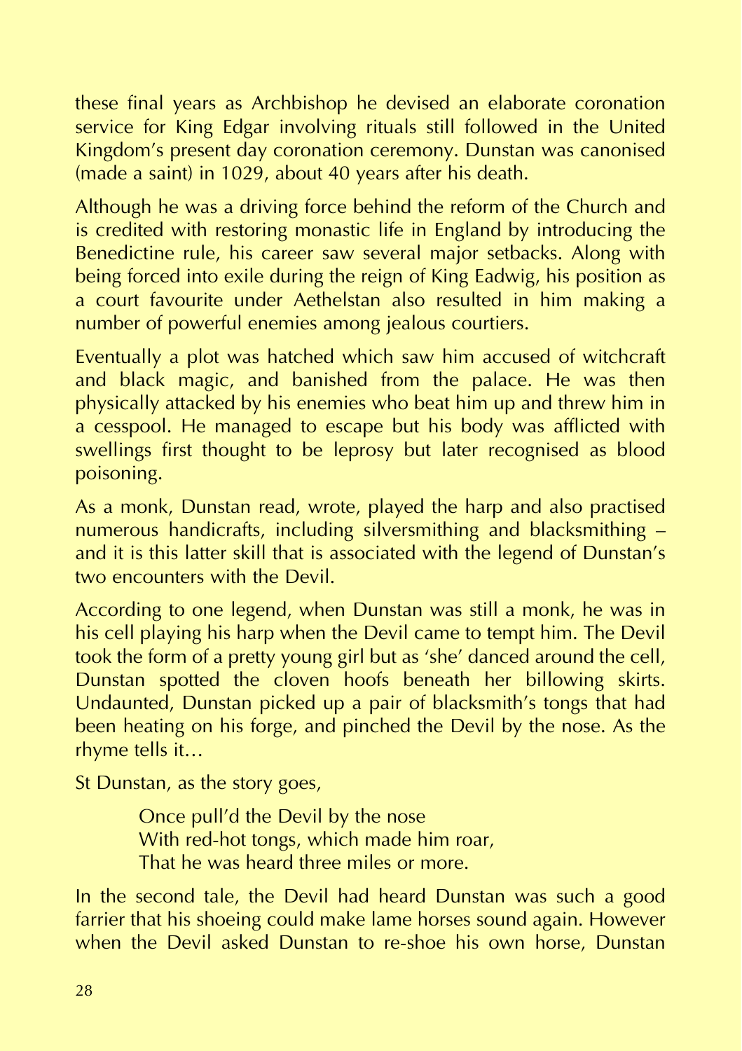these final years as Archbishop he devised an elaborate coronation service for King Edgar involving rituals still followed in the United Kingdom's present day coronation ceremony. Dunstan was canonised (made a saint) in 1029, about 40 years after his death.

Although he was a driving force behind the reform of the Church and is credited with restoring monastic life in England by introducing the Benedictine rule, his career saw several major setbacks. Along with being forced into exile during the reign of King Eadwig, his position as a court favourite under Aethelstan also resulted in him making a number of powerful enemies among jealous courtiers.

Eventually a plot was hatched which saw him accused of witchcraft and black magic, and banished from the palace. He was then physically attacked by his enemies who beat him up and threw him in a cesspool. He managed to escape but his body was afflicted with swellings first thought to be leprosy but later recognised as blood poisoning.

As a monk, Dunstan read, wrote, played the harp and also practised numerous handicrafts, including silversmithing and blacksmithing – and it is this latter skill that is associated with the legend of Dunstan's two encounters with the Devil.

According to one legend, when Dunstan was still a monk, he was in his cell playing his harp when the Devil came to tempt him. The Devil took the form of a pretty young girl but as 'she' danced around the cell, Dunstan spotted the cloven hoofs beneath her billowing skirts. Undaunted, Dunstan picked up a pair of blacksmith's tongs that had been heating on his forge, and pinched the Devil by the nose. As the rhyme tells it…

St Dunstan, as the story goes,

> Once pull'd the Devil by the nose
> With red-hot tongs, which made him roar,
> That he was heard three miles or more.

In the second tale, the Devil had heard Dunstan was such a good farrier that his shoeing could make lame horses sound again. However when the Devil asked Dunstan to re-shoe his own horse, Dunstan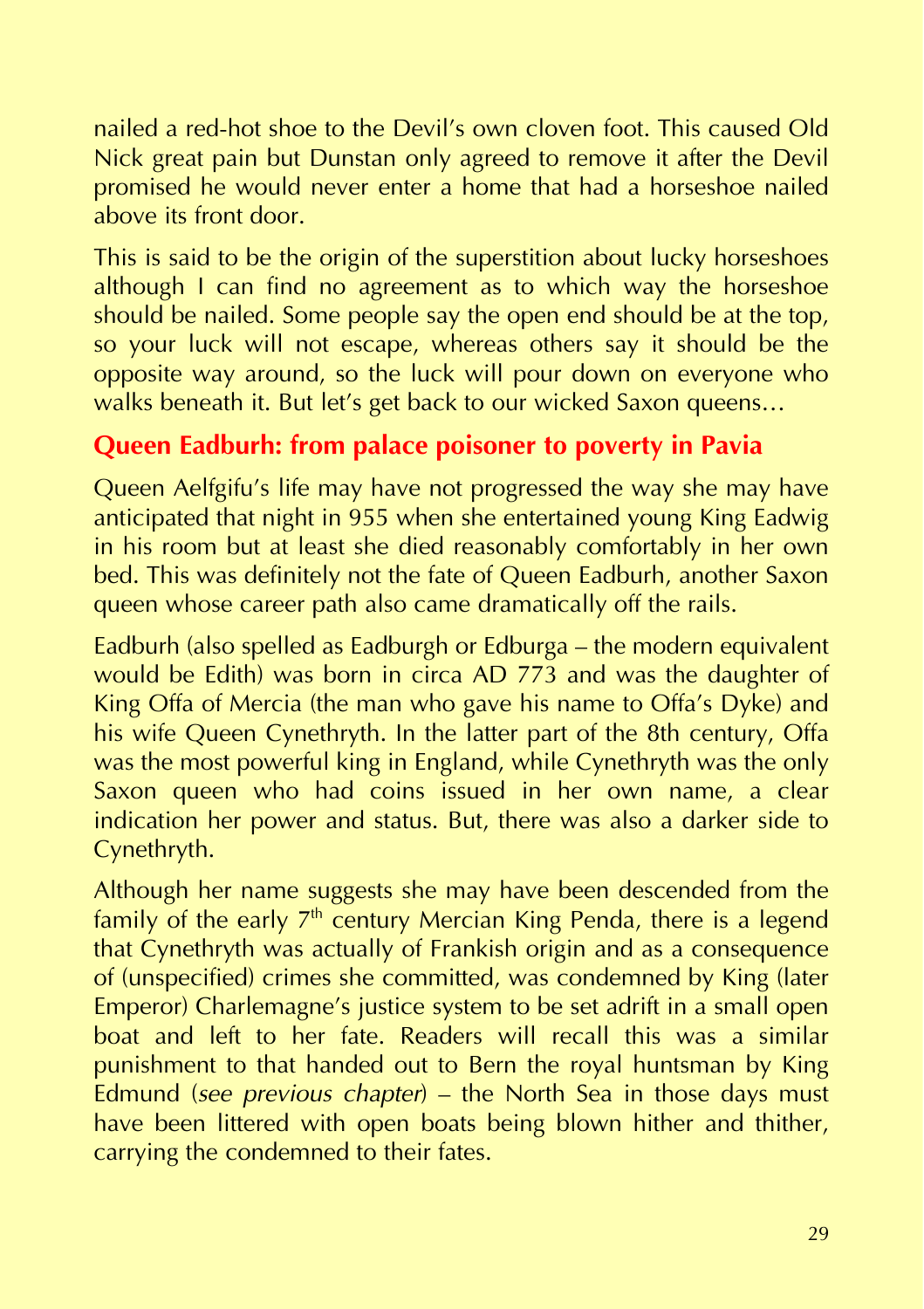nailed a red-hot shoe to the Devil's own cloven foot. This caused Old Nick great pain but Dunstan only agreed to remove it after the Devil promised he would never enter a home that had a horseshoe nailed above its front door.

This is said to be the origin of the superstition about lucky horseshoes although I can find no agreement as to which way the horseshoe should be nailed. Some people say the open end should be at the top, so your luck will not escape, whereas others say it should be the opposite way around, so the luck will pour down on everyone who walks beneath it. But let's get back to our wicked Saxon queens…

## Queen Eadburh: from palace poisoner to poverty in Pavia

Queen Aelfgifu's life may have not progressed the way she may have anticipated that night in 955 when she entertained young King Eadwig in his room but at least she died reasonably comfortably in her own bed. This was definitely not the fate of Queen Eadburh, another Saxon queen whose career path also came dramatically off the rails.

Eadburh (also spelled as Eadburgh or Edburga – the modern equivalent would be Edith) was born in circa AD 773 and was the daughter of King Offa of Mercia (the man who gave his name to Offa's Dyke) and his wife Queen Cynethryth. In the latter part of the 8th century, Offa was the most powerful king in England, while Cynethryth was the only Saxon queen who had coins issued in her own name, a clear indication her power and status. But, there was also a darker side to Cynethryth.

Although her name suggests she may have been descended from the family of the early 7th century Mercian King Penda, there is a legend that Cynethryth was actually of Frankish origin and as a consequence of (unspecified) crimes she committed, was condemned by King (later Emperor) Charlemagne's justice system to be set adrift in a small open boat and left to her fate. Readers will recall this was a similar punishment to that handed out to Bern the royal huntsman by King Edmund (*see previous chapter*) – the North Sea in those days must have been littered with open boats being blown hither and thither, carrying the condemned to their fates.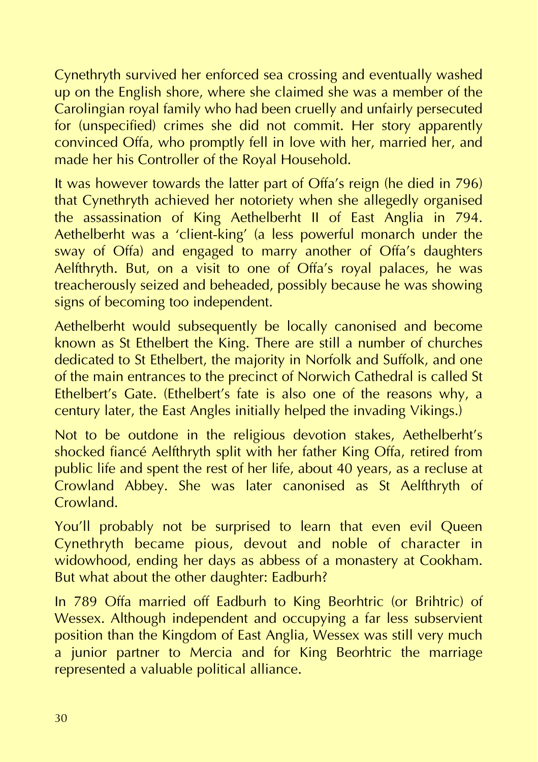Cynethryth survived her enforced sea crossing and eventually washed up on the English shore, where she claimed she was a member of the Carolingian royal family who had been cruelly and unfairly persecuted for (unspecified) crimes she did not commit. Her story apparently convinced Offa, who promptly fell in love with her, married her, and made her his Controller of the Royal Household.

It was however towards the latter part of Offa's reign (he died in 796) that Cynethryth achieved her notoriety when she allegedly organised the assassination of King Aethelberht II of East Anglia in 794. Aethelberht was a 'client-king' (a less powerful monarch under the sway of Offa) and engaged to marry another of Offa's daughters Aelfthryth. But, on a visit to one of Offa's royal palaces, he was treacherously seized and beheaded, possibly because he was showing signs of becoming too independent.

Aethelberht would subsequently be locally canonised and become known as St Ethelbert the King. There are still a number of churches dedicated to St Ethelbert, the majority in Norfolk and Suffolk, and one of the main entrances to the precinct of Norwich Cathedral is called St Ethelbert's Gate. (Ethelbert's fate is also one of the reasons why, a century later, the East Angles initially helped the invading Vikings.)

Not to be outdone in the religious devotion stakes, Aethelberht's shocked fiancé Aelfthryth split with her father King Offa, retired from public life and spent the rest of her life, about 40 years, as a recluse at Crowland Abbey. She was later canonised as St Aelfthryth of Crowland.

You'll probably not be surprised to learn that even evil Queen Cynethryth became pious, devout and noble of character in widowhood, ending her days as abbess of a monastery at Cookham. But what about the other daughter: Eadburh?

In 789 Offa married off Eadburh to King Beorhtric (or Brihtric) of Wessex. Although independent and occupying a far less subservient position than the Kingdom of East Anglia, Wessex was still very much a junior partner to Mercia and for King Beorhtric the marriage represented a valuable political alliance.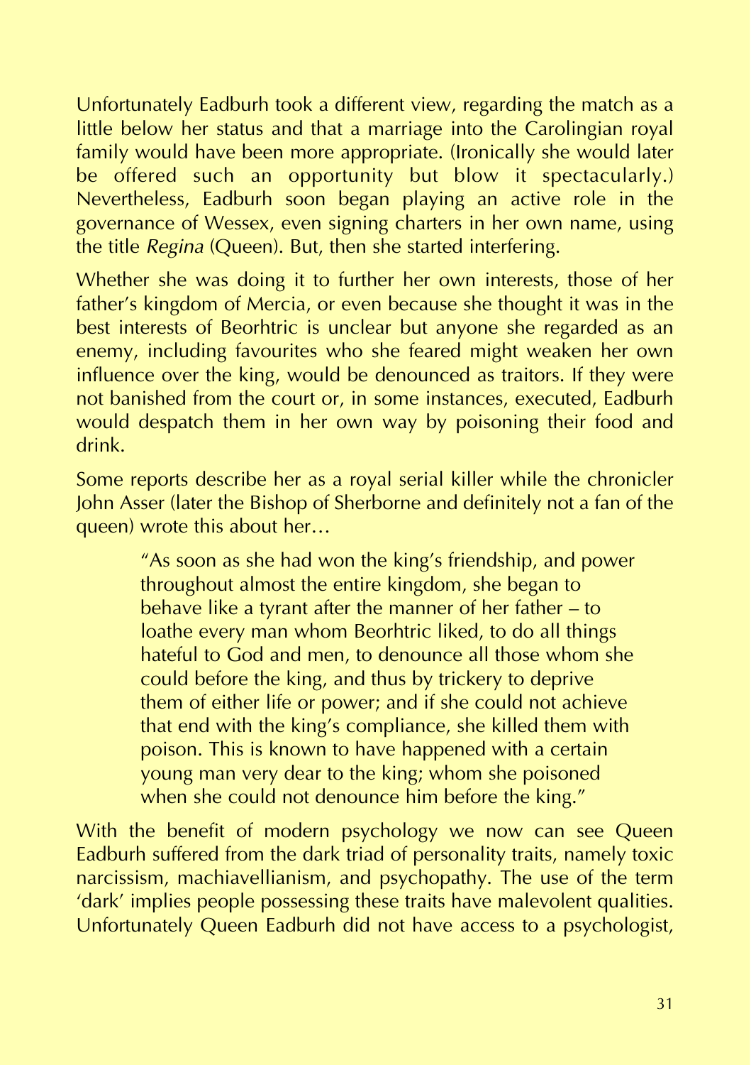Unfortunately Eadburh took a different view, regarding the match as a little below her status and that a marriage into the Carolingian royal family would have been more appropriate. (Ironically she would later be offered such an opportunity but blow it spectacularly.) Nevertheless, Eadburh soon began playing an active role in the governance of Wessex, even signing charters in her own name, using the title *Regina* (Queen). But, then she started interfering.

Whether she was doing it to further her own interests, those of her father's kingdom of Mercia, or even because she thought it was in the best interests of Beorhtric is unclear but anyone she regarded as an enemy, including favourites who she feared might weaken her own influence over the king, would be denounced as traitors. If they were not banished from the court or, in some instances, executed, Eadburh would despatch them in her own way by poisoning their food and drink.

Some reports describe her as a royal serial killer while the chronicler John Asser (later the Bishop of Sherborne and definitely not a fan of the queen) wrote this about her…

> "As soon as she had won the king's friendship, and power throughout almost the entire kingdom, she began to behave like a tyrant after the manner of her father – to loathe every man whom Beorhtric liked, to do all things hateful to God and men, to denounce all those whom she could before the king, and thus by trickery to deprive them of either life or power; and if she could not achieve that end with the king's compliance, she killed them with poison. This is known to have happened with a certain young man very dear to the king; whom she poisoned when she could not denounce him before the king."

With the benefit of modern psychology we now can see Queen Eadburh suffered from the dark triad of personality traits, namely toxic narcissism, machiavellianism, and psychopathy. The use of the term 'dark' implies people possessing these traits have malevolent qualities. Unfortunately Queen Eadburh did not have access to a psychologist,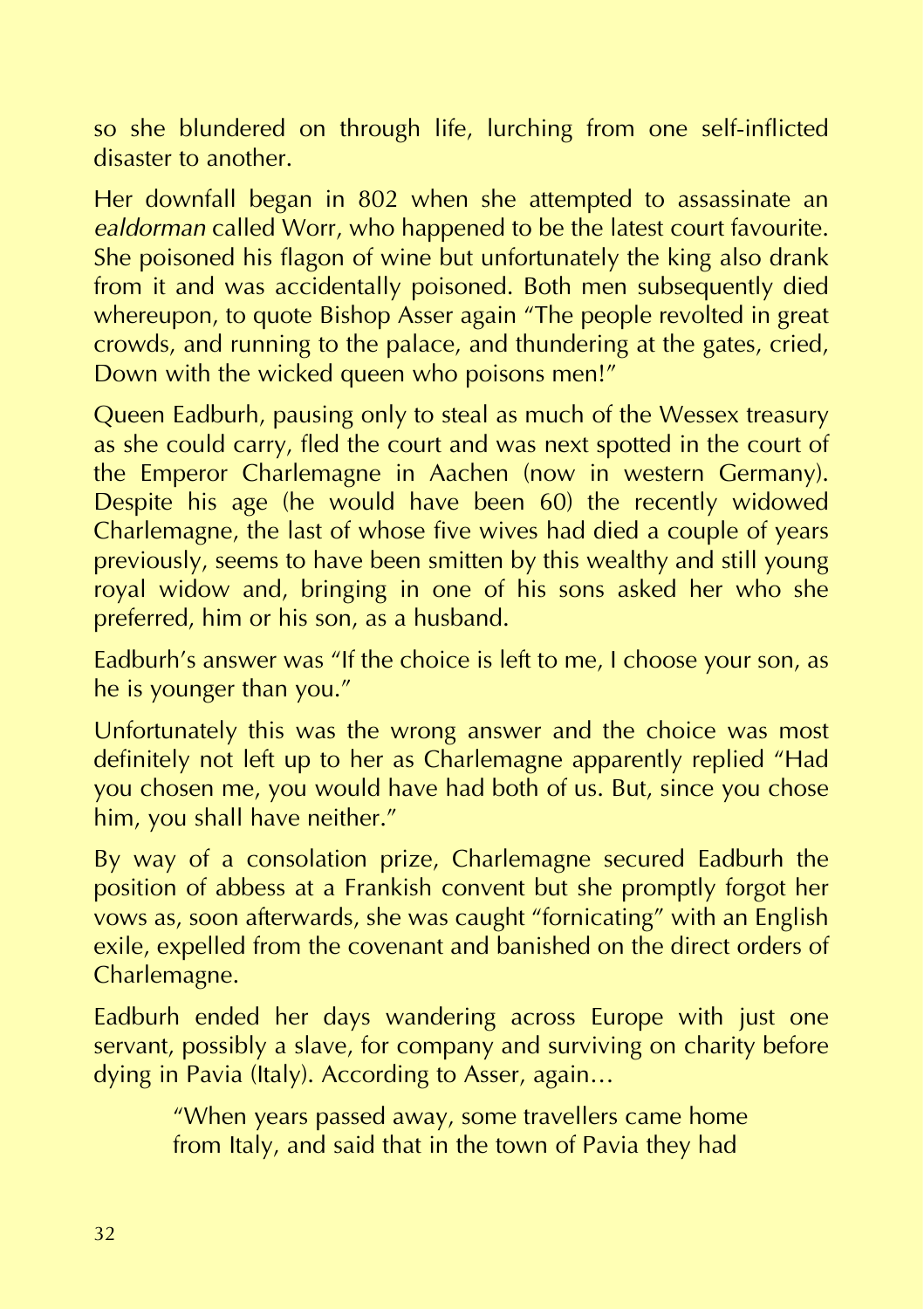so she blundered on through life, lurching from one self-inflicted disaster to another.

Her downfall began in 802 when she attempted to assassinate an *ealdorman* called Worr, who happened to be the latest court favourite. She poisoned his flagon of wine but unfortunately the king also drank from it and was accidentally poisoned. Both men subsequently died whereupon, to quote Bishop Asser again "The people revolted in great crowds, and running to the palace, and thundering at the gates, cried, Down with the wicked queen who poisons men!"

Queen Eadburh, pausing only to steal as much of the Wessex treasury as she could carry, fled the court and was next spotted in the court of the Emperor Charlemagne in Aachen (now in western Germany). Despite his age (he would have been 60) the recently widowed Charlemagne, the last of whose five wives had died a couple of years previously, seems to have been smitten by this wealthy and still young royal widow and, bringing in one of his sons asked her who she preferred, him or his son, as a husband.

Eadburh's answer was "If the choice is left to me, I choose your son, as he is younger than you."

Unfortunately this was the wrong answer and the choice was most definitely not left up to her as Charlemagne apparently replied "Had you chosen me, you would have had both of us. But, since you chose him, you shall have neither."

By way of a consolation prize, Charlemagne secured Eadburh the position of abbess at a Frankish convent but she promptly forgot her vows as, soon afterwards, she was caught "fornicating" with an English exile, expelled from the covenant and banished on the direct orders of Charlemagne.

Eadburh ended her days wandering across Europe with just one servant, possibly a slave, for company and surviving on charity before dying in Pavia (Italy). According to Asser, again…

> "When years passed away, some travellers came home from Italy, and said that in the town of Pavia they had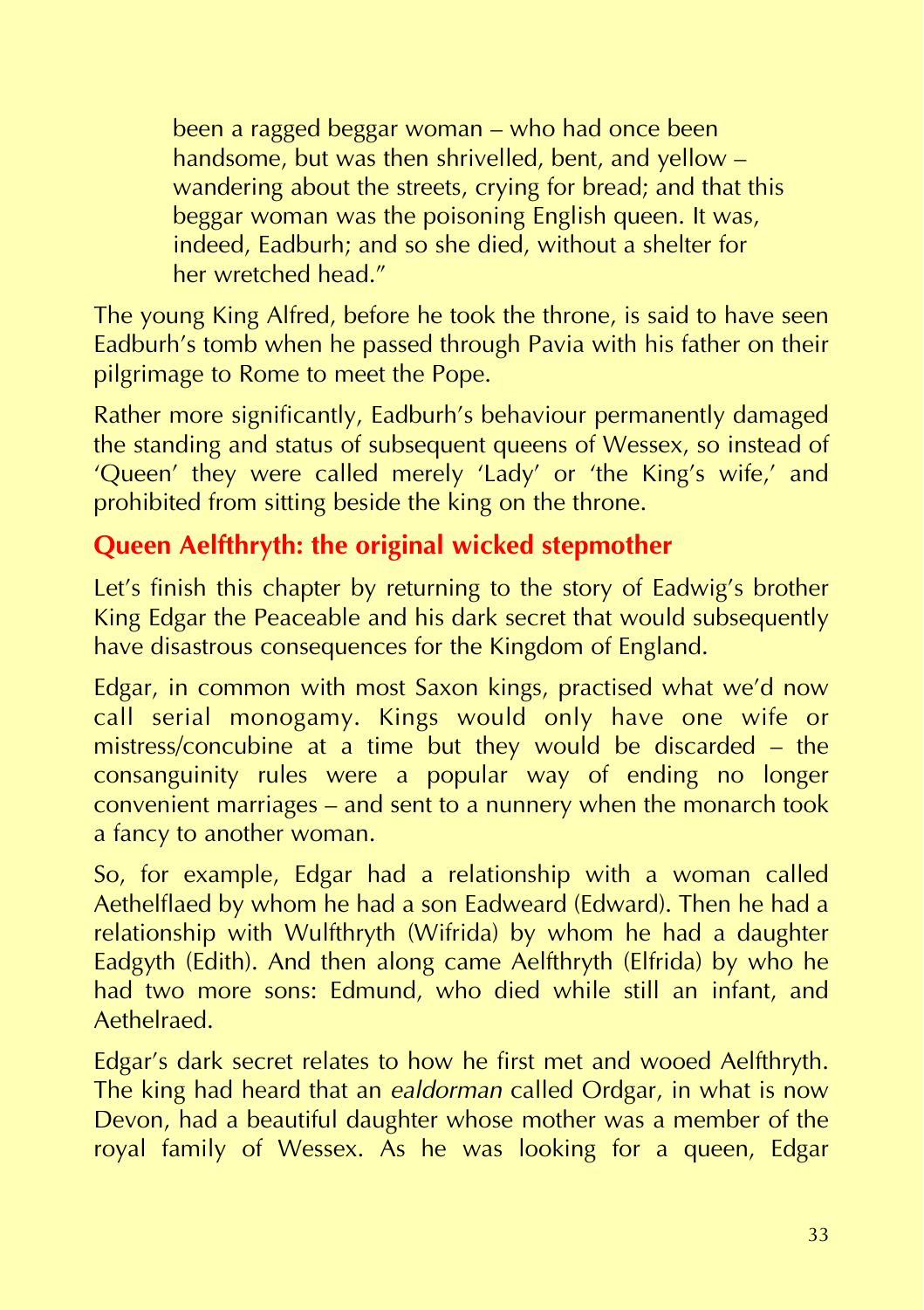> been a ragged beggar woman – who had once been handsome, but was then shrivelled, bent, and yellow – wandering about the streets, crying for bread; and that this beggar woman was the poisoning English queen. It was, indeed, Eadburh; and so she died, without a shelter for her wretched head."

The young King Alfred, before he took the throne, is said to have seen Eadburh's tomb when he passed through Pavia with his father on their pilgrimage to Rome to meet the Pope.

Rather more significantly, Eadburh's behaviour permanently damaged the standing and status of subsequent queens of Wessex, so instead of 'Queen' they were called merely 'Lady' or 'the King's wife,' and prohibited from sitting beside the king on the throne.

## Queen Aelfthryth: the original wicked stepmother

Let's finish this chapter by returning to the story of Eadwig's brother King Edgar the Peaceable and his dark secret that would subsequently have disastrous consequences for the Kingdom of England.

Edgar, in common with most Saxon kings, practised what we'd now call serial monogamy. Kings would only have one wife or mistress/concubine at a time but they would be discarded – the consanguinity rules were a popular way of ending no longer convenient marriages – and sent to a nunnery when the monarch took a fancy to another woman.

So, for example, Edgar had a relationship with a woman called Aethelflaed by whom he had a son Eadweard (Edward). Then he had a relationship with Wulfthryth (Wifrida) by whom he had a daughter Eadgyth (Edith). And then along came Aelfthryth (Elfrida) by who he had two more sons: Edmund, who died while still an infant, and Aethelraed.

Edgar's dark secret relates to how he first met and wooed Aelfthryth. The king had heard that an *ealdorman* called Ordgar, in what is now Devon, had a beautiful daughter whose mother was a member of the royal family of Wessex. As he was looking for a queen, Edgar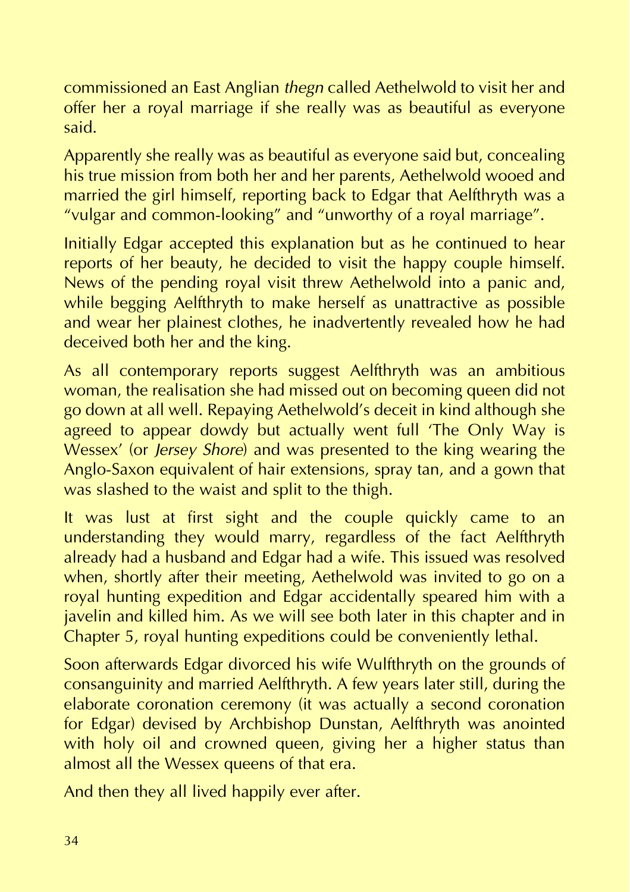commissioned an East Anglian *thegn* called Aethelwold to visit her and offer her a royal marriage if she really was as beautiful as everyone said.

Apparently she really was as beautiful as everyone said but, concealing his true mission from both her and her parents, Aethelwold wooed and married the girl himself, reporting back to Edgar that Aelfthryth was a "vulgar and common-looking" and "unworthy of a royal marriage".

Initially Edgar accepted this explanation but as he continued to hear reports of her beauty, he decided to visit the happy couple himself. News of the pending royal visit threw Aethelwold into a panic and, while begging Aelfthryth to make herself as unattractive as possible and wear her plainest clothes, he inadvertently revealed how he had deceived both her and the king.

As all contemporary reports suggest Aelfthryth was an ambitious woman, the realisation she had missed out on becoming queen did not go down at all well. Repaying Aethelwold's deceit in kind although she agreed to appear dowdy but actually went full 'The Only Way is Wessex' (or *Jersey Shore*) and was presented to the king wearing the Anglo-Saxon equivalent of hair extensions, spray tan, and a gown that was slashed to the waist and split to the thigh.

It was lust at first sight and the couple quickly came to an understanding they would marry, regardless of the fact Aelfthryth already had a husband and Edgar had a wife. This issued was resolved when, shortly after their meeting, Aethelwold was invited to go on a royal hunting expedition and Edgar accidentally speared him with a javelin and killed him. As we will see both later in this chapter and in Chapter 5, royal hunting expeditions could be conveniently lethal.

Soon afterwards Edgar divorced his wife Wulfthryth on the grounds of consanguinity and married Aelfthryth. A few years later still, during the elaborate coronation ceremony (it was actually a second coronation for Edgar) devised by Archbishop Dunstan, Aelfthryth was anointed with holy oil and crowned queen, giving her a higher status than almost all the Wessex queens of that era.

And then they all lived happily ever after.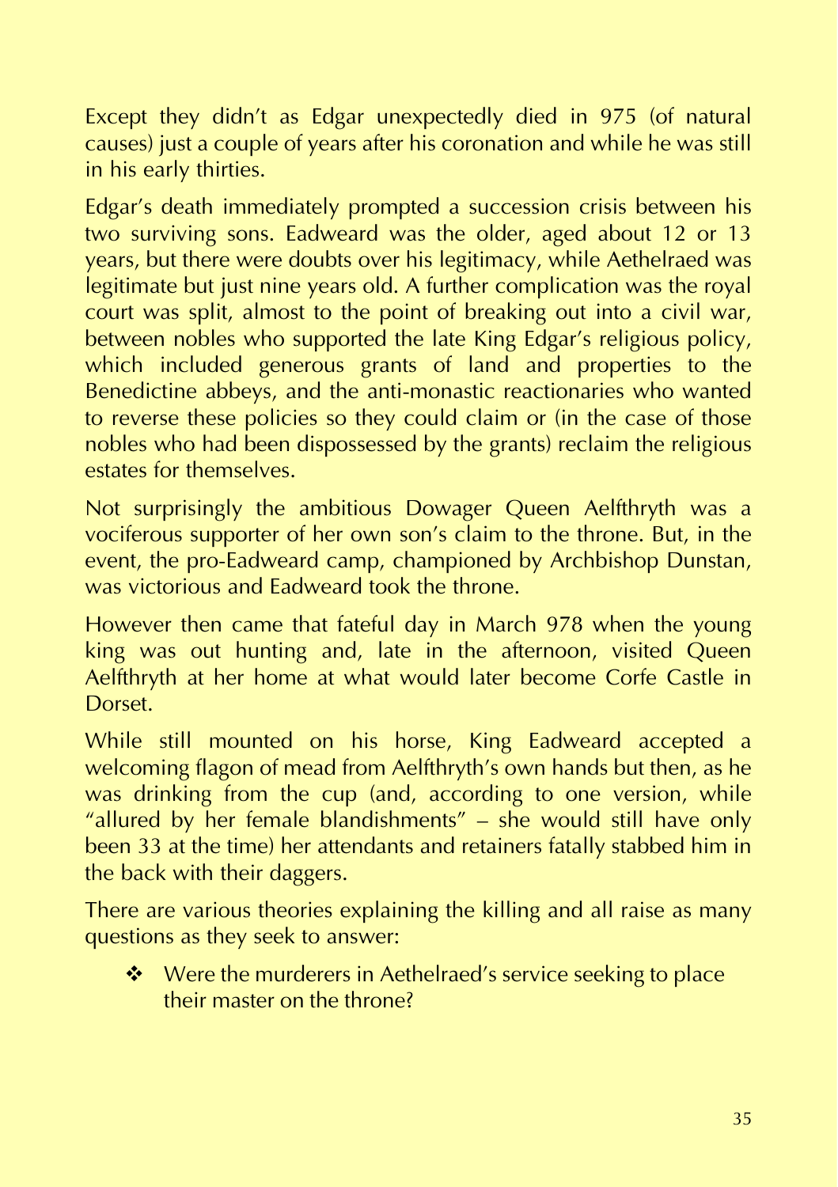Except they didn't as Edgar unexpectedly died in 975 (of natural causes) just a couple of years after his coronation and while he was still in his early thirties.

Edgar's death immediately prompted a succession crisis between his two surviving sons. Eadweard was the older, aged about 12 or 13 years, but there were doubts over his legitimacy, while Aethelraed was legitimate but just nine years old. A further complication was the royal court was split, almost to the point of breaking out into a civil war, between nobles who supported the late King Edgar's religious policy, which included generous grants of land and properties to the Benedictine abbeys, and the anti-monastic reactionaries who wanted to reverse these policies so they could claim or (in the case of those nobles who had been dispossessed by the grants) reclaim the religious estates for themselves.

Not surprisingly the ambitious Dowager Queen Aelfthryth was a vociferous supporter of her own son's claim to the throne. But, in the event, the pro-Eadweard camp, championed by Archbishop Dunstan, was victorious and Eadweard took the throne.

However then came that fateful day in March 978 when the young king was out hunting and, late in the afternoon, visited Queen Aelfthryth at her home at what would later become Corfe Castle in Dorset.

While still mounted on his horse, King Eadweard accepted a welcoming flagon of mead from Aelfthryth's own hands but then, as he was drinking from the cup (and, according to one version, while "allured by her female blandishments" – she would still have only been 33 at the time) her attendants and retainers fatally stabbed him in the back with their daggers.

There are various theories explaining the killing and all raise as many questions as they seek to answer:

- Were the murderers in Aethelraed's service seeking to place their master on the throne?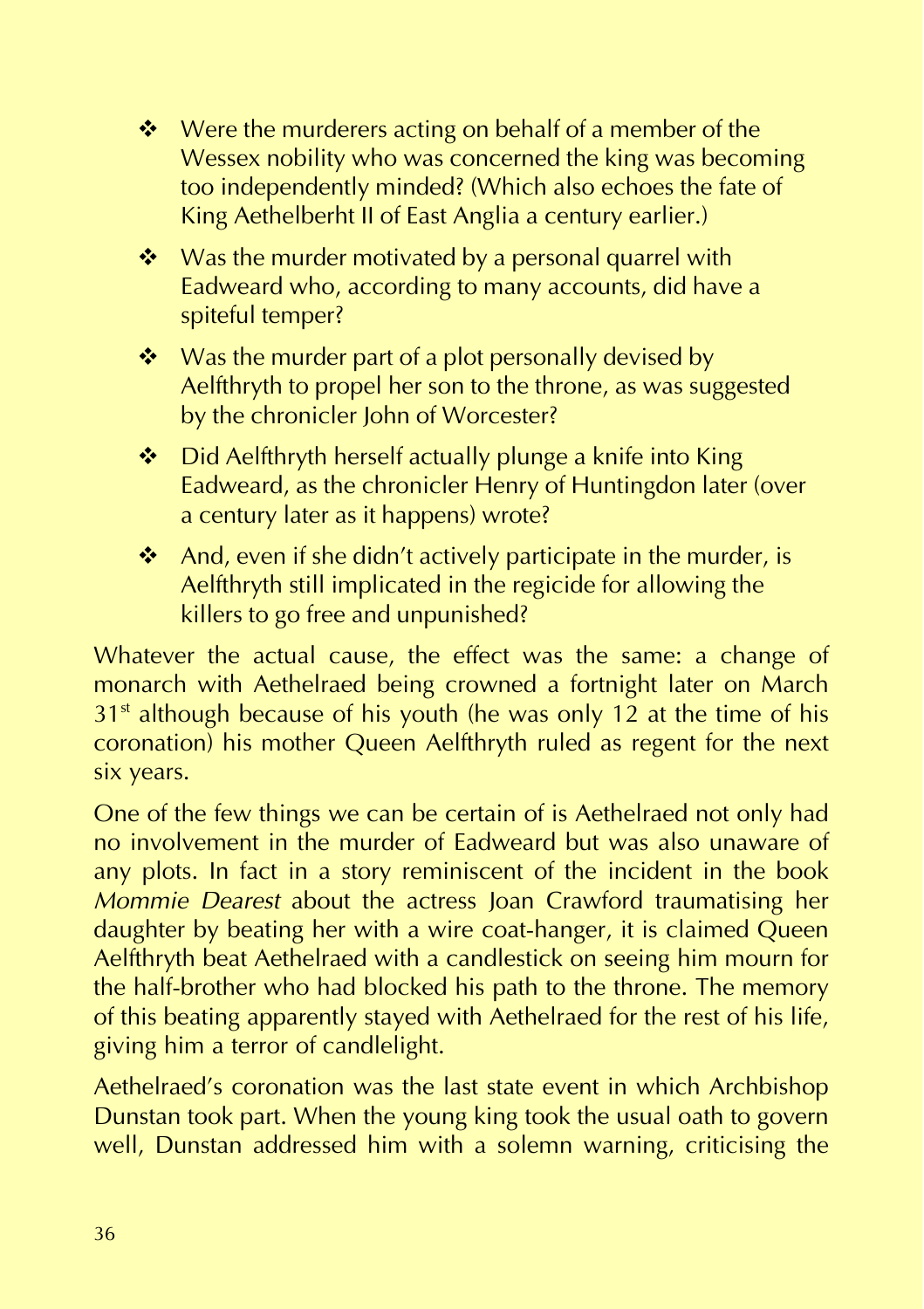- Were the murderers acting on behalf of a member of the Wessex nobility who was concerned the king was becoming too independently minded? (Which also echoes the fate of King Aethelberht II of East Anglia a century earlier.)
- Was the murder motivated by a personal quarrel with Eadweard who, according to many accounts, did have a spiteful temper?
- Was the murder part of a plot personally devised by Aelfthryth to propel her son to the throne, as was suggested by the chronicler John of Worcester?
- Did Aelfthryth herself actually plunge a knife into King Eadweard, as the chronicler Henry of Huntingdon later (over a century later as it happens) wrote?
- And, even if she didn't actively participate in the murder, is Aelfthryth still implicated in the regicide for allowing the killers to go free and unpunished?

Whatever the actual cause, the effect was the same: a change of monarch with Aethelraed being crowned a fortnight later on March 31st although because of his youth (he was only 12 at the time of his coronation) his mother Queen Aelfthryth ruled as regent for the next six years.

One of the few things we can be certain of is Aethelraed not only had no involvement in the murder of Eadweard but was also unaware of any plots. In fact in a story reminiscent of the incident in the book *Mommie Dearest* about the actress Joan Crawford traumatising her daughter by beating her with a wire coat-hanger, it is claimed Queen Aelfthryth beat Aethelraed with a candlestick on seeing him mourn for the half-brother who had blocked his path to the throne. The memory of this beating apparently stayed with Aethelraed for the rest of his life, giving him a terror of candlelight.

Aethelraed's coronation was the last state event in which Archbishop Dunstan took part. When the young king took the usual oath to govern well, Dunstan addressed him with a solemn warning, criticising the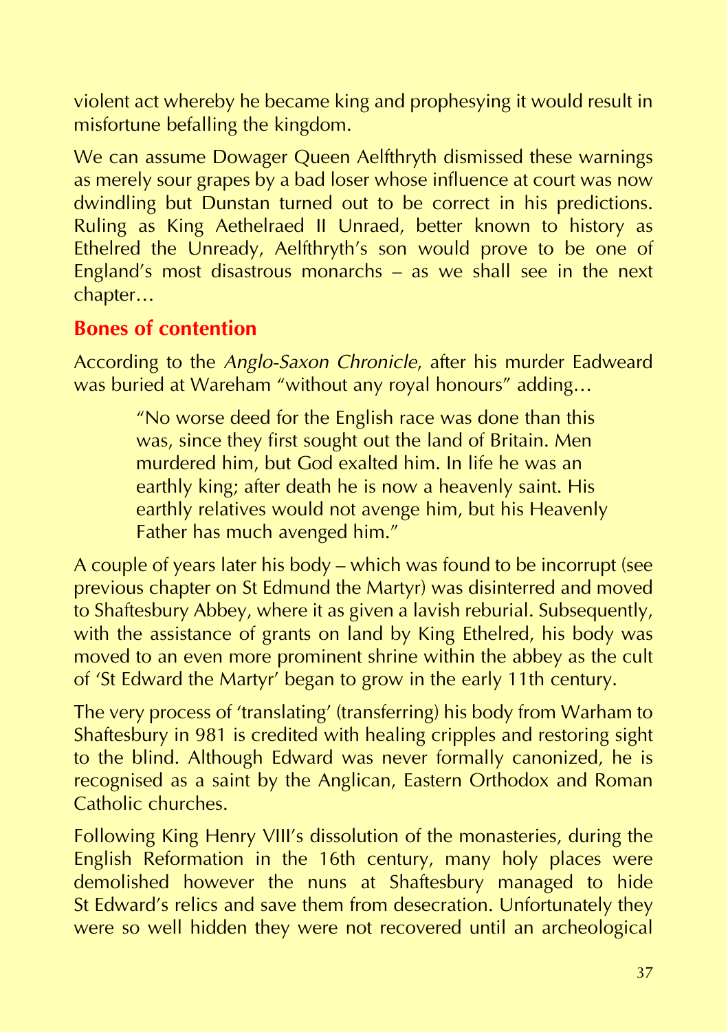violent act whereby he became king and prophesying it would result in misfortune befalling the kingdom.

We can assume Dowager Queen Aelfthryth dismissed these warnings as merely sour grapes by a bad loser whose influence at court was now dwindling but Dunstan turned out to be correct in his predictions. Ruling as King Aethelraed II Unraed, better known to history as Ethelred the Unready, Aelfthryth's son would prove to be one of England's most disastrous monarchs – as we shall see in the next chapter…

## Bones of contention

According to the *Anglo-Saxon Chronicle*, after his murder Eadweard was buried at Wareham "without any royal honours" adding…

> "No worse deed for the English race was done than this was, since they first sought out the land of Britain. Men murdered him, but God exalted him. In life he was an earthly king; after death he is now a heavenly saint. His earthly relatives would not avenge him, but his Heavenly Father has much avenged him."

A couple of years later his body – which was found to be incorrupt (see previous chapter on St Edmund the Martyr) was disinterred and moved to Shaftesbury Abbey, where it as given a lavish reburial. Subsequently, with the assistance of grants on land by King Ethelred, his body was moved to an even more prominent shrine within the abbey as the cult of 'St Edward the Martyr' began to grow in the early 11th century.

The very process of 'translating' (transferring) his body from Warham to Shaftesbury in 981 is credited with healing cripples and restoring sight to the blind. Although Edward was never formally canonized, he is recognised as a saint by the Anglican, Eastern Orthodox and Roman Catholic churches.

Following King Henry VIII's dissolution of the monasteries, during the English Reformation in the 16th century, many holy places were demolished however the nuns at Shaftesbury managed to hide St Edward's relics and save them from desecration. Unfortunately they were so well hidden they were not recovered until an archeological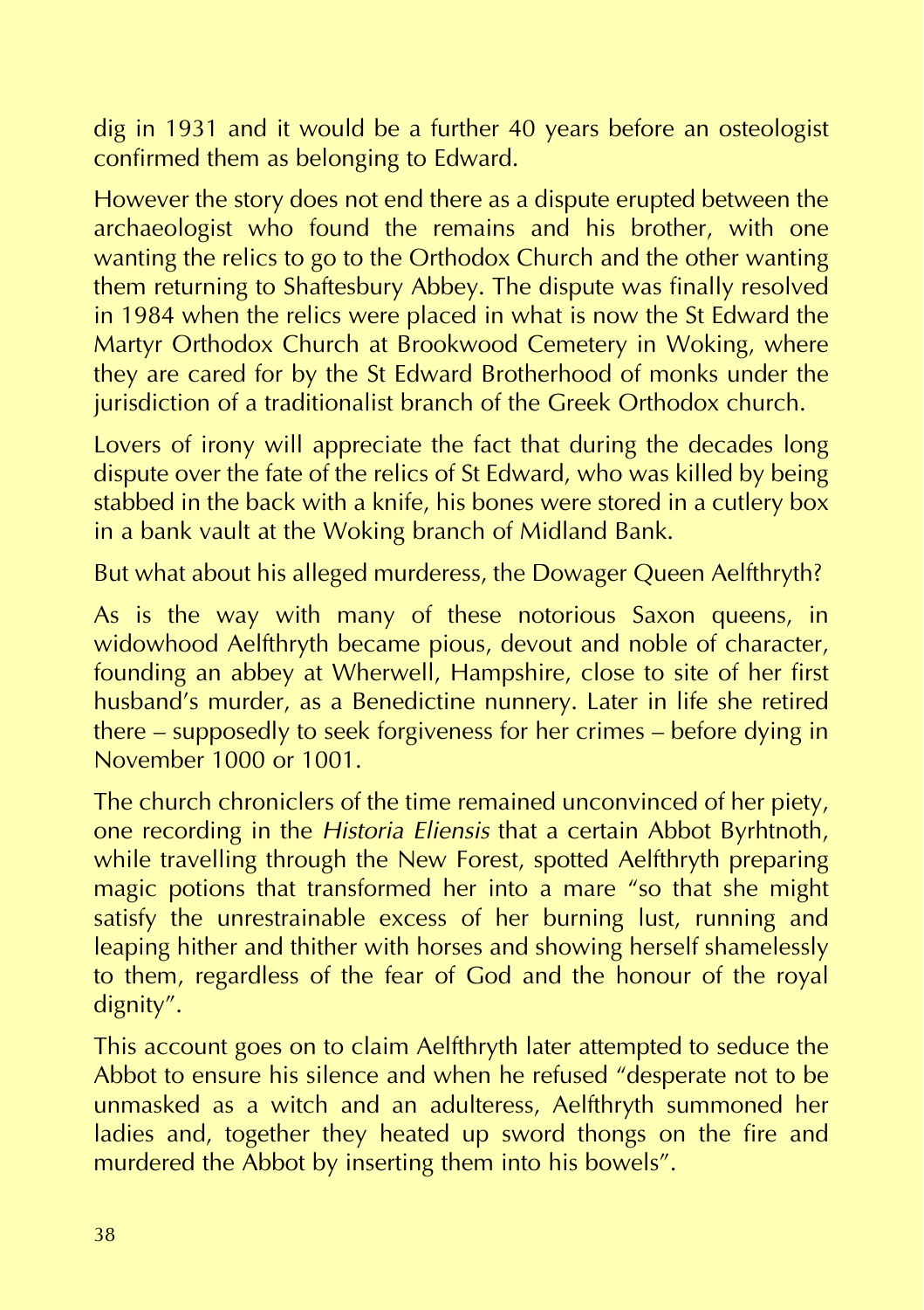dig in 1931 and it would be a further 40 years before an osteologist confirmed them as belonging to Edward.

However the story does not end there as a dispute erupted between the archaeologist who found the remains and his brother, with one wanting the relics to go to the Orthodox Church and the other wanting them returning to Shaftesbury Abbey. The dispute was finally resolved in 1984 when the relics were placed in what is now the St Edward the Martyr Orthodox Church at Brookwood Cemetery in Woking, where they are cared for by the St Edward Brotherhood of monks under the jurisdiction of a traditionalist branch of the Greek Orthodox church.

Lovers of irony will appreciate the fact that during the decades long dispute over the fate of the relics of St Edward, who was killed by being stabbed in the back with a knife, his bones were stored in a cutlery box in a bank vault at the Woking branch of Midland Bank.

But what about his alleged murderess, the Dowager Queen Aelfthryth?

As is the way with many of these notorious Saxon queens, in widowhood Aelfthryth became pious, devout and noble of character, founding an abbey at Wherwell, Hampshire, close to site of her first husband's murder, as a Benedictine nunnery. Later in life she retired there – supposedly to seek forgiveness for her crimes – before dying in November 1000 or 1001.

The church chroniclers of the time remained unconvinced of her piety, one recording in the *Historia Eliensis* that a certain Abbot Byrhtnoth, while travelling through the New Forest, spotted Aelfthryth preparing magic potions that transformed her into a mare "so that she might satisfy the unrestrainable excess of her burning lust, running and leaping hither and thither with horses and showing herself shamelessly to them, regardless of the fear of God and the honour of the royal dignity".

This account goes on to claim Aelfthryth later attempted to seduce the Abbot to ensure his silence and when he refused "desperate not to be unmasked as a witch and an adulteress, Aelfthryth summoned her ladies and, together they heated up sword thongs on the fire and murdered the Abbot by inserting them into his bowels".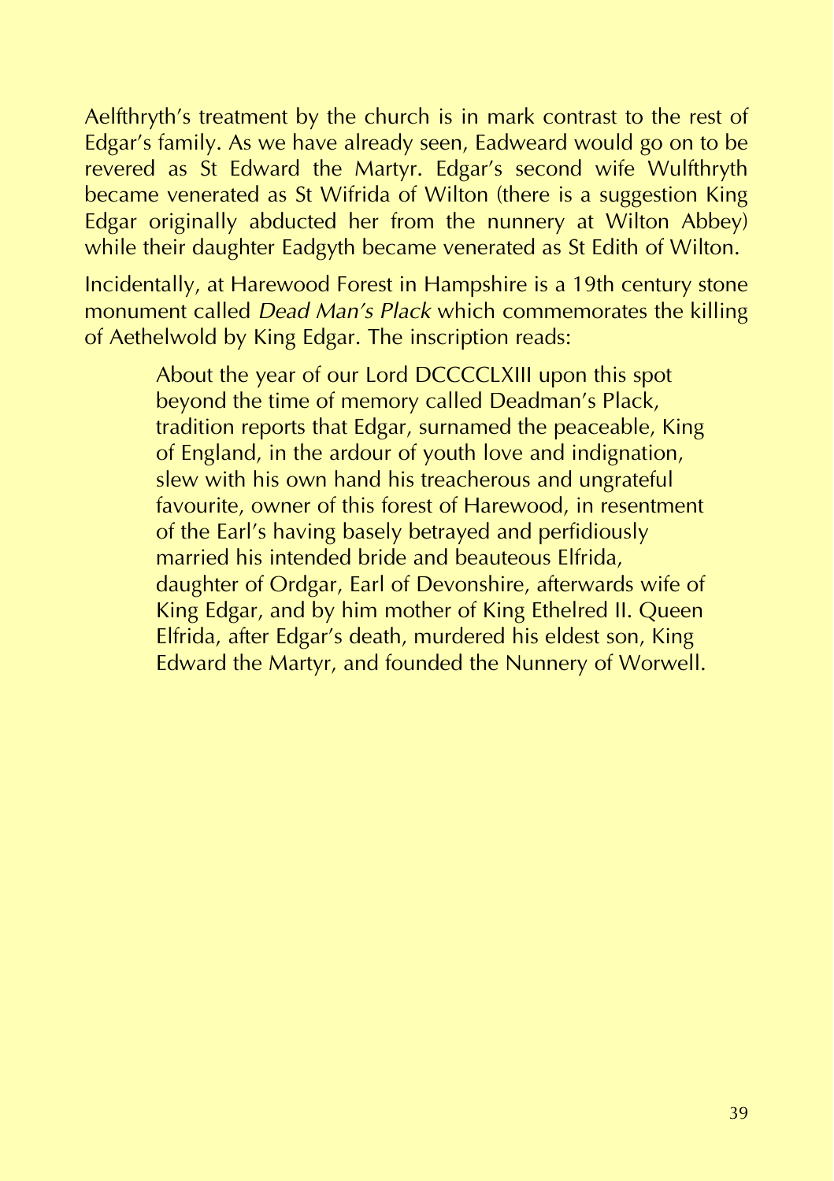Aelfthryth's treatment by the church is in mark contrast to the rest of Edgar's family. As we have already seen, Eadweard would go on to be revered as St Edward the Martyr. Edgar's second wife Wulfthryth became venerated as St Wifrida of Wilton (there is a suggestion King Edgar originally abducted her from the nunnery at Wilton Abbey) while their daughter Eadgyth became venerated as St Edith of Wilton.

Incidentally, at Harewood Forest in Hampshire is a 19th century stone monument called *Dead Man's Plack* which commemorates the killing of Aethelwold by King Edgar. The inscription reads:

> About the year of our Lord DCCCCLXIII upon this spot beyond the time of memory called Deadman's Plack, tradition reports that Edgar, surnamed the peaceable, King of England, in the ardour of youth love and indignation, slew with his own hand his treacherous and ungrateful favourite, owner of this forest of Harewood, in resentment of the Earl's having basely betrayed and perfidiously married his intended bride and beauteous Elfrida, daughter of Ordgar, Earl of Devonshire, afterwards wife of King Edgar, and by him mother of King Ethelred II. Queen Elfrida, after Edgar's death, murdered his eldest son, King Edward the Martyr, and founded the Nunnery of Worwell.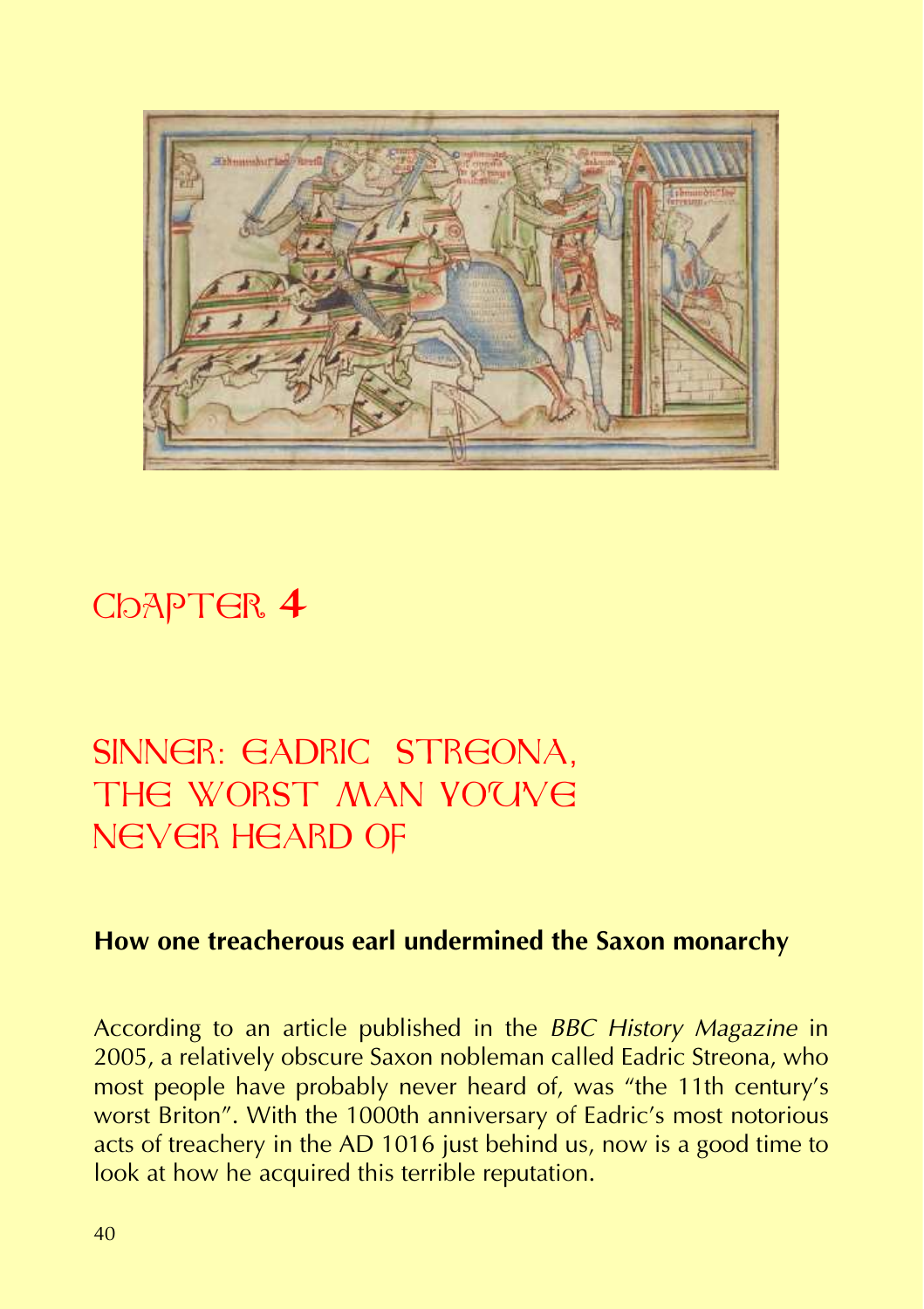# Chapter 4

# Sinner: Eadric Streona, the worst man you've never heard of

**How one treacherous earl undermined the Saxon monarchy**

According to an article published in the *BBC History Magazine* in 2005, a relatively obscure Saxon nobleman called Eadric Streona, who most people have probably never heard of, was "the 11th century's worst Briton". With the 1000th anniversary of Eadric's most notorious acts of treachery in the AD 1016 just behind us, now is a good time to look at how he acquired this terrible reputation.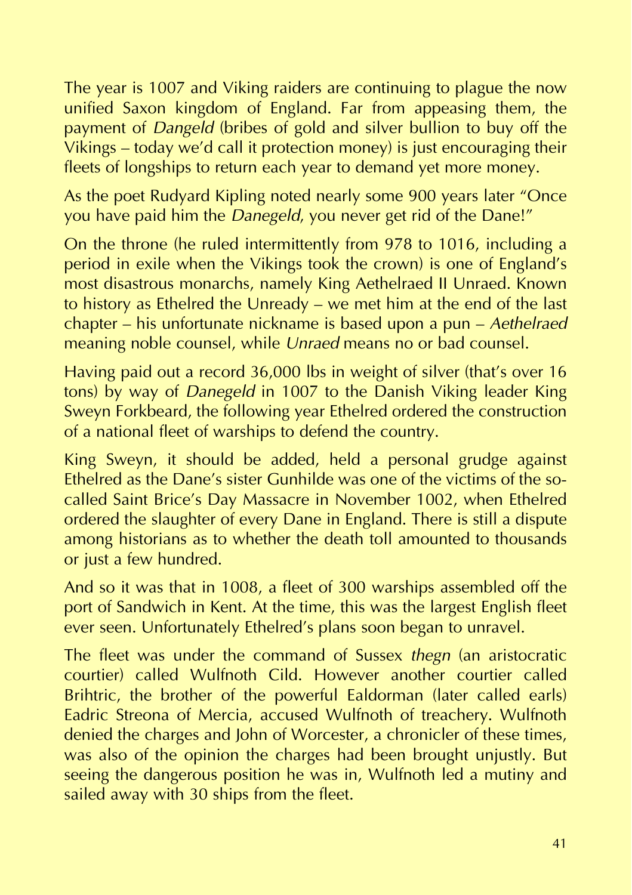The year is 1007 and Viking raiders are continuing to plague the now unified Saxon kingdom of England. Far from appeasing them, the payment of *Dangeld* (bribes of gold and silver bullion to buy off the Vikings – today we'd call it protection money) is just encouraging their fleets of longships to return each year to demand yet more money.

As the poet Rudyard Kipling noted nearly some 900 years later "Once you have paid him the *Danegeld*, you never get rid of the Dane!"

On the throne (he ruled intermittently from 978 to 1016, including a period in exile when the Vikings took the crown) is one of England's most disastrous monarchs, namely King Aethelraed II Unraed. Known to history as Ethelred the Unready – we met him at the end of the last chapter – his unfortunate nickname is based upon a pun – *Aethelraed* meaning noble counsel, while *Unraed* means no or bad counsel.

Having paid out a record 36,000 lbs in weight of silver (that's over 16 tons) by way of *Danegeld* in 1007 to the Danish Viking leader King Sweyn Forkbeard, the following year Ethelred ordered the construction of a national fleet of warships to defend the country.

King Sweyn, it should be added, held a personal grudge against Ethelred as the Dane's sister Gunhilde was one of the victims of the so-called Saint Brice's Day Massacre in November 1002, when Ethelred ordered the slaughter of every Dane in England. There is still a dispute among historians as to whether the death toll amounted to thousands or just a few hundred.

And so it was that in 1008, a fleet of 300 warships assembled off the port of Sandwich in Kent. At the time, this was the largest English fleet ever seen. Unfortunately Ethelred's plans soon began to unravel.

The fleet was under the command of Sussex *thegn* (an aristocratic courtier) called Wulfnoth Cild. However another courtier called Brihtric, the brother of the powerful Ealdorman (later called earls) Eadric Streona of Mercia, accused Wulfnoth of treachery. Wulfnoth denied the charges and John of Worcester, a chronicler of these times, was also of the opinion the charges had been brought unjustly. But seeing the dangerous position he was in, Wulfnoth led a mutiny and sailed away with 30 ships from the fleet.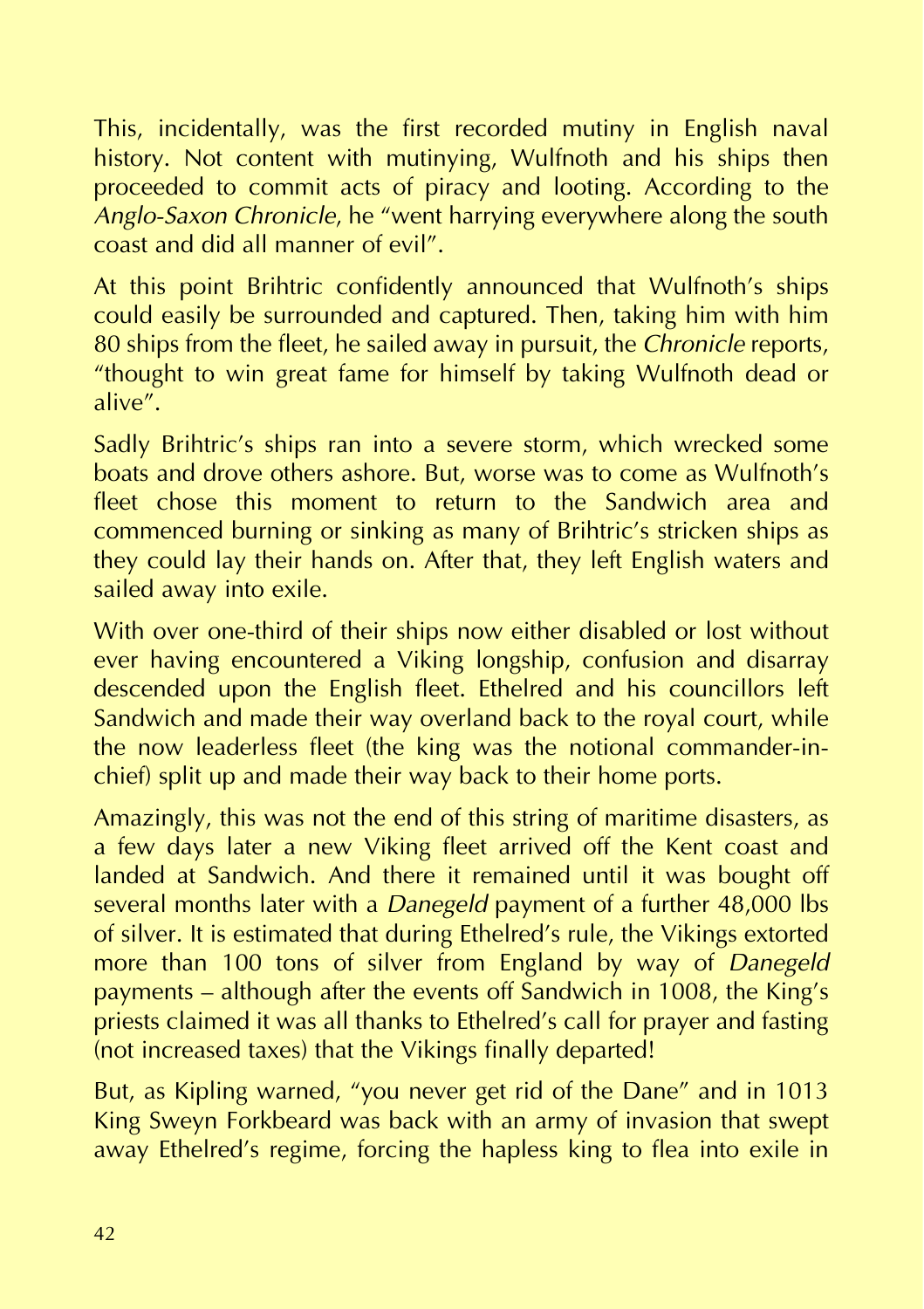This, incidentally, was the first recorded mutiny in English naval history. Not content with mutinying, Wulfnoth and his ships then proceeded to commit acts of piracy and looting. According to the *Anglo-Saxon Chronicle*, he "went harrying everywhere along the south coast and did all manner of evil".

At this point Brihtric confidently announced that Wulfnoth's ships could easily be surrounded and captured. Then, taking him with him 80 ships from the fleet, he sailed away in pursuit, the *Chronicle* reports, "thought to win great fame for himself by taking Wulfnoth dead or alive".

Sadly Brihtric's ships ran into a severe storm, which wrecked some boats and drove others ashore. But, worse was to come as Wulfnoth's fleet chose this moment to return to the Sandwich area and commenced burning or sinking as many of Brihtric's stricken ships as they could lay their hands on. After that, they left English waters and sailed away into exile.

With over one-third of their ships now either disabled or lost without ever having encountered a Viking longship, confusion and disarray descended upon the English fleet. Ethelred and his councillors left Sandwich and made their way overland back to the royal court, while the now leaderless fleet (the king was the notional commander-in-chief) split up and made their way back to their home ports.

Amazingly, this was not the end of this string of maritime disasters, as a few days later a new Viking fleet arrived off the Kent coast and landed at Sandwich. And there it remained until it was bought off several months later with a *Danegeld* payment of a further 48,000 lbs of silver. It is estimated that during Ethelred's rule, the Vikings extorted more than 100 tons of silver from England by way of *Danegeld* payments – although after the events off Sandwich in 1008, the King's priests claimed it was all thanks to Ethelred's call for prayer and fasting (not increased taxes) that the Vikings finally departed!

But, as Kipling warned, "you never get rid of the Dane" and in 1013 King Sweyn Forkbeard was back with an army of invasion that swept away Ethelred's regime, forcing the hapless king to flea into exile in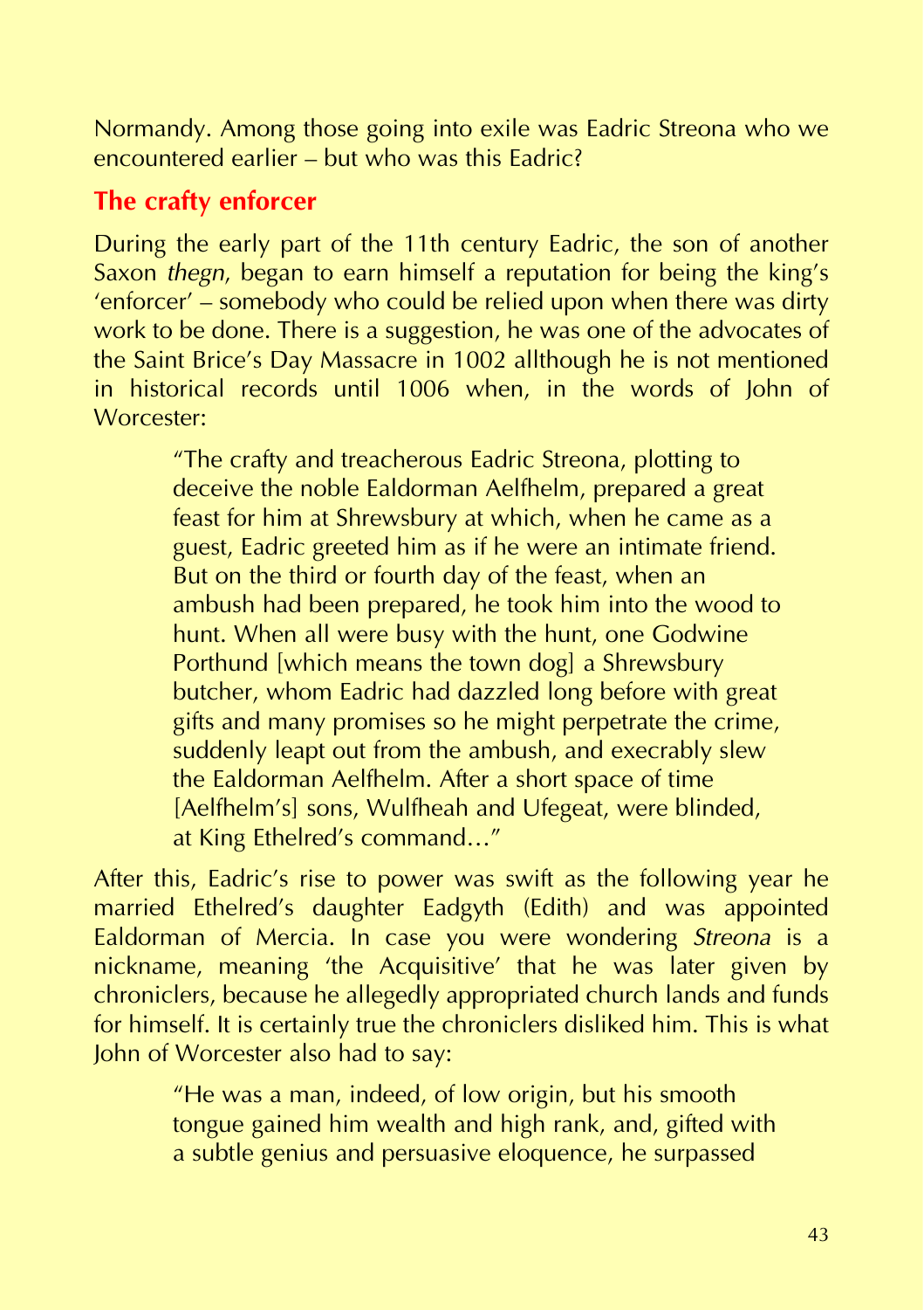Normandy. Among those going into exile was Eadric Streona who we encountered earlier – but who was this Eadric?

## The crafty enforcer

During the early part of the 11th century Eadric, the son of another Saxon *thegn*, began to earn himself a reputation for being the king's 'enforcer' – somebody who could be relied upon when there was dirty work to be done. There is a suggestion, he was one of the advocates of the Saint Brice's Day Massacre in 1002 allthough he is not mentioned in historical records until 1006 when, in the words of John of Worcester:

> "The crafty and treacherous Eadric Streona, plotting to deceive the noble Ealdorman Aelfhelm, prepared a great feast for him at Shrewsbury at which, when he came as a guest, Eadric greeted him as if he were an intimate friend. But on the third or fourth day of the feast, when an ambush had been prepared, he took him into the wood to hunt. When all were busy with the hunt, one Godwine Porthund [which means the town dog] a Shrewsbury butcher, whom Eadric had dazzled long before with great gifts and many promises so he might perpetrate the crime, suddenly leapt out from the ambush, and execrably slew the Ealdorman Aelfhelm. After a short space of time [Aelfhelm's] sons, Wulfheah and Ufegeat, were blinded, at King Ethelred's command…"

After this, Eadric's rise to power was swift as the following year he married Ethelred's daughter Eadgyth (Edith) and was appointed Ealdorman of Mercia. In case you were wondering *Streona* is a nickname, meaning 'the Acquisitive' that he was later given by chroniclers, because he allegedly appropriated church lands and funds for himself. It is certainly true the chroniclers disliked him. This is what John of Worcester also had to say:

> "He was a man, indeed, of low origin, but his smooth tongue gained him wealth and high rank, and, gifted with a subtle genius and persuasive eloquence, he surpassed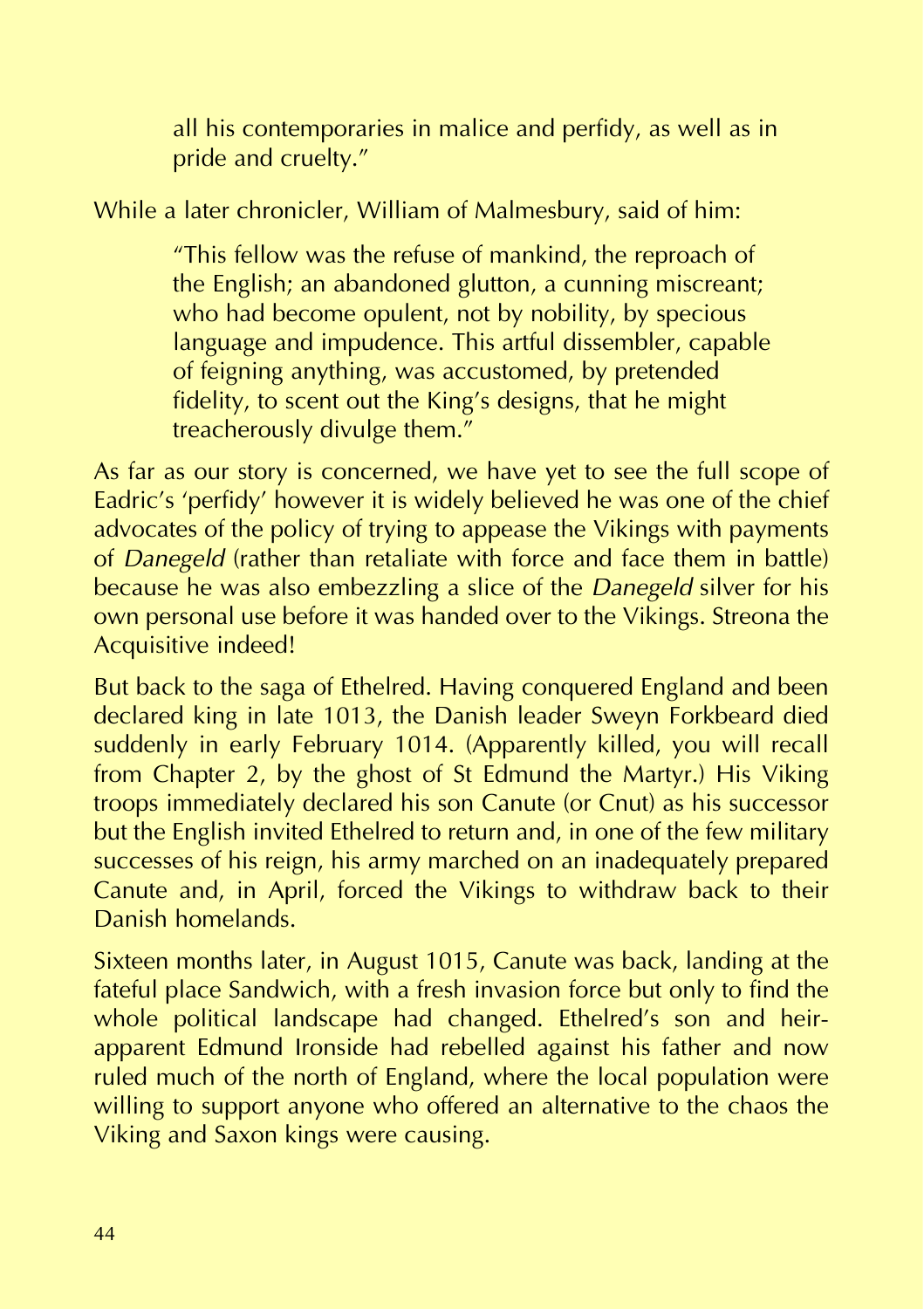> all his contemporaries in malice and perfidy, as well as in pride and cruelty."

While a later chronicler, William of Malmesbury, said of him:

> "This fellow was the refuse of mankind, the reproach of the English; an abandoned glutton, a cunning miscreant; who had become opulent, not by nobility, by specious language and impudence. This artful dissembler, capable of feigning anything, was accustomed, by pretended fidelity, to scent out the King's designs, that he might treacherously divulge them."

As far as our story is concerned, we have yet to see the full scope of Eadric's 'perfidy' however it is widely believed he was one of the chief advocates of the policy of trying to appease the Vikings with payments of *Danegeld* (rather than retaliate with force and face them in battle) because he was also embezzling a slice of the *Danegeld* silver for his own personal use before it was handed over to the Vikings. Streona the Acquisitive indeed!

But back to the saga of Ethelred. Having conquered England and been declared king in late 1013, the Danish leader Sweyn Forkbeard died suddenly in early February 1014. (Apparently killed, you will recall from Chapter 2, by the ghost of St Edmund the Martyr.) His Viking troops immediately declared his son Canute (or Cnut) as his successor but the English invited Ethelred to return and, in one of the few military successes of his reign, his army marched on an inadequately prepared Canute and, in April, forced the Vikings to withdraw back to their Danish homelands.

Sixteen months later, in August 1015, Canute was back, landing at the fateful place Sandwich, with a fresh invasion force but only to find the whole political landscape had changed. Ethelred's son and heir-apparent Edmund Ironside had rebelled against his father and now ruled much of the north of England, where the local population were willing to support anyone who offered an alternative to the chaos the Viking and Saxon kings were causing.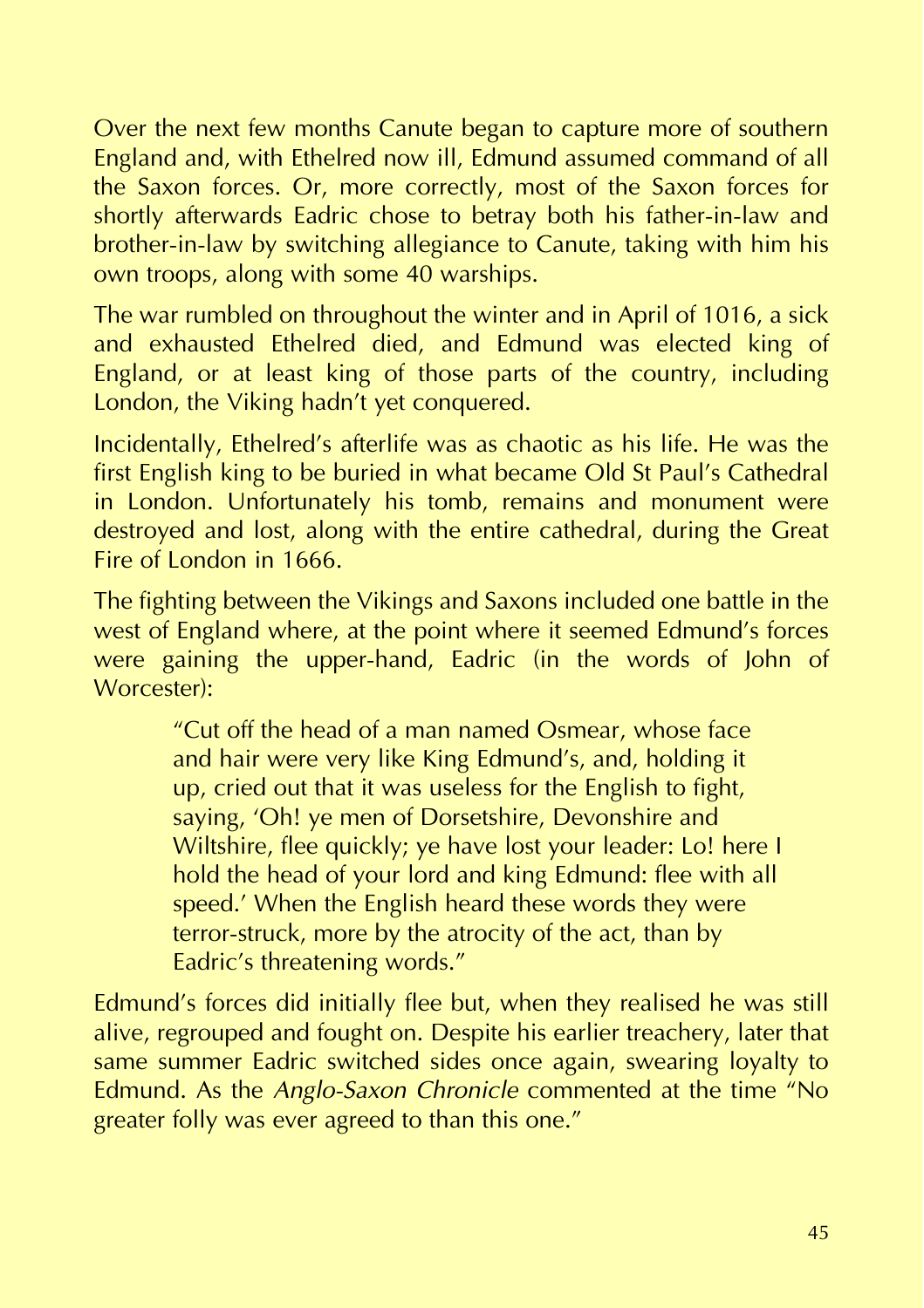Over the next few months Canute began to capture more of southern England and, with Ethelred now ill, Edmund assumed command of all the Saxon forces. Or, more correctly, most of the Saxon forces for shortly afterwards Eadric chose to betray both his father-in-law and brother-in-law by switching allegiance to Canute, taking with him his own troops, along with some 40 warships.

The war rumbled on throughout the winter and in April of 1016, a sick and exhausted Ethelred died, and Edmund was elected king of England, or at least king of those parts of the country, including London, the Viking hadn't yet conquered.

Incidentally, Ethelred's afterlife was as chaotic as his life. He was the first English king to be buried in what became Old St Paul's Cathedral in London. Unfortunately his tomb, remains and monument were destroyed and lost, along with the entire cathedral, during the Great Fire of London in 1666.

The fighting between the Vikings and Saxons included one battle in the west of England where, at the point where it seemed Edmund's forces were gaining the upper-hand, Eadric (in the words of John of Worcester):

> "Cut off the head of a man named Osmear, whose face and hair were very like King Edmund's, and, holding it up, cried out that it was useless for the English to fight, saying, 'Oh! ye men of Dorsetshire, Devonshire and Wiltshire, flee quickly; ye have lost your leader: Lo! here I hold the head of your lord and king Edmund: flee with all speed.' When the English heard these words they were terror-struck, more by the atrocity of the act, than by Eadric's threatening words."

Edmund's forces did initially flee but, when they realised he was still alive, regrouped and fought on. Despite his earlier treachery, later that same summer Eadric switched sides once again, swearing loyalty to Edmund. As the *Anglo-Saxon Chronicle* commented at the time "No greater folly was ever agreed to than this one."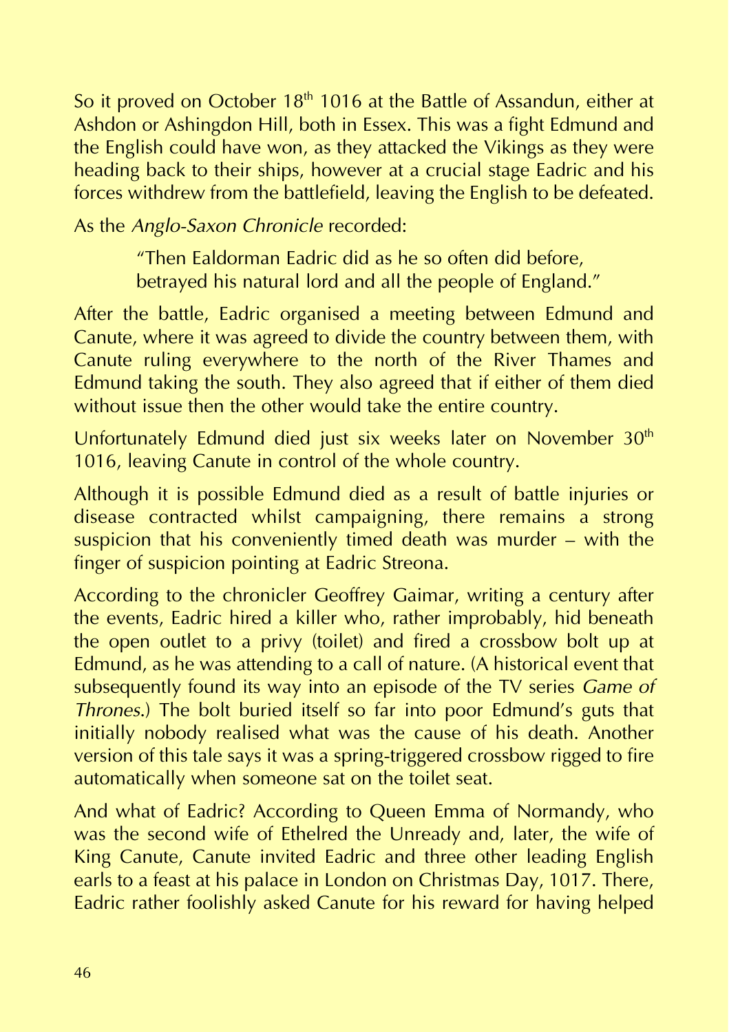So it proved on October 18th 1016 at the Battle of Assandun, either at Ashdon or Ashingdon Hill, both in Essex. This was a fight Edmund and the English could have won, as they attacked the Vikings as they were heading back to their ships, however at a crucial stage Eadric and his forces withdrew from the battlefield, leaving the English to be defeated.

As the *Anglo-Saxon Chronicle* recorded:

> "Then Ealdorman Eadric did as he so often did before, betrayed his natural lord and all the people of England."

After the battle, Eadric organised a meeting between Edmund and Canute, where it was agreed to divide the country between them, with Canute ruling everywhere to the north of the River Thames and Edmund taking the south. They also agreed that if either of them died without issue then the other would take the entire country.

Unfortunately Edmund died just six weeks later on November 30th 1016, leaving Canute in control of the whole country.

Although it is possible Edmund died as a result of battle injuries or disease contracted whilst campaigning, there remains a strong suspicion that his conveniently timed death was murder – with the finger of suspicion pointing at Eadric Streona.

According to the chronicler Geoffrey Gaimar, writing a century after the events, Eadric hired a killer who, rather improbably, hid beneath the open outlet to a privy (toilet) and fired a crossbow bolt up at Edmund, as he was attending to a call of nature. (A historical event that subsequently found its way into an episode of the TV series *Game of Thrones*.) The bolt buried itself so far into poor Edmund's guts that initially nobody realised what was the cause of his death. Another version of this tale says it was a spring-triggered crossbow rigged to fire automatically when someone sat on the toilet seat.

And what of Eadric? According to Queen Emma of Normandy, who was the second wife of Ethelred the Unready and, later, the wife of King Canute, Canute invited Eadric and three other leading English earls to a feast at his palace in London on Christmas Day, 1017. There, Eadric rather foolishly asked Canute for his reward for having helped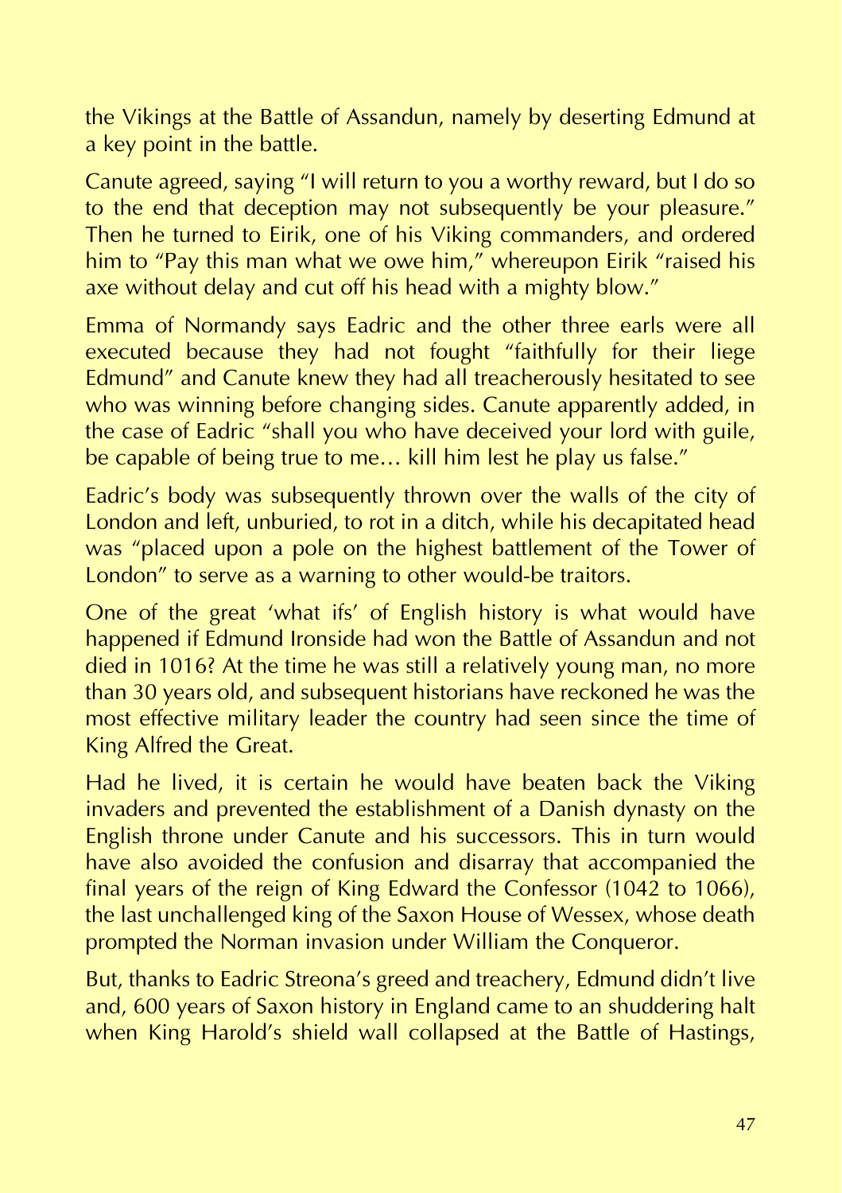the Vikings at the Battle of Assandun, namely by deserting Edmund at a key point in the battle.

Canute agreed, saying "I will return to you a worthy reward, but I do so to the end that deception may not subsequently be your pleasure." Then he turned to Eirik, one of his Viking commanders, and ordered him to "Pay this man what we owe him," whereupon Eirik "raised his axe without delay and cut off his head with a mighty blow."

Emma of Normandy says Eadric and the other three earls were all executed because they had not fought "faithfully for their liege Edmund" and Canute knew they had all treacherously hesitated to see who was winning before changing sides. Canute apparently added, in the case of Eadric "shall you who have deceived your lord with guile, be capable of being true to me… kill him lest he play us false."

Eadric's body was subsequently thrown over the walls of the city of London and left, unburied, to rot in a ditch, while his decapitated head was "placed upon a pole on the highest battlement of the Tower of London" to serve as a warning to other would-be traitors.

One of the great 'what ifs' of English history is what would have happened if Edmund Ironside had won the Battle of Assandun and not died in 1016? At the time he was still a relatively young man, no more than 30 years old, and subsequent historians have reckoned he was the most effective military leader the country had seen since the time of King Alfred the Great.

Had he lived, it is certain he would have beaten back the Viking invaders and prevented the establishment of a Danish dynasty on the English throne under Canute and his successors. This in turn would have also avoided the confusion and disarray that accompanied the final years of the reign of King Edward the Confessor (1042 to 1066), the last unchallenged king of the Saxon House of Wessex, whose death prompted the Norman invasion under William the Conqueror.

But, thanks to Eadric Streona's greed and treachery, Edmund didn't live and, 600 years of Saxon history in England came to an shuddering halt when King Harold's shield wall collapsed at the Battle of Hastings,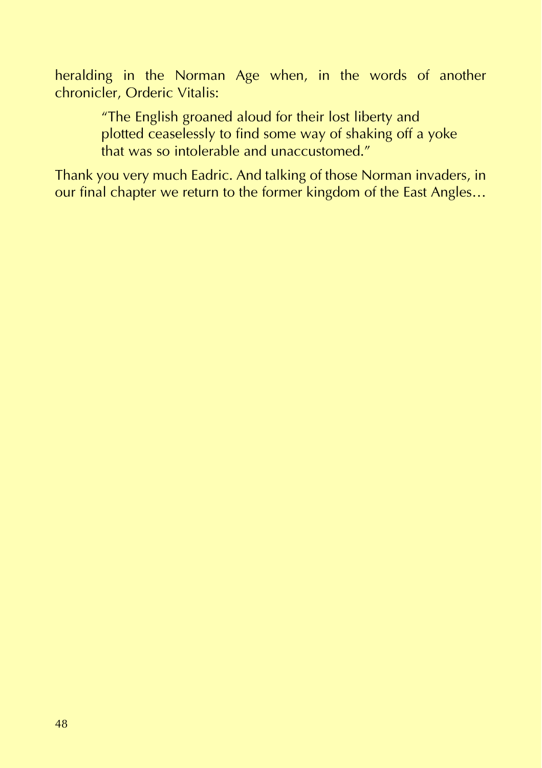heralding in the Norman Age when, in the words of another chronicler, Orderic Vitalis:

> "The English groaned aloud for their lost liberty and plotted ceaselessly to find some way of shaking off a yoke that was so intolerable and unaccustomed."

Thank you very much Eadric. And talking of those Norman invaders, in our final chapter we return to the former kingdom of the East Angles…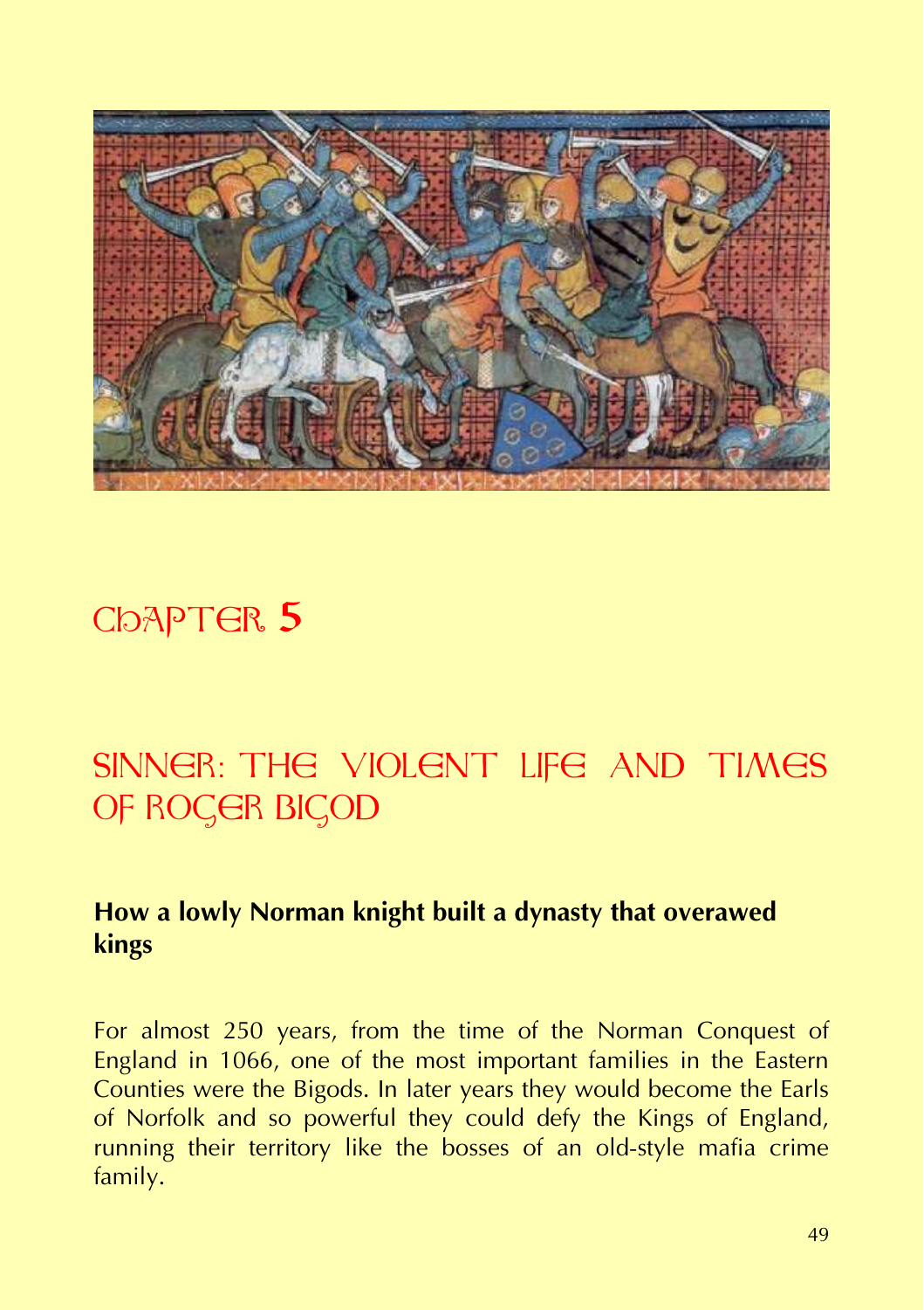# Chapter 5

## SINNER: THE VIOLENT LIFE AND TIMES OF ROGER BIGOD

**How a lowly Norman knight built a dynasty that overawed kings**

For almost 250 years, from the time of the Norman Conquest of England in 1066, one of the most important families in the Eastern Counties were the Bigods. In later years they would become the Earls of Norfolk and so powerful they could defy the Kings of England, running their territory like the bosses of an old-style mafia crime family.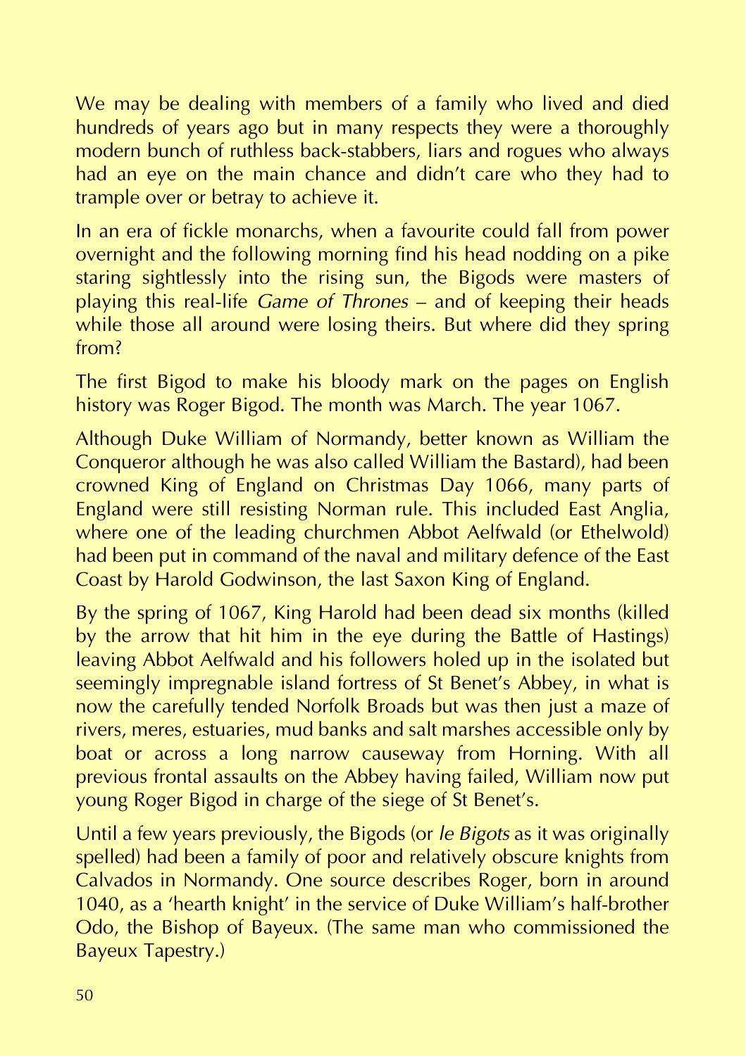We may be dealing with members of a family who lived and died hundreds of years ago but in many respects they were a thoroughly modern bunch of ruthless back-stabbers, liars and rogues who always had an eye on the main chance and didn't care who they had to trample over or betray to achieve it.

In an era of fickle monarchs, when a favourite could fall from power overnight and the following morning find his head nodding on a pike staring sightlessly into the rising sun, the Bigods were masters of playing this real-life *Game of Thrones* – and of keeping their heads while those all around were losing theirs. But where did they spring from?

The first Bigod to make his bloody mark on the pages on English history was Roger Bigod. The month was March. The year 1067.

Although Duke William of Normandy, better known as William the Conqueror although he was also called William the Bastard), had been crowned King of England on Christmas Day 1066, many parts of England were still resisting Norman rule. This included East Anglia, where one of the leading churchmen Abbot Aelfwald (or Ethelwold) had been put in command of the naval and military defence of the East Coast by Harold Godwinson, the last Saxon King of England.

By the spring of 1067, King Harold had been dead six months (killed by the arrow that hit him in the eye during the Battle of Hastings) leaving Abbot Aelfwald and his followers holed up in the isolated but seemingly impregnable island fortress of St Benet's Abbey, in what is now the carefully tended Norfolk Broads but was then just a maze of rivers, meres, estuaries, mud banks and salt marshes accessible only by boat or across a long narrow causeway from Horning. With all previous frontal assaults on the Abbey having failed, William now put young Roger Bigod in charge of the siege of St Benet's.

Until a few years previously, the Bigods (or *le Bigots* as it was originally spelled) had been a family of poor and relatively obscure knights from Calvados in Normandy. One source describes Roger, born in around 1040, as a 'hearth knight' in the service of Duke William's half-brother Odo, the Bishop of Bayeux. (The same man who commissioned the Bayeux Tapestry.)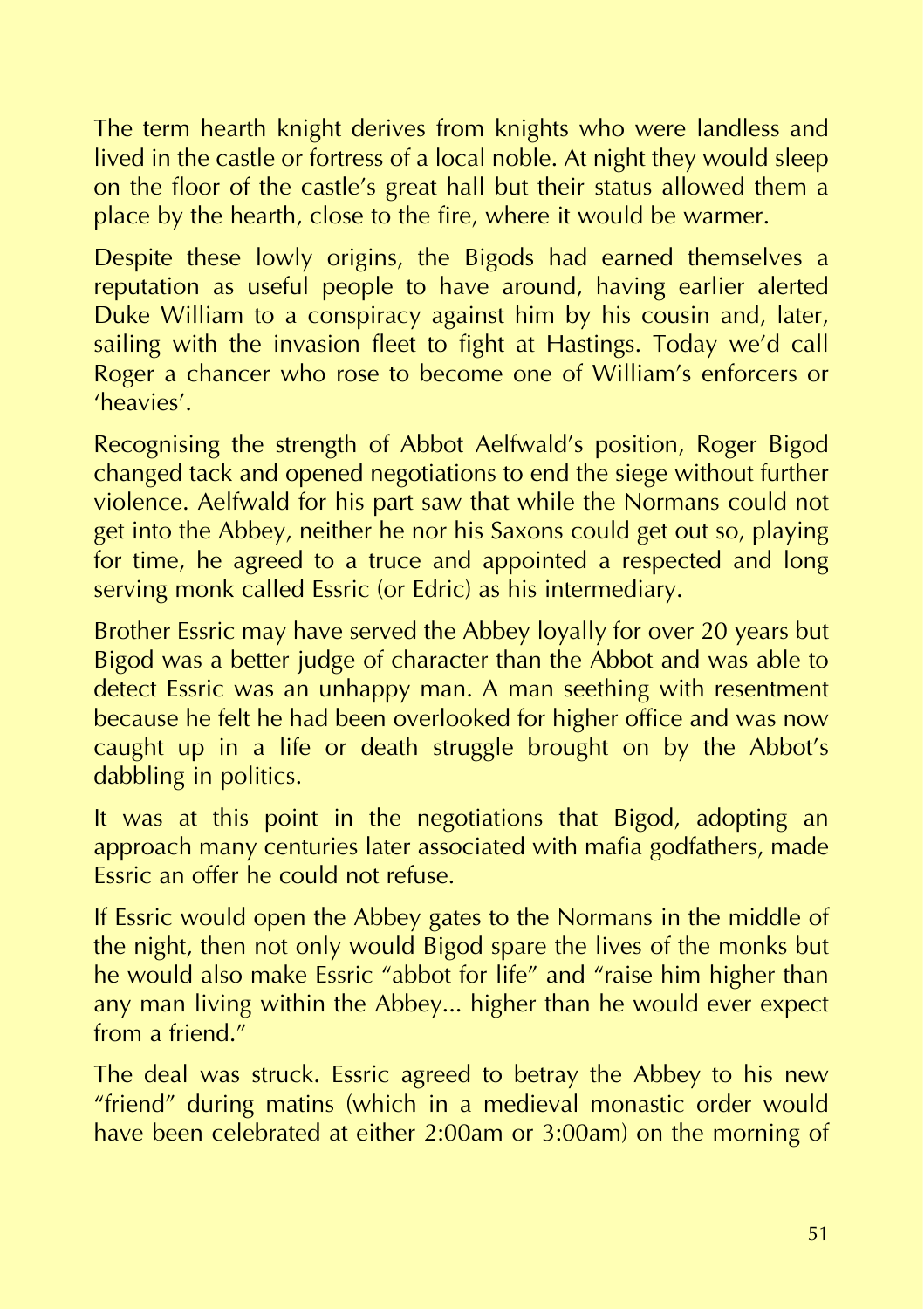The term hearth knight derives from knights who were landless and lived in the castle or fortress of a local noble. At night they would sleep on the floor of the castle's great hall but their status allowed them a place by the hearth, close to the fire, where it would be warmer.

Despite these lowly origins, the Bigods had earned themselves a reputation as useful people to have around, having earlier alerted Duke William to a conspiracy against him by his cousin and, later, sailing with the invasion fleet to fight at Hastings. Today we'd call Roger a chancer who rose to become one of William's enforcers or 'heavies'.

Recognising the strength of Abbot Aelfwald's position, Roger Bigod changed tack and opened negotiations to end the siege without further violence. Aelfwald for his part saw that while the Normans could not get into the Abbey, neither he nor his Saxons could get out so, playing for time, he agreed to a truce and appointed a respected and long serving monk called Essric (or Edric) as his intermediary.

Brother Essric may have served the Abbey loyally for over 20 years but Bigod was a better judge of character than the Abbot and was able to detect Essric was an unhappy man. A man seething with resentment because he felt he had been overlooked for higher office and was now caught up in a life or death struggle brought on by the Abbot's dabbling in politics.

It was at this point in the negotiations that Bigod, adopting an approach many centuries later associated with mafia godfathers, made Essric an offer he could not refuse.

If Essric would open the Abbey gates to the Normans in the middle of the night, then not only would Bigod spare the lives of the monks but he would also make Essric "abbot for life" and "raise him higher than any man living within the Abbey... higher than he would ever expect from a friend."

The deal was struck. Essric agreed to betray the Abbey to his new "friend" during matins (which in a medieval monastic order would have been celebrated at either 2:00am or 3:00am) on the morning of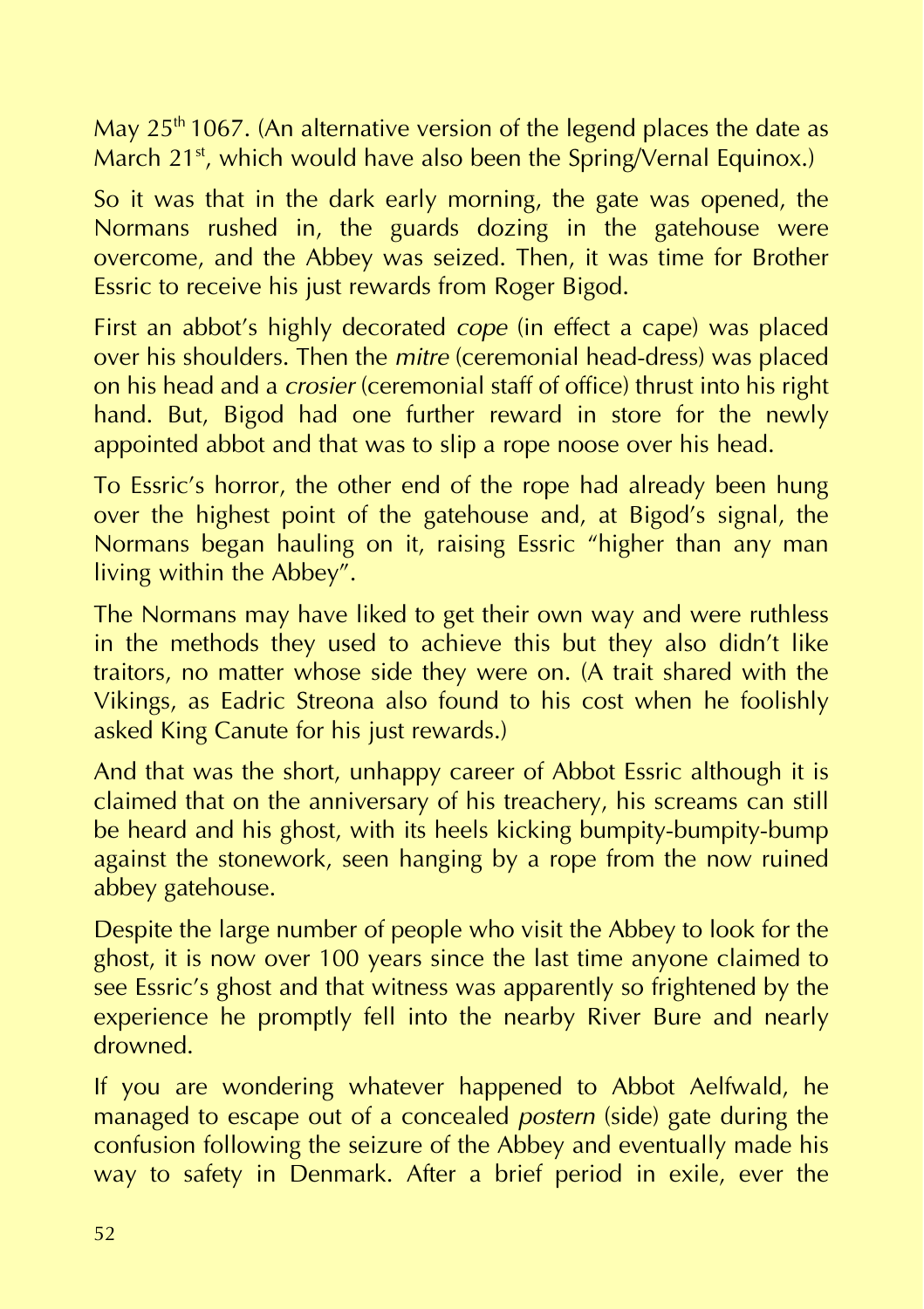May 25th 1067. (An alternative version of the legend places the date as March 21st, which would have also been the Spring/Vernal Equinox.)

So it was that in the dark early morning, the gate was opened, the Normans rushed in, the guards dozing in the gatehouse were overcome, and the Abbey was seized. Then, it was time for Brother Essric to receive his just rewards from Roger Bigod.

First an abbot's highly decorated *cope* (in effect a cape) was placed over his shoulders. Then the *mitre* (ceremonial head-dress) was placed on his head and a *crosier* (ceremonial staff of office) thrust into his right hand. But, Bigod had one further reward in store for the newly appointed abbot and that was to slip a rope noose over his head.

To Essric's horror, the other end of the rope had already been hung over the highest point of the gatehouse and, at Bigod's signal, the Normans began hauling on it, raising Essric "higher than any man living within the Abbey".

The Normans may have liked to get their own way and were ruthless in the methods they used to achieve this but they also didn't like traitors, no matter whose side they were on. (A trait shared with the Vikings, as Eadric Streona also found to his cost when he foolishly asked King Canute for his just rewards.)

And that was the short, unhappy career of Abbot Essric although it is claimed that on the anniversary of his treachery, his screams can still be heard and his ghost, with its heels kicking bumpity-bumpity-bump against the stonework, seen hanging by a rope from the now ruined abbey gatehouse.

Despite the large number of people who visit the Abbey to look for the ghost, it is now over 100 years since the last time anyone claimed to see Essric's ghost and that witness was apparently so frightened by the experience he promptly fell into the nearby River Bure and nearly drowned.

If you are wondering whatever happened to Abbot Aelfwald, he managed to escape out of a concealed *postern* (side) gate during the confusion following the seizure of the Abbey and eventually made his way to safety in Denmark. After a brief period in exile, ever the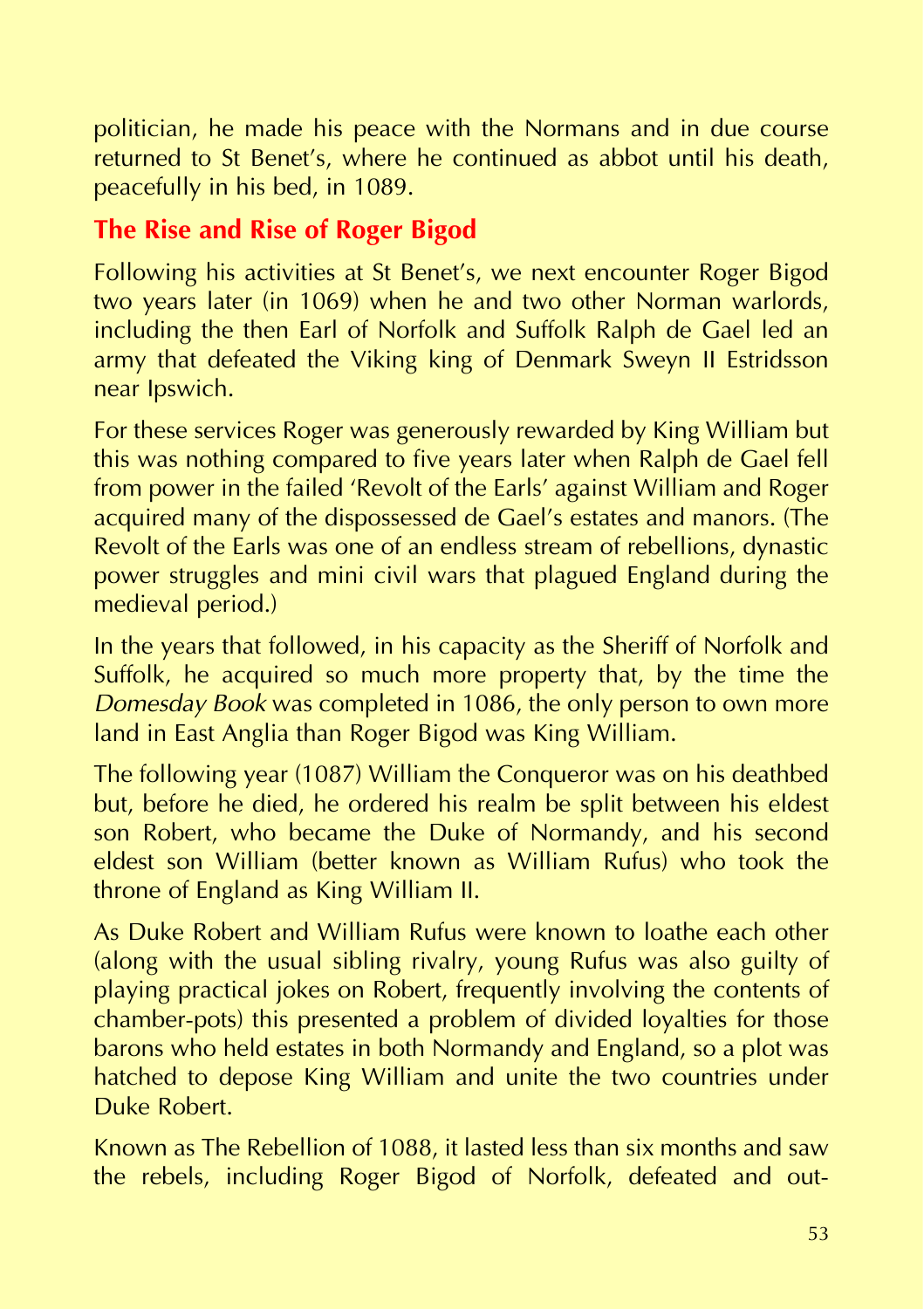politician, he made his peace with the Normans and in due course returned to St Benet's, where he continued as abbot until his death, peacefully in his bed, in 1089.

## The Rise and Rise of Roger Bigod

Following his activities at St Benet's, we next encounter Roger Bigod two years later (in 1069) when he and two other Norman warlords, including the then Earl of Norfolk and Suffolk Ralph de Gael led an army that defeated the Viking king of Denmark Sweyn II Estridsson near Ipswich.

For these services Roger was generously rewarded by King William but this was nothing compared to five years later when Ralph de Gael fell from power in the failed 'Revolt of the Earls' against William and Roger acquired many of the dispossessed de Gael's estates and manors. (The Revolt of the Earls was one of an endless stream of rebellions, dynastic power struggles and mini civil wars that plagued England during the medieval period.)

In the years that followed, in his capacity as the Sheriff of Norfolk and Suffolk, he acquired so much more property that, by the time the *Domesday Book* was completed in 1086, the only person to own more land in East Anglia than Roger Bigod was King William.

The following year (1087) William the Conqueror was on his deathbed but, before he died, he ordered his realm be split between his eldest son Robert, who became the Duke of Normandy, and his second eldest son William (better known as William Rufus) who took the throne of England as King William II.

As Duke Robert and William Rufus were known to loathe each other (along with the usual sibling rivalry, young Rufus was also guilty of playing practical jokes on Robert, frequently involving the contents of chamber-pots) this presented a problem of divided loyalties for those barons who held estates in both Normandy and England, so a plot was hatched to depose King William and unite the two countries under Duke Robert.

Known as The Rebellion of 1088, it lasted less than six months and saw the rebels, including Roger Bigod of Norfolk, defeated and out-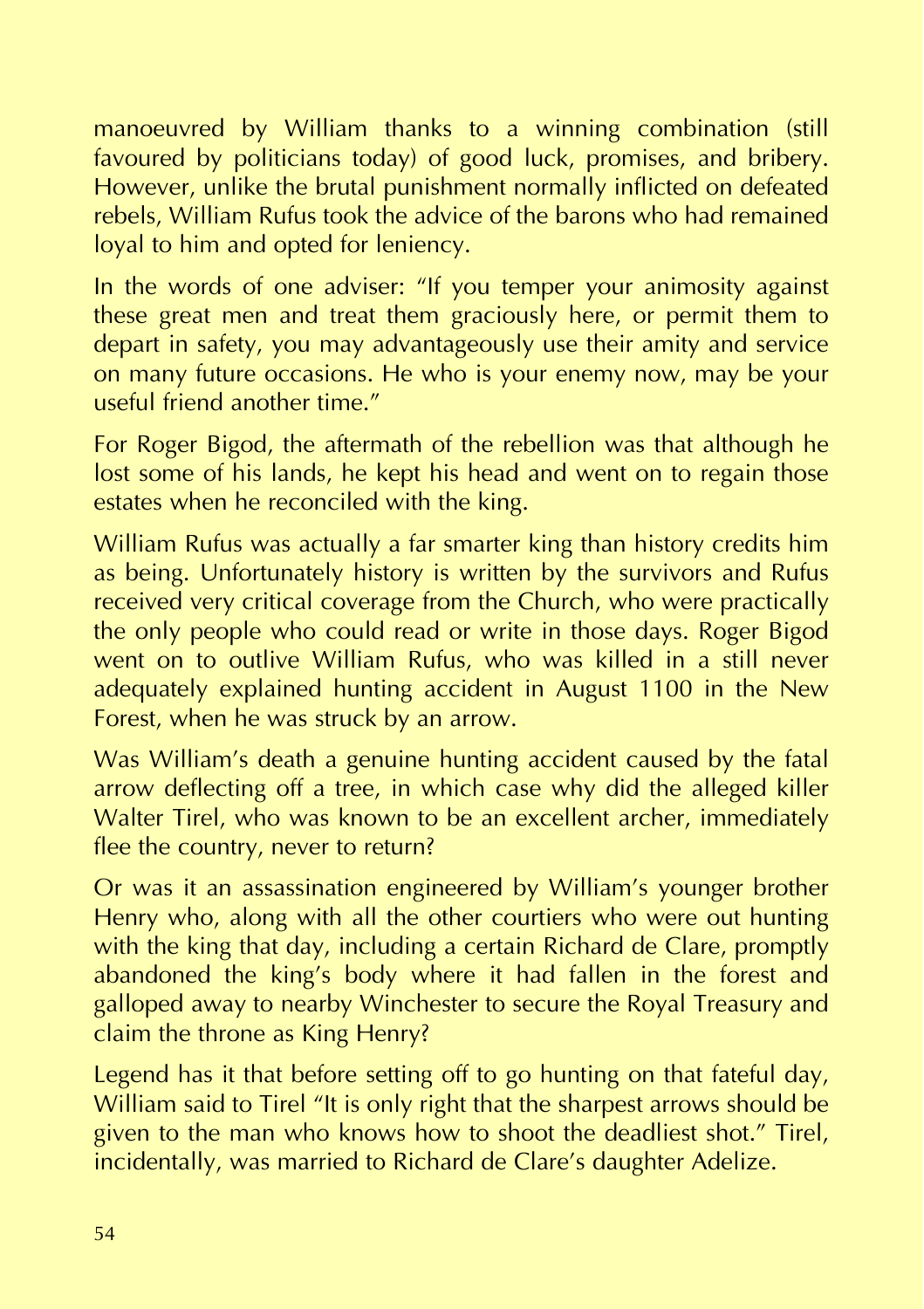manoeuvred by William thanks to a winning combination (still favoured by politicians today) of good luck, promises, and bribery. However, unlike the brutal punishment normally inflicted on defeated rebels, William Rufus took the advice of the barons who had remained loyal to him and opted for leniency.

In the words of one adviser: "If you temper your animosity against these great men and treat them graciously here, or permit them to depart in safety, you may advantageously use their amity and service on many future occasions. He who is your enemy now, may be your useful friend another time."

For Roger Bigod, the aftermath of the rebellion was that although he lost some of his lands, he kept his head and went on to regain those estates when he reconciled with the king.

William Rufus was actually a far smarter king than history credits him as being. Unfortunately history is written by the survivors and Rufus received very critical coverage from the Church, who were practically the only people who could read or write in those days. Roger Bigod went on to outlive William Rufus, who was killed in a still never adequately explained hunting accident in August 1100 in the New Forest, when he was struck by an arrow.

Was William's death a genuine hunting accident caused by the fatal arrow deflecting off a tree, in which case why did the alleged killer Walter Tirel, who was known to be an excellent archer, immediately flee the country, never to return?

Or was it an assassination engineered by William's younger brother Henry who, along with all the other courtiers who were out hunting with the king that day, including a certain Richard de Clare, promptly abandoned the king's body where it had fallen in the forest and galloped away to nearby Winchester to secure the Royal Treasury and claim the throne as King Henry?

Legend has it that before setting off to go hunting on that fateful day, William said to Tirel "It is only right that the sharpest arrows should be given to the man who knows how to shoot the deadliest shot." Tirel, incidentally, was married to Richard de Clare's daughter Adelize.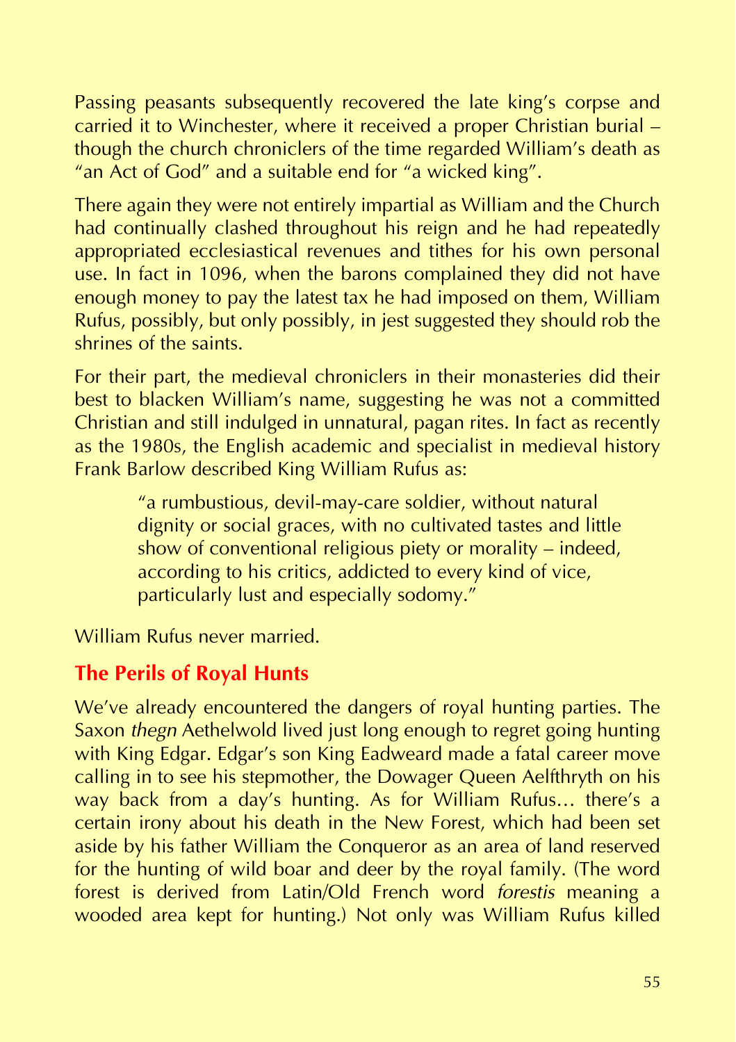Passing peasants subsequently recovered the late king's corpse and carried it to Winchester, where it received a proper Christian burial – though the church chroniclers of the time regarded William's death as "an Act of God" and a suitable end for "a wicked king".

There again they were not entirely impartial as William and the Church had continually clashed throughout his reign and he had repeatedly appropriated ecclesiastical revenues and tithes for his own personal use. In fact in 1096, when the barons complained they did not have enough money to pay the latest tax he had imposed on them, William Rufus, possibly, but only possibly, in jest suggested they should rob the shrines of the saints.

For their part, the medieval chroniclers in their monasteries did their best to blacken William's name, suggesting he was not a committed Christian and still indulged in unnatural, pagan rites. In fact as recently as the 1980s, the English academic and specialist in medieval history Frank Barlow described King William Rufus as:

> "a rumbustious, devil-may-care soldier, without natural dignity or social graces, with no cultivated tastes and little show of conventional religious piety or morality – indeed, according to his critics, addicted to every kind of vice, particularly lust and especially sodomy."

William Rufus never married.

## The Perils of Royal Hunts

We've already encountered the dangers of royal hunting parties. The Saxon *thegn* Aethelwold lived just long enough to regret going hunting with King Edgar. Edgar's son King Eadweard made a fatal career move calling in to see his stepmother, the Dowager Queen Aelfthryth on his way back from a day's hunting. As for William Rufus… there's a certain irony about his death in the New Forest, which had been set aside by his father William the Conqueror as an area of land reserved for the hunting of wild boar and deer by the royal family. (The word forest is derived from Latin/Old French word *forestis* meaning a wooded area kept for hunting.) Not only was William Rufus killed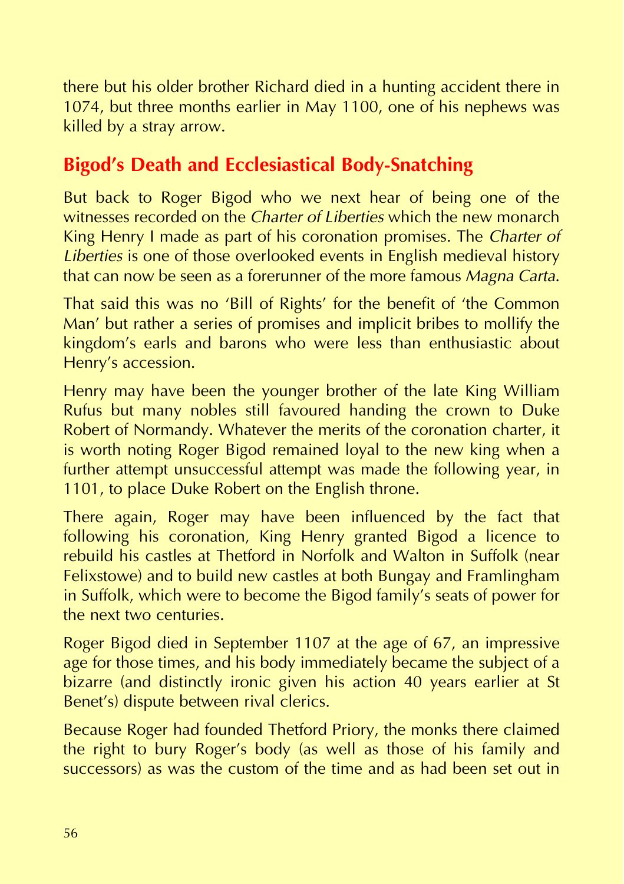there but his older brother Richard died in a hunting accident there in 1074, but three months earlier in May 1100, one of his nephews was killed by a stray arrow.

## Bigod's Death and Ecclesiastical Body-Snatching

But back to Roger Bigod who we next hear of being one of the witnesses recorded on the *Charter of Liberties* which the new monarch King Henry I made as part of his coronation promises. The *Charter of Liberties* is one of those overlooked events in English medieval history that can now be seen as a forerunner of the more famous *Magna Carta*.

That said this was no 'Bill of Rights' for the benefit of 'the Common Man' but rather a series of promises and implicit bribes to mollify the kingdom's earls and barons who were less than enthusiastic about Henry's accession.

Henry may have been the younger brother of the late King William Rufus but many nobles still favoured handing the crown to Duke Robert of Normandy. Whatever the merits of the coronation charter, it is worth noting Roger Bigod remained loyal to the new king when a further attempt unsuccessful attempt was made the following year, in 1101, to place Duke Robert on the English throne.

There again, Roger may have been influenced by the fact that following his coronation, King Henry granted Bigod a licence to rebuild his castles at Thetford in Norfolk and Walton in Suffolk (near Felixstowe) and to build new castles at both Bungay and Framlingham in Suffolk, which were to become the Bigod family's seats of power for the next two centuries.

Roger Bigod died in September 1107 at the age of 67, an impressive age for those times, and his body immediately became the subject of a bizarre (and distinctly ironic given his action 40 years earlier at St Benet's) dispute between rival clerics.

Because Roger had founded Thetford Priory, the monks there claimed the right to bury Roger's body (as well as those of his family and successors) as was the custom of the time and as had been set out in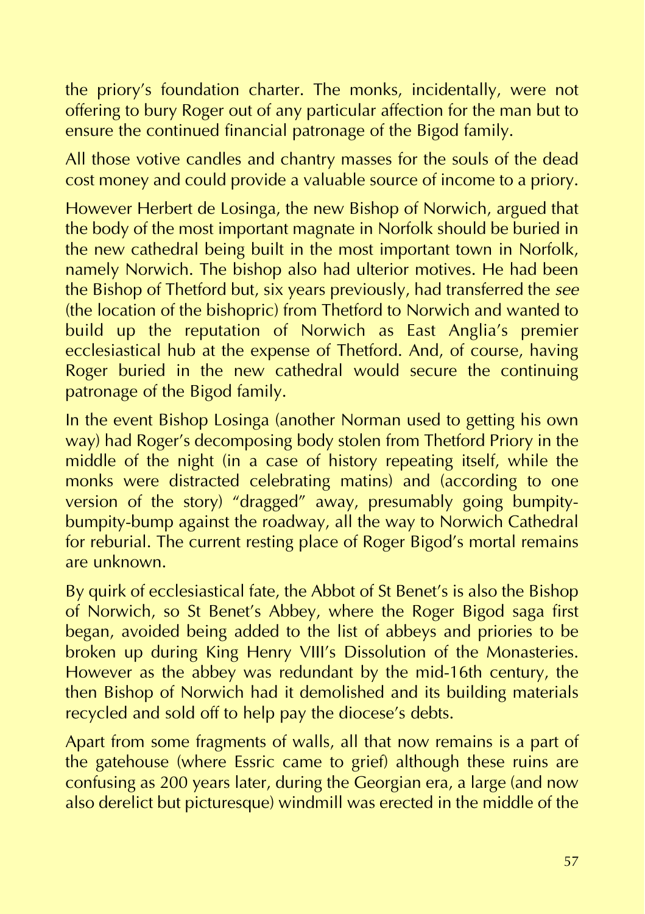the priory's foundation charter. The monks, incidentally, were not offering to bury Roger out of any particular affection for the man but to ensure the continued financial patronage of the Bigod family.

All those votive candles and chantry masses for the souls of the dead cost money and could provide a valuable source of income to a priory.

However Herbert de Losinga, the new Bishop of Norwich, argued that the body of the most important magnate in Norfolk should be buried in the new cathedral being built in the most important town in Norfolk, namely Norwich. The bishop also had ulterior motives. He had been the Bishop of Thetford but, six years previously, had transferred the *see* (the location of the bishopric) from Thetford to Norwich and wanted to build up the reputation of Norwich as East Anglia's premier ecclesiastical hub at the expense of Thetford. And, of course, having Roger buried in the new cathedral would secure the continuing patronage of the Bigod family.

In the event Bishop Losinga (another Norman used to getting his own way) had Roger's decomposing body stolen from Thetford Priory in the middle of the night (in a case of history repeating itself, while the monks were distracted celebrating matins) and (according to one version of the story) "dragged" away, presumably going bumpity-bumpity-bump against the roadway, all the way to Norwich Cathedral for reburial. The current resting place of Roger Bigod's mortal remains are unknown.

By quirk of ecclesiastical fate, the Abbot of St Benet's is also the Bishop of Norwich, so St Benet's Abbey, where the Roger Bigod saga first began, avoided being added to the list of abbeys and priories to be broken up during King Henry VIII's Dissolution of the Monasteries. However as the abbey was redundant by the mid-16th century, the then Bishop of Norwich had it demolished and its building materials recycled and sold off to help pay the diocese's debts.

Apart from some fragments of walls, all that now remains is a part of the gatehouse (where Essric came to grief) although these ruins are confusing as 200 years later, during the Georgian era, a large (and now also derelict but picturesque) windmill was erected in the middle of the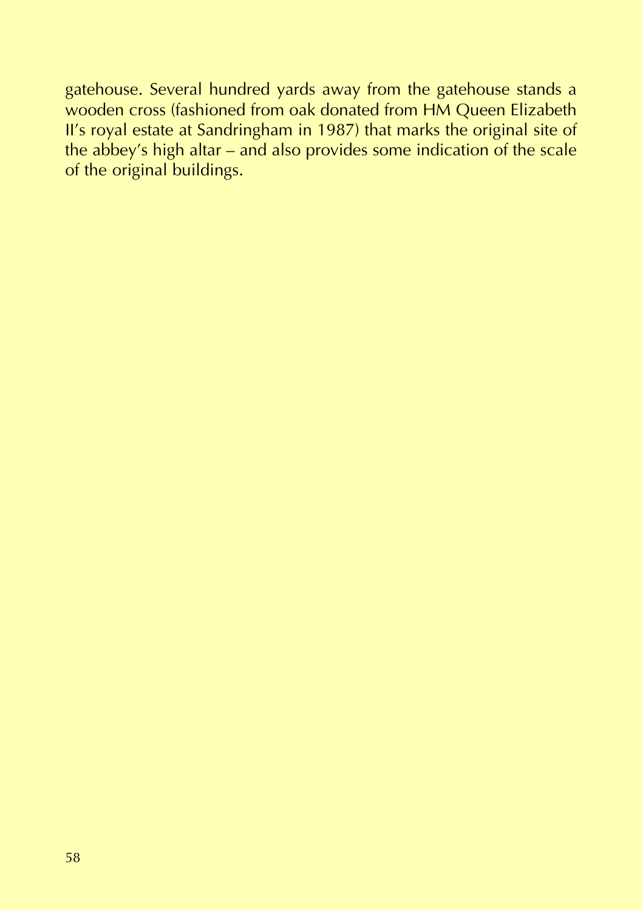gatehouse. Several hundred yards away from the gatehouse stands a wooden cross (fashioned from oak donated from HM Queen Elizabeth II's royal estate at Sandringham in 1987) that marks the original site of the abbey's high altar – and also provides some indication of the scale of the original buildings.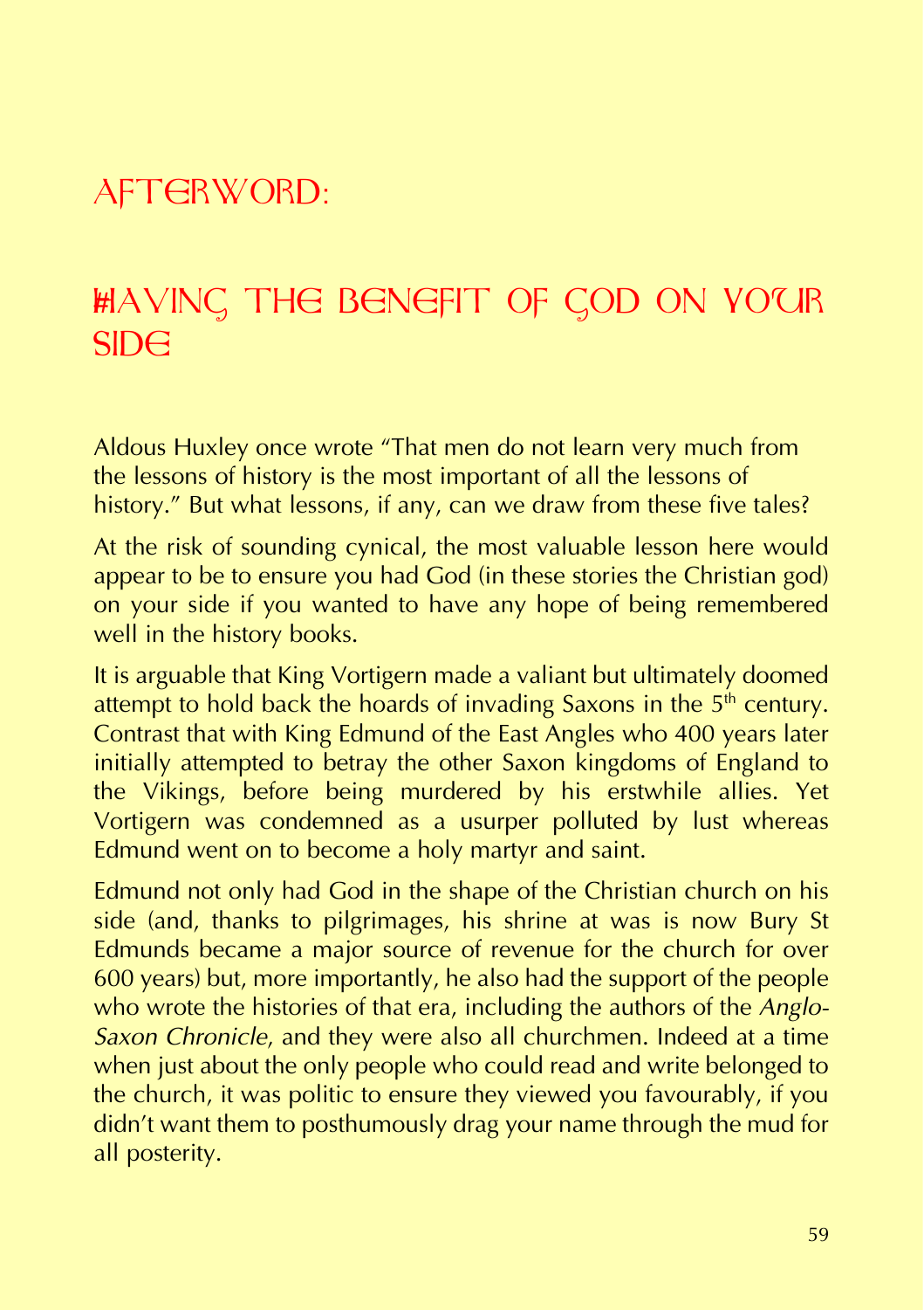# AFTERWORD:

# HAVING THE BENEFIT OF GOD ON YOUR SIDE

Aldous Huxley once wrote "That men do not learn very much from the lessons of history is the most important of all the lessons of history." But what lessons, if any, can we draw from these five tales?

At the risk of sounding cynical, the most valuable lesson here would appear to be to ensure you had God (in these stories the Christian god) on your side if you wanted to have any hope of being remembered well in the history books.

It is arguable that King Vortigern made a valiant but ultimately doomed attempt to hold back the hoards of invading Saxons in the 5th century. Contrast that with King Edmund of the East Angles who 400 years later initially attempted to betray the other Saxon kingdoms of England to the Vikings, before being murdered by his erstwhile allies. Yet Vortigern was condemned as a usurper polluted by lust whereas Edmund went on to become a holy martyr and saint.

Edmund not only had God in the shape of the Christian church on his side (and, thanks to pilgrimages, his shrine at was is now Bury St Edmunds became a major source of revenue for the church for over 600 years) but, more importantly, he also had the support of the people who wrote the histories of that era, including the authors of the *Anglo-Saxon Chronicle*, and they were also all churchmen. Indeed at a time when just about the only people who could read and write belonged to the church, it was politic to ensure they viewed you favourably, if you didn't want them to posthumously drag your name through the mud for all posterity.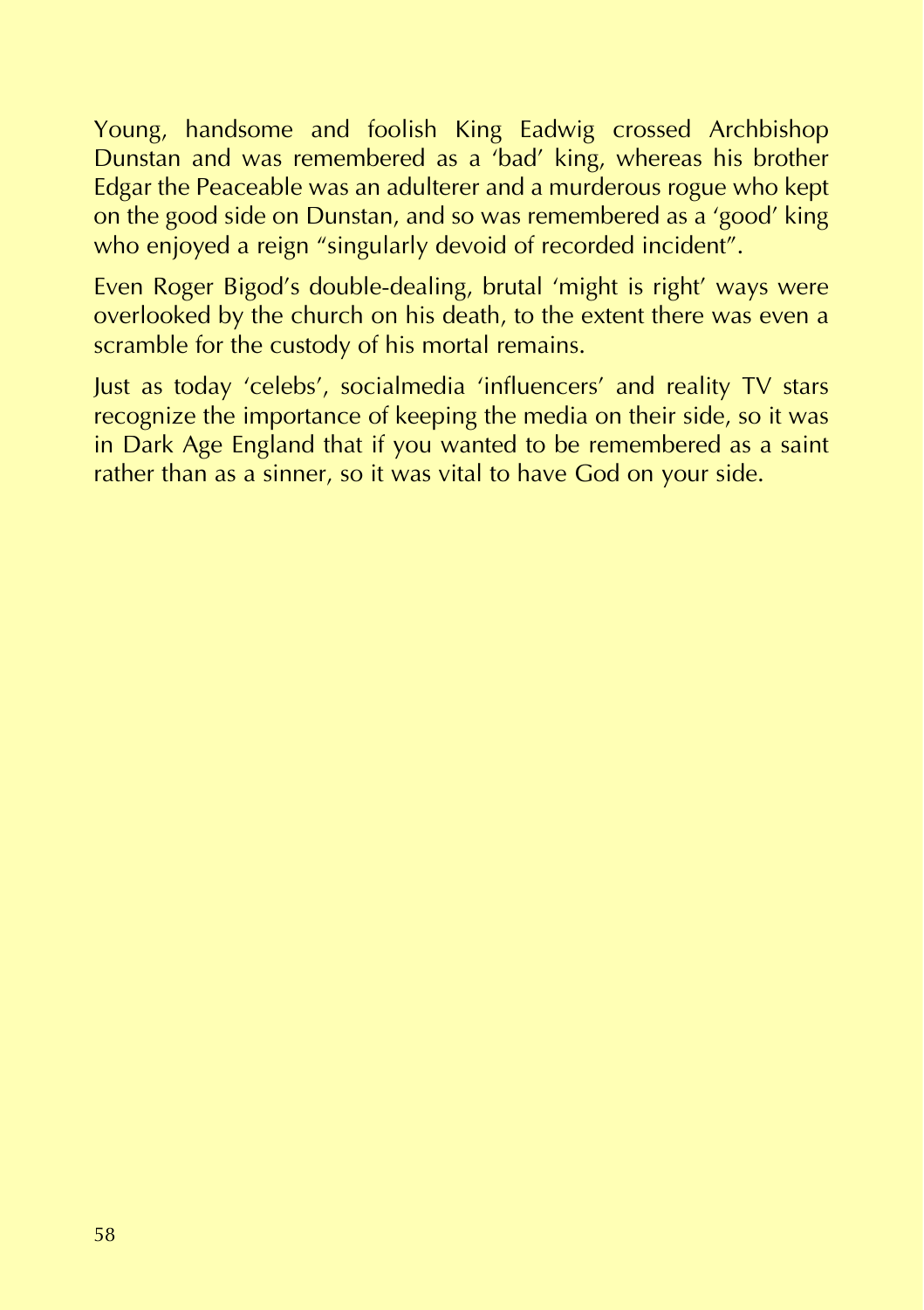Young, handsome and foolish King Eadwig crossed Archbishop Dunstan and was remembered as a 'bad' king, whereas his brother Edgar the Peaceable was an adulterer and a murderous rogue who kept on the good side on Dunstan, and so was remembered as a 'good' king who enjoyed a reign "singularly devoid of recorded incident".

Even Roger Bigod's double-dealing, brutal 'might is right' ways were overlooked by the church on his death, to the extent there was even a scramble for the custody of his mortal remains.

Just as today 'celebs', socialmedia 'influencers' and reality TV stars recognize the importance of keeping the media on their side, so it was in Dark Age England that if you wanted to be remembered as a saint rather than as a sinner, so it was vital to have God on your side.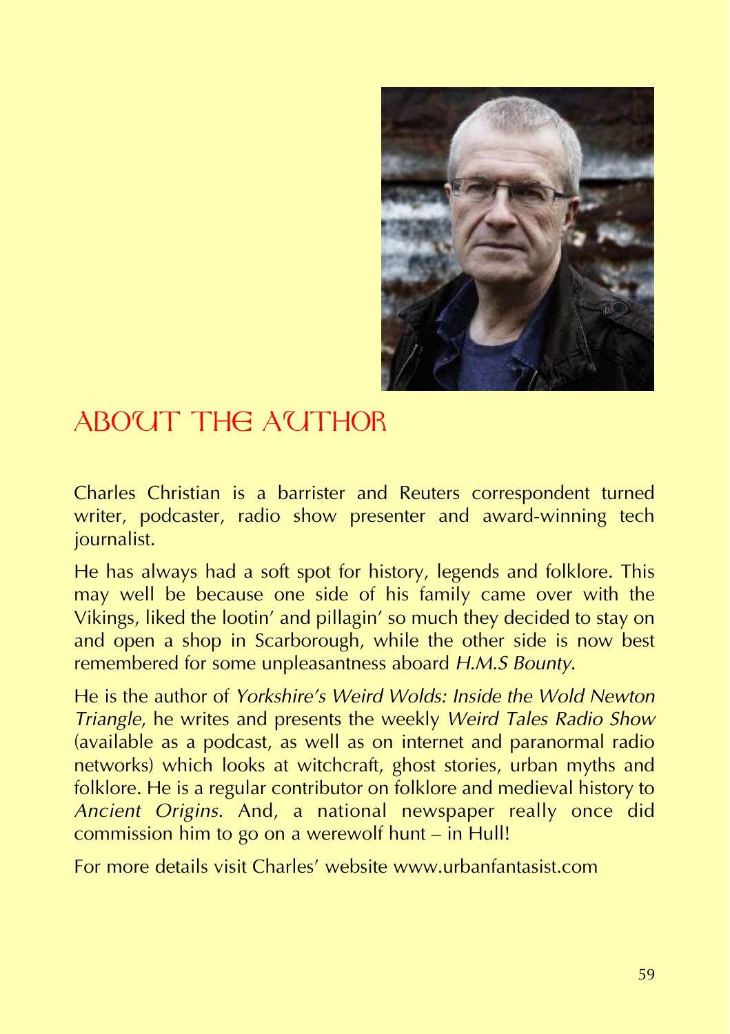# ABOUT THE AUTHOR

Charles Christian is a barrister and Reuters correspondent turned writer, podcaster, radio show presenter and award-winning tech journalist.

He has always had a soft spot for history, legends and folklore. This may well be because one side of his family came over with the Vikings, liked the lootin' and pillagin' so much they decided to stay on and open a shop in Scarborough, while the other side is now best remembered for some unpleasantness aboard *H.M.S Bounty*.

He is the author of *Yorkshire's Weird Wolds: Inside the Wold Newton Triangle*, he writes and presents the weekly *Weird Tales Radio Show* (available as a podcast, as well as on internet and paranormal radio networks) which looks at witchcraft, ghost stories, urban myths and folklore. He is a regular contributor on folklore and medieval history to *Ancient Origins*. And, a national newspaper really once did commission him to go on a werewolf hunt – in Hull!

For more details visit Charles' website www.urbanfantasist.com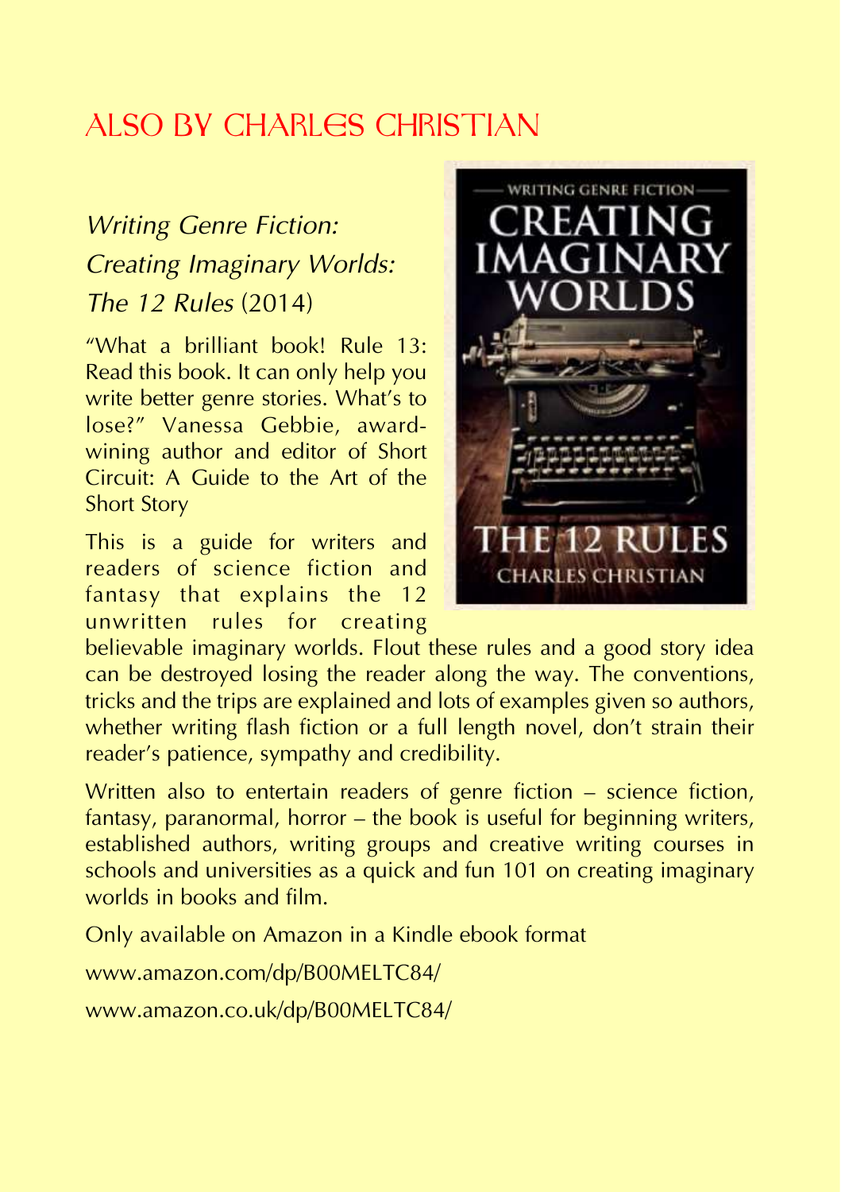# ALSO BY CHARLES CHRISTIAN

*Writing Genre Fiction: Creating Imaginary Worlds: The 12 Rules* (2014)

"What a brilliant book! Rule 13: Read this book. It can only help you write better genre stories. What's to lose?" Vanessa Gebbie, award-wining author and editor of Short Circuit: A Guide to the Art of the Short Story

This is a guide for writers and readers of science fiction and fantasy that explains the 12 unwritten rules for creating believable imaginary worlds. Flout these rules and a good story idea can be destroyed losing the reader along the way. The conventions, tricks and the trips are explained and lots of examples given so authors, whether writing flash fiction or a full length novel, don't strain their reader's patience, sympathy and credibility.

Written also to entertain readers of genre fiction – science fiction, fantasy, paranormal, horror – the book is useful for beginning writers, established authors, writing groups and creative writing courses in schools and universities as a quick and fun 101 on creating imaginary worlds in books and film.

Only available on Amazon in a Kindle ebook format

www.amazon.com/dp/B00MELTC84/

www.amazon.co.uk/dp/B00MELTC84/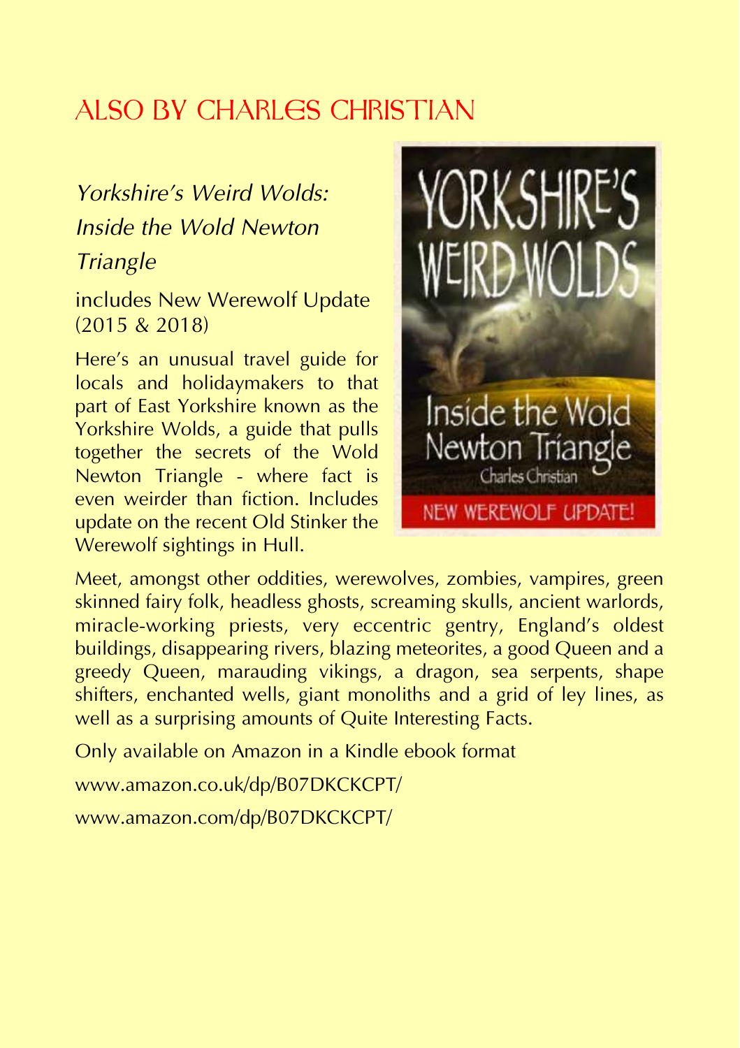# ALSO BY CHARLES CHRISTIAN

*Yorkshire's Weird Wolds: Inside the Wold Newton Triangle*

includes New Werewolf Update (2015 & 2018)

Here's an unusual travel guide for locals and holidaymakers to that part of East Yorkshire known as the Yorkshire Wolds, a guide that pulls together the secrets of the Wold Newton Triangle - where fact is even weirder than fiction. Includes update on the recent Old Stinker the Werewolf sightings in Hull.

Meet, amongst other oddities, werewolves, zombies, vampires, green skinned fairy folk, headless ghosts, screaming skulls, ancient warlords, miracle-working priests, very eccentric gentry, England's oldest buildings, disappearing rivers, blazing meteorites, a good Queen and a greedy Queen, marauding vikings, a dragon, sea serpents, shape shifters, enchanted wells, giant monoliths and a grid of ley lines, as well as a surprising amounts of Quite Interesting Facts.

Only available on Amazon in a Kindle ebook format

www.amazon.co.uk/dp/B07DKCKCPT/

www.amazon.com/dp/B07DKCKCPT/